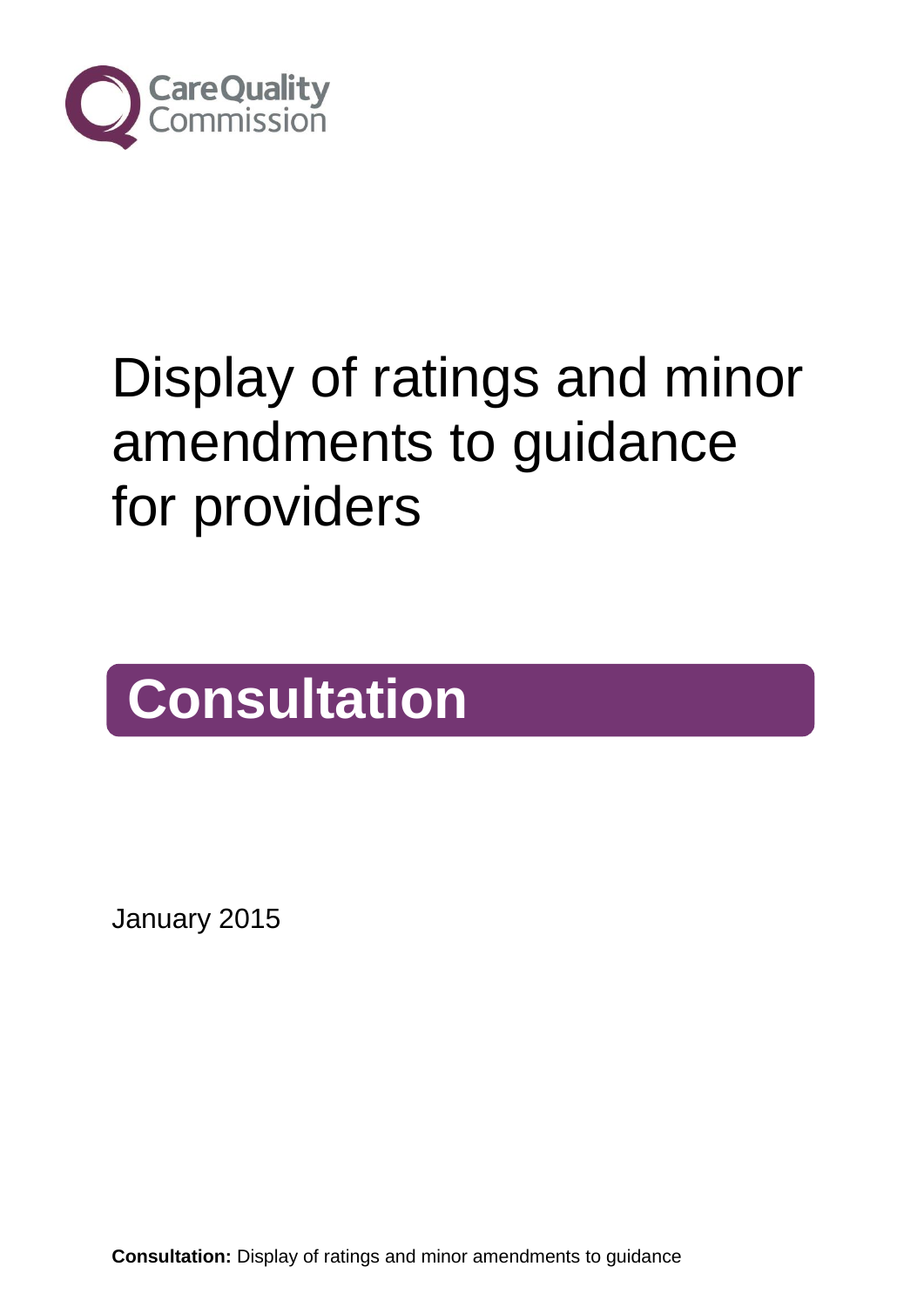Care Quality Commission

# Display of ratings and minor amendments to guidance for providers

## Consultation

January 2015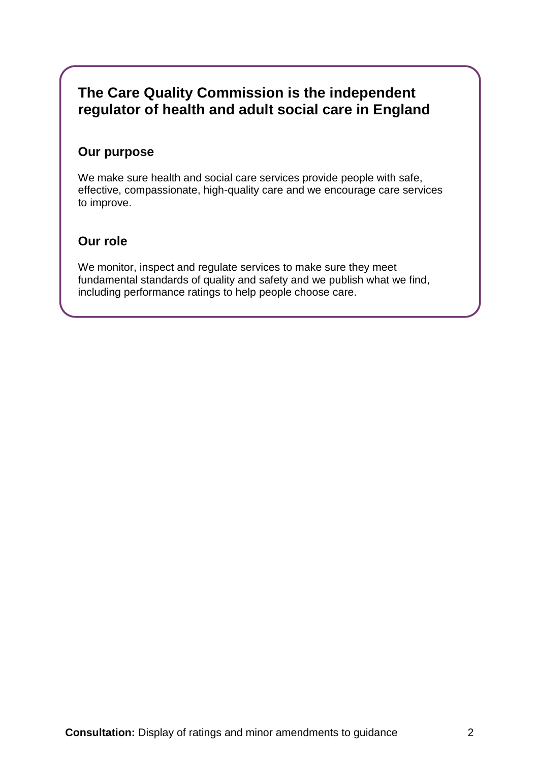## The Care Quality Commission is the independent regulator of health and adult social care in England

### Our purpose

We make sure health and social care services provide people with safe, effective, compassionate, high-quality care and we encourage care services to improve.

### Our role

We monitor, inspect and regulate services to make sure they meet fundamental standards of quality and safety and we publish what we find, including performance ratings to help people choose care.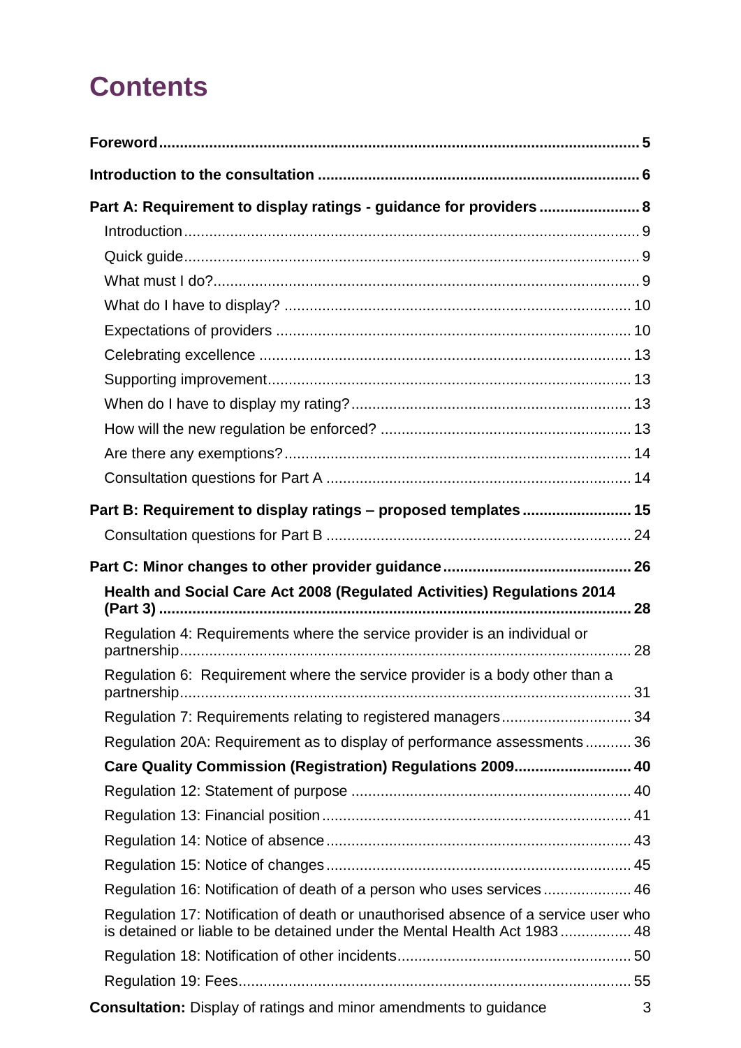# Contents

**Foreword** ..... 5

**Introduction to the consultation** ..... 6

**Part A: Requirement to display ratings - guidance for providers** ..... 8

- Introduction ..... 9
- Quick guide ..... 9
- What must I do? ..... 9
- What do I have to display? ..... 10
- Expectations of providers ..... 10
- Celebrating excellence ..... 13
- Supporting improvement ..... 13
- When do I have to display my rating? ..... 13
- How will the new regulation be enforced? ..... 13
- Are there any exemptions? ..... 14
- Consultation questions for Part A ..... 14

**Part B: Requirement to display ratings – proposed templates** ..... 15

- Consultation questions for Part B ..... 24

**Part C: Minor changes to other provider guidance** ..... 26

- **Health and Social Care Act 2008 (Regulated Activities) Regulations 2014 (Part 3)** ..... 28
- Regulation 4: Requirements where the service provider is an individual or partnership ..... 28
- Regulation 6: Requirement where the service provider is a body other than a partnership ..... 31
- Regulation 7: Requirements relating to registered managers ..... 34
- Regulation 20A: Requirement as to display of performance assessments ..... 36
- **Care Quality Commission (Registration) Regulations 2009** ..... 40
- Regulation 12: Statement of purpose ..... 40
- Regulation 13: Financial position ..... 41
- Regulation 14: Notice of absence ..... 43
- Regulation 15: Notice of changes ..... 45
- Regulation 16: Notification of death of a person who uses services ..... 46
- Regulation 17: Notification of death or unauthorised absence of a service user who is detained or liable to be detained under the Mental Health Act 1983 ..... 48
- Regulation 18: Notification of other incidents ..... 50
- Regulation 19: Fees ..... 55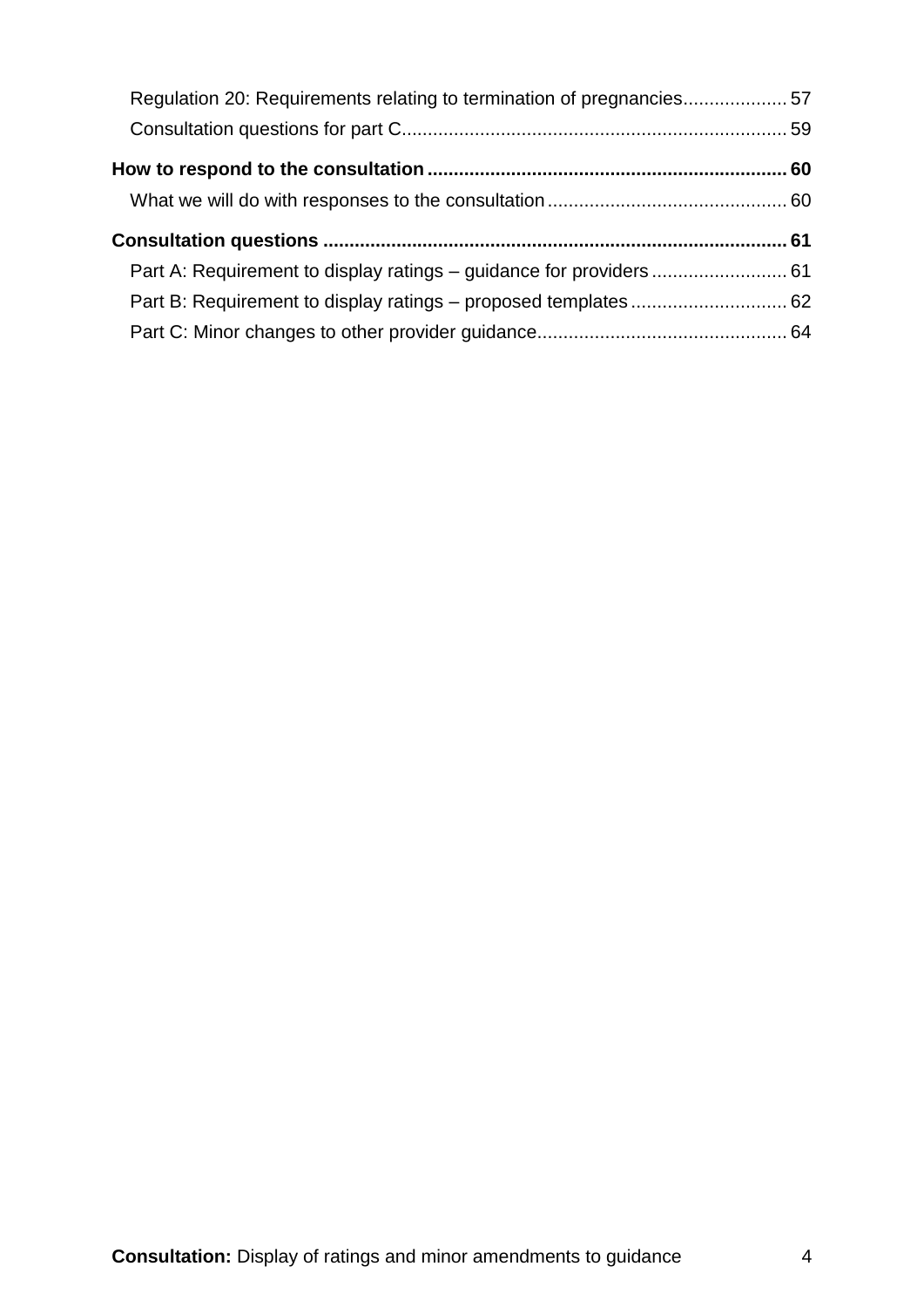Regulation 20: Requirements relating to termination of pregnancies .................... 57
Consultation questions for part C ......................................................................... 59

**How to respond to the consultation ..................................................................... 60**

What we will do with responses to the consultation ............................................. 60

**Consultation questions ......................................................................................... 61**

Part A: Requirement to display ratings – guidance for providers .......................... 61
Part B: Requirement to display ratings – proposed templates ............................. 62
Part C: Minor changes to other provider guidance ................................................ 64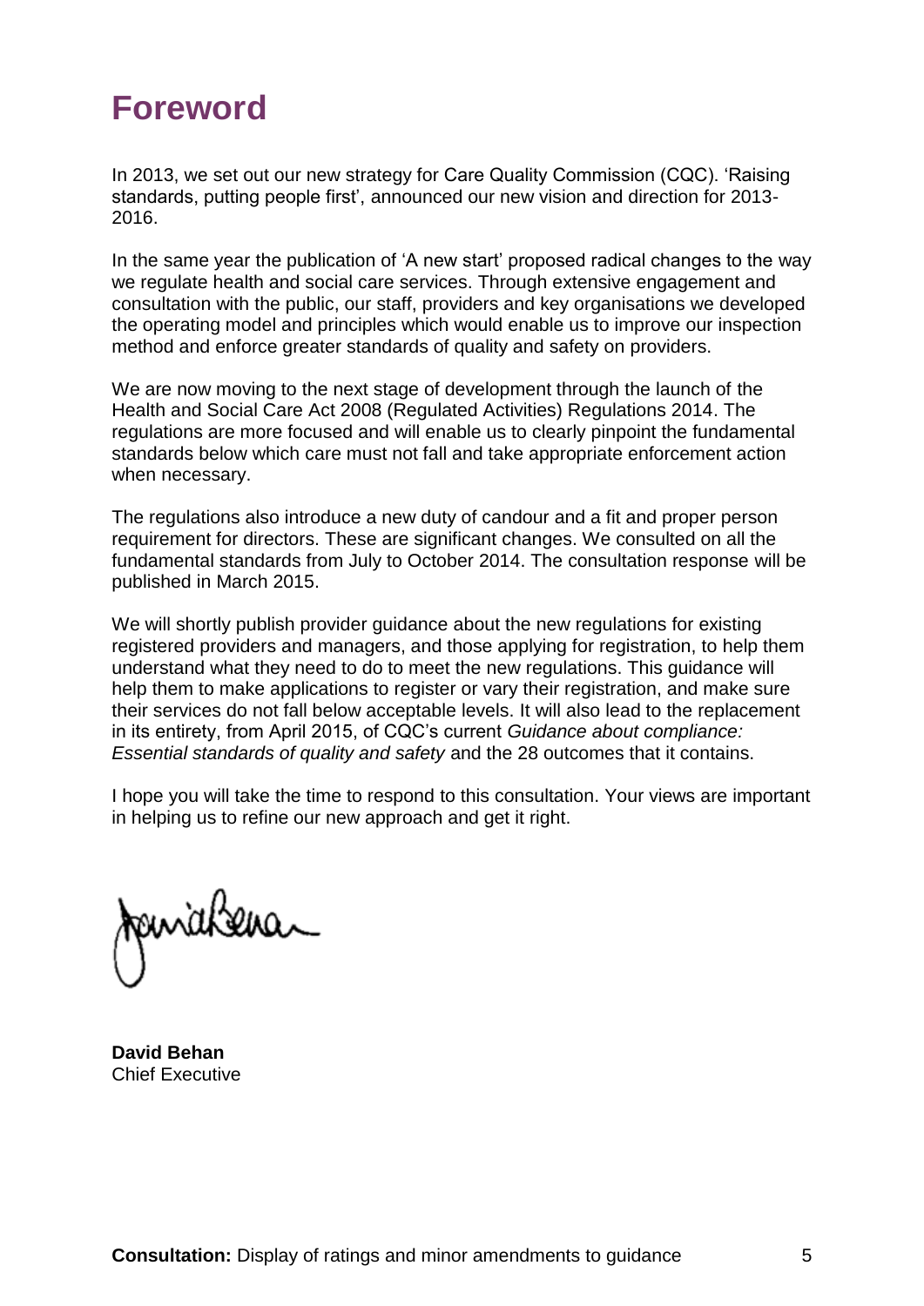# Foreword

In 2013, we set out our new strategy for Care Quality Commission (CQC). 'Raising standards, putting people first', announced our new vision and direction for 2013-2016.

In the same year the publication of 'A new start' proposed radical changes to the way we regulate health and social care services. Through extensive engagement and consultation with the public, our staff, providers and key organisations we developed the operating model and principles which would enable us to improve our inspection method and enforce greater standards of quality and safety on providers.

We are now moving to the next stage of development through the launch of the Health and Social Care Act 2008 (Regulated Activities) Regulations 2014. The regulations are more focused and will enable us to clearly pinpoint the fundamental standards below which care must not fall and take appropriate enforcement action when necessary.

The regulations also introduce a new duty of candour and a fit and proper person requirement for directors. These are significant changes. We consulted on all the fundamental standards from July to October 2014. The consultation response will be published in March 2015.

We will shortly publish provider guidance about the new regulations for existing registered providers and managers, and those applying for registration, to help them understand what they need to do to meet the new regulations. This guidance will help them to make applications to register or vary their registration, and make sure their services do not fall below acceptable levels. It will also lead to the replacement in its entirety, from April 2015, of CQC's current *Guidance about compliance: Essential standards of quality and safety* and the 28 outcomes that it contains.

I hope you will take the time to respond to this consultation. Your views are important in helping us to refine our new approach and get it right.

**David Behan**
Chief Executive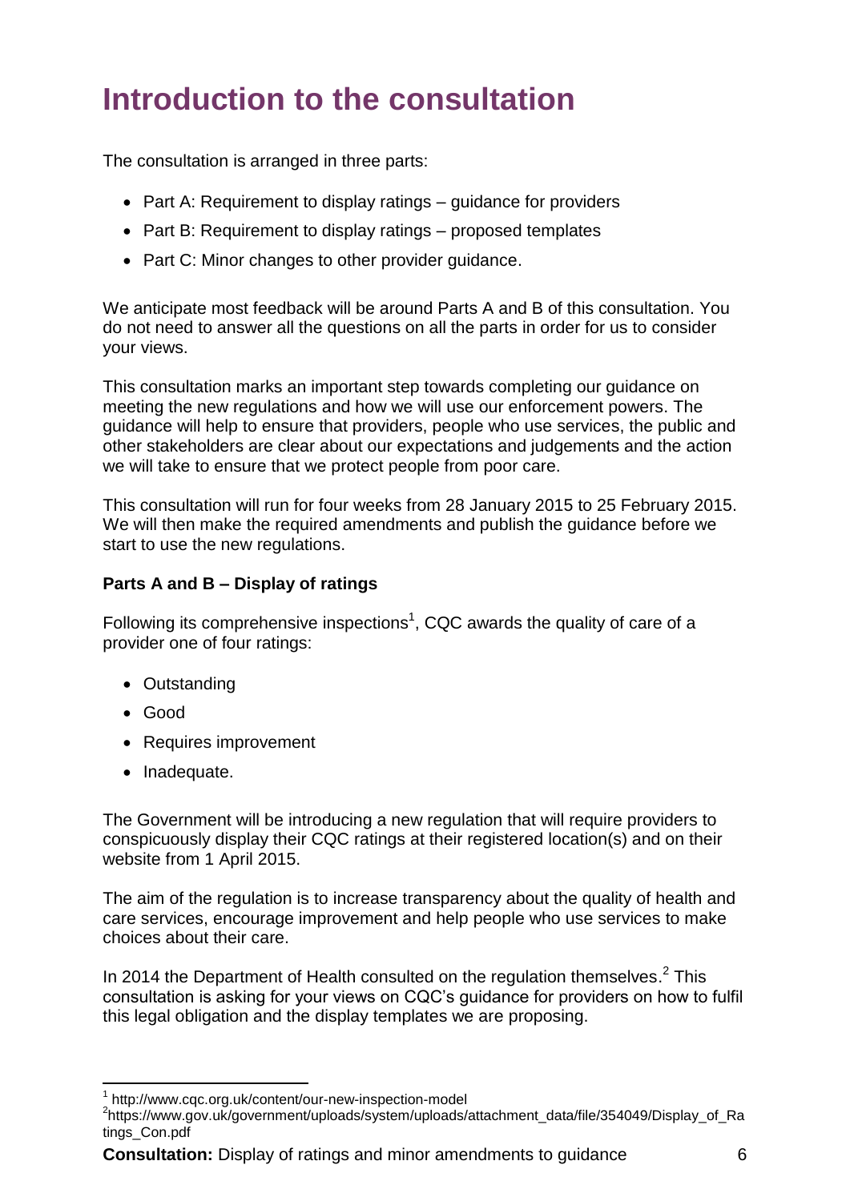# Introduction to the consultation

The consultation is arranged in three parts:

- Part A: Requirement to display ratings – guidance for providers
- Part B: Requirement to display ratings – proposed templates
- Part C: Minor changes to other provider guidance.

We anticipate most feedback will be around Parts A and B of this consultation. You do not need to answer all the questions on all the parts in order for us to consider your views.

This consultation marks an important step towards completing our guidance on meeting the new regulations and how we will use our enforcement powers. The guidance will help to ensure that providers, people who use services, the public and other stakeholders are clear about our expectations and judgements and the action we will take to ensure that we protect people from poor care.

This consultation will run for four weeks from 28 January 2015 to 25 February 2015. We will then make the required amendments and publish the guidance before we start to use the new regulations.

**Parts A and B – Display of ratings**

Following its comprehensive inspections[1], CQC awards the quality of care of a provider one of four ratings:

- Outstanding
- Good
- Requires improvement
- Inadequate.

The Government will be introducing a new regulation that will require providers to conspicuously display their CQC ratings at their registered location(s) and on their website from 1 April 2015.

The aim of the regulation is to increase transparency about the quality of health and care services, encourage improvement and help people who use services to make choices about their care.

In 2014 the Department of Health consulted on the regulation themselves.[2] This consultation is asking for your views on CQC's guidance for providers on how to fulfil this legal obligation and the display templates we are proposing.

[1] http://www.cqc.org.uk/content/our-new-inspection-model

[2] https://www.gov.uk/government/uploads/system/uploads/attachment_data/file/354049/Display_of_Ratings_Con.pdf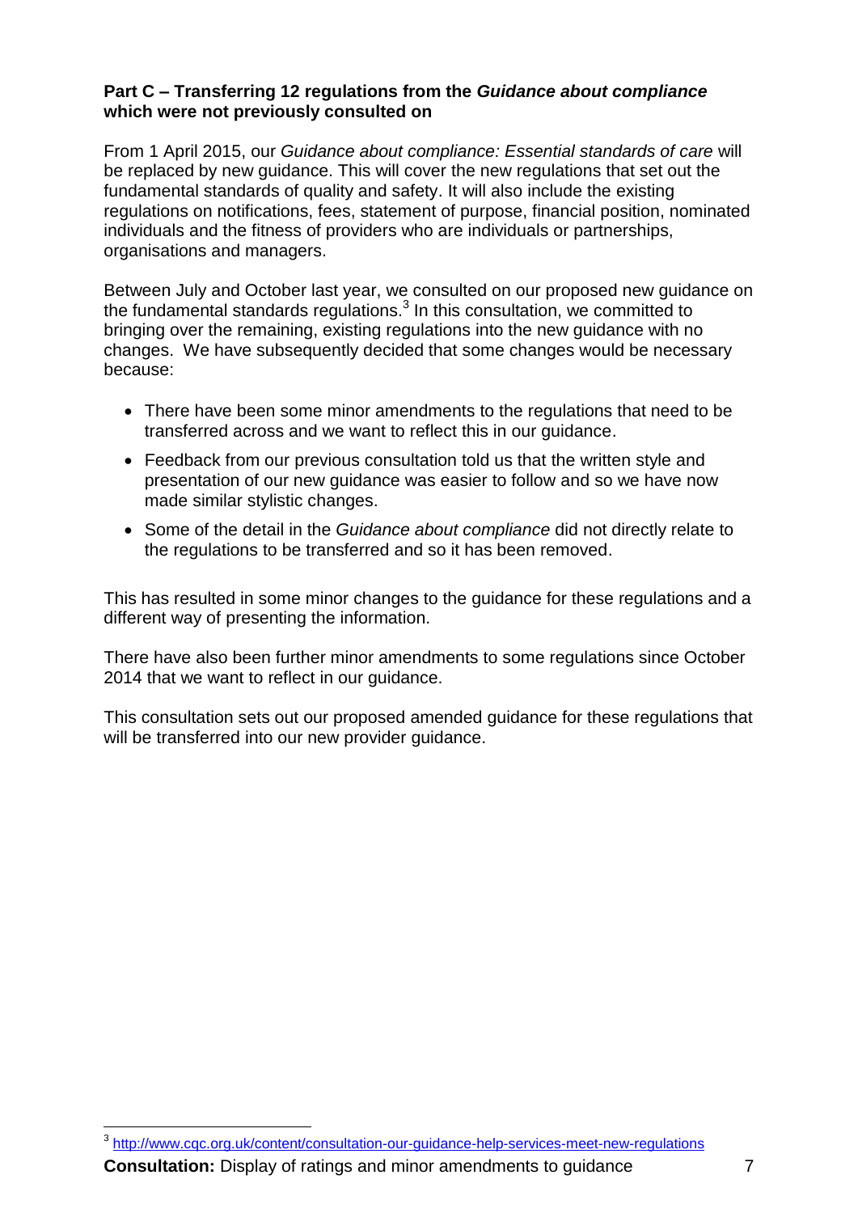## Part C – Transferring 12 regulations from the *Guidance about compliance* which were not previously consulted on

From 1 April 2015, our *Guidance about compliance: Essential standards of care* will be replaced by new guidance. This will cover the new regulations that set out the fundamental standards of quality and safety. It will also include the existing regulations on notifications, fees, statement of purpose, financial position, nominated individuals and the fitness of providers who are individuals or partnerships, organisations and managers.

Between July and October last year, we consulted on our proposed new guidance on the fundamental standards regulations.[3] In this consultation, we committed to bringing over the remaining, existing regulations into the new guidance with no changes. We have subsequently decided that some changes would be necessary because:

- There have been some minor amendments to the regulations that need to be transferred across and we want to reflect this in our guidance.
- Feedback from our previous consultation told us that the written style and presentation of our new guidance was easier to follow and so we have now made similar stylistic changes.
- Some of the detail in the *Guidance about compliance* did not directly relate to the regulations to be transferred and so it has been removed.

This has resulted in some minor changes to the guidance for these regulations and a different way of presenting the information.

There have also been further minor amendments to some regulations since October 2014 that we want to reflect in our guidance.

This consultation sets out our proposed amended guidance for these regulations that will be transferred into our new provider guidance.

[3] http://www.cqc.org.uk/content/consultation-our-guidance-help-services-meet-new-regulations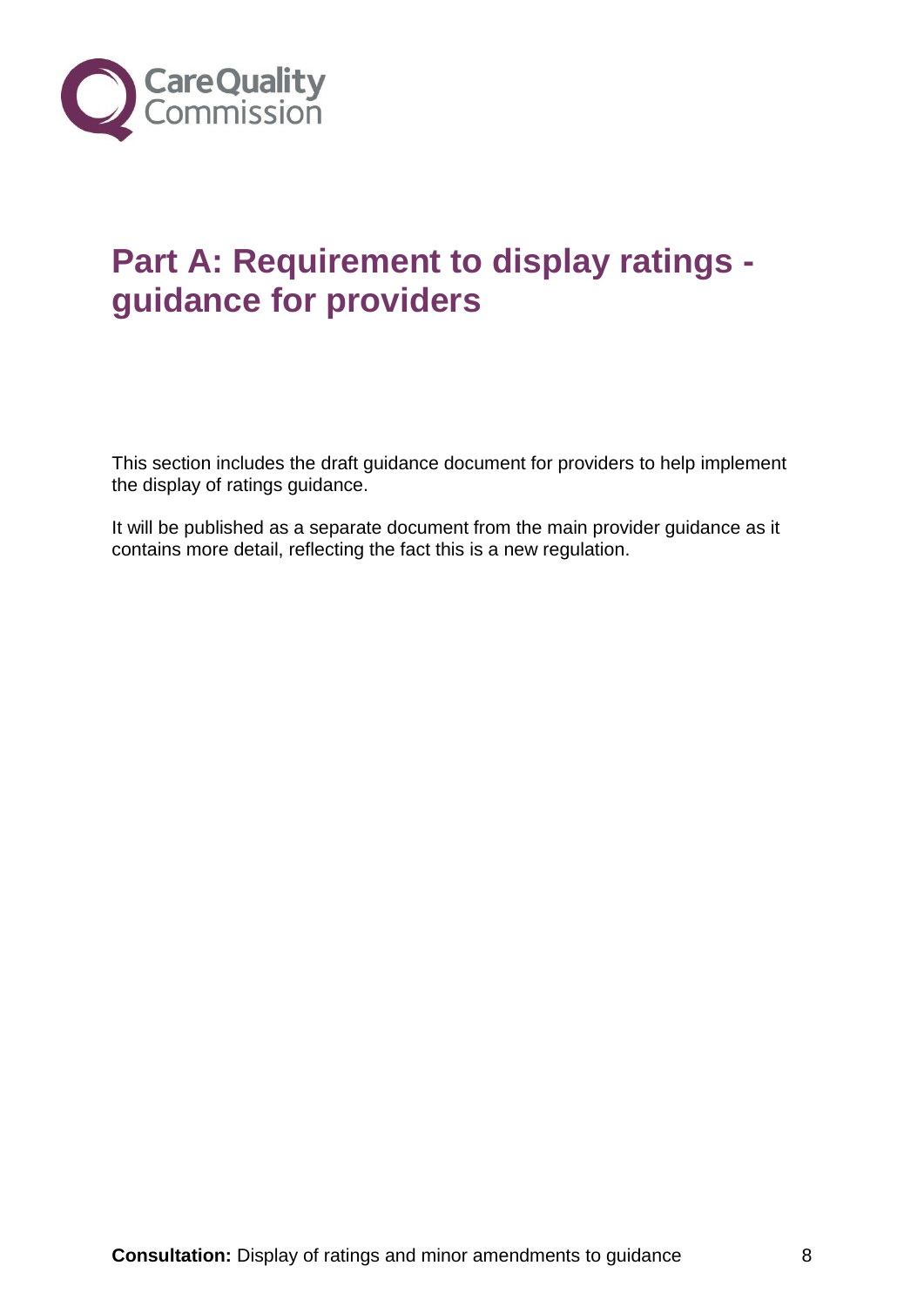# Part A: Requirement to display ratings - guidance for providers

This section includes the draft guidance document for providers to help implement the display of ratings guidance.

It will be published as a separate document from the main provider guidance as it contains more detail, reflecting the fact this is a new regulation.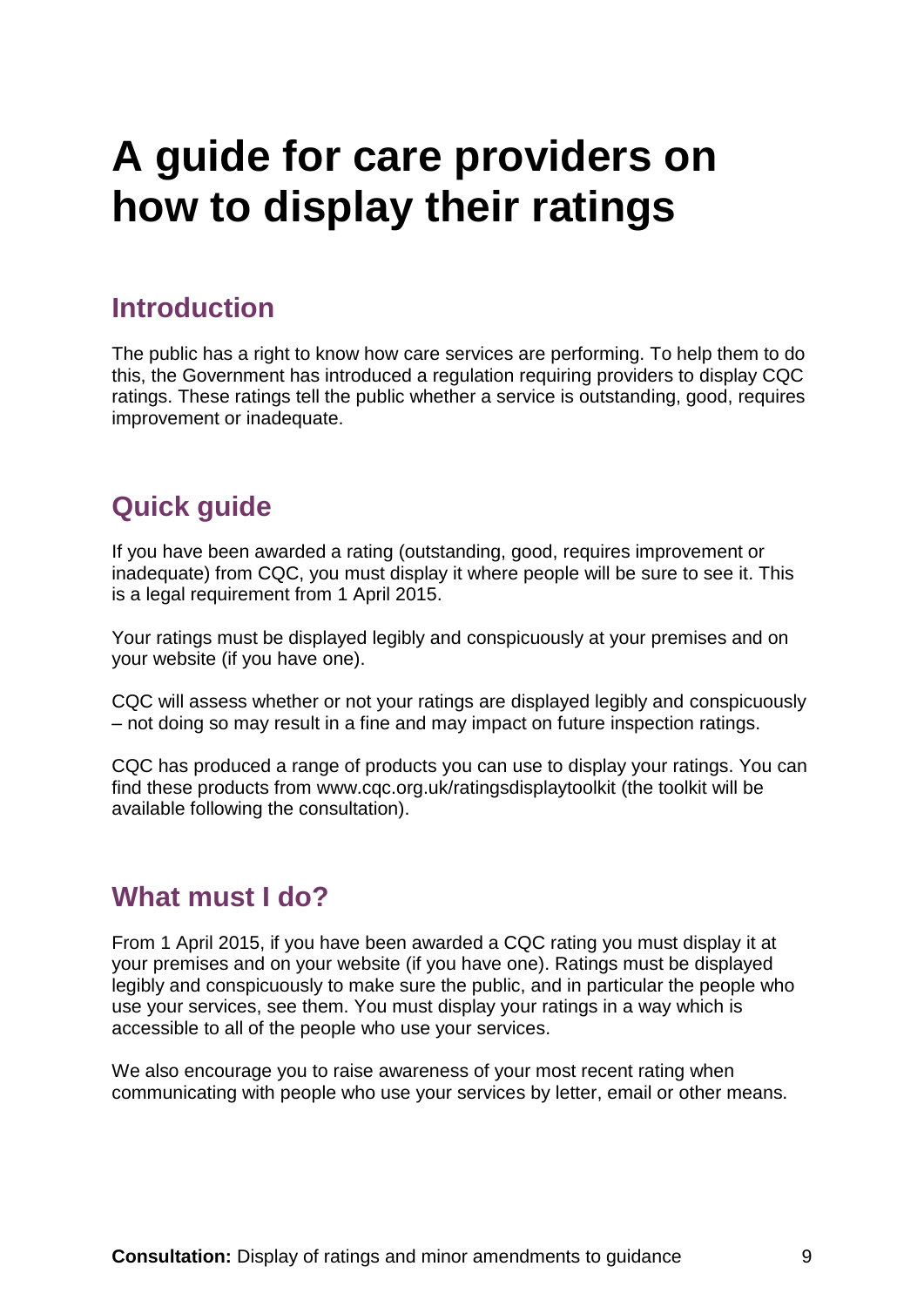# A guide for care providers on how to display their ratings

## Introduction

The public has a right to know how care services are performing. To help them to do this, the Government has introduced a regulation requiring providers to display CQC ratings. These ratings tell the public whether a service is outstanding, good, requires improvement or inadequate.

## Quick guide

If you have been awarded a rating (outstanding, good, requires improvement or inadequate) from CQC, you must display it where people will be sure to see it. This is a legal requirement from 1 April 2015.

Your ratings must be displayed legibly and conspicuously at your premises and on your website (if you have one).

CQC will assess whether or not your ratings are displayed legibly and conspicuously – not doing so may result in a fine and may impact on future inspection ratings.

CQC has produced a range of products you can use to display your ratings. You can find these products from www.cqc.org.uk/ratingsdisplaytoolkit (the toolkit will be available following the consultation).

## What must I do?

From 1 April 2015, if you have been awarded a CQC rating you must display it at your premises and on your website (if you have one). Ratings must be displayed legibly and conspicuously to make sure the public, and in particular the people who use your services, see them. You must display your ratings in a way which is accessible to all of the people who use your services.

We also encourage you to raise awareness of your most recent rating when communicating with people who use your services by letter, email or other means.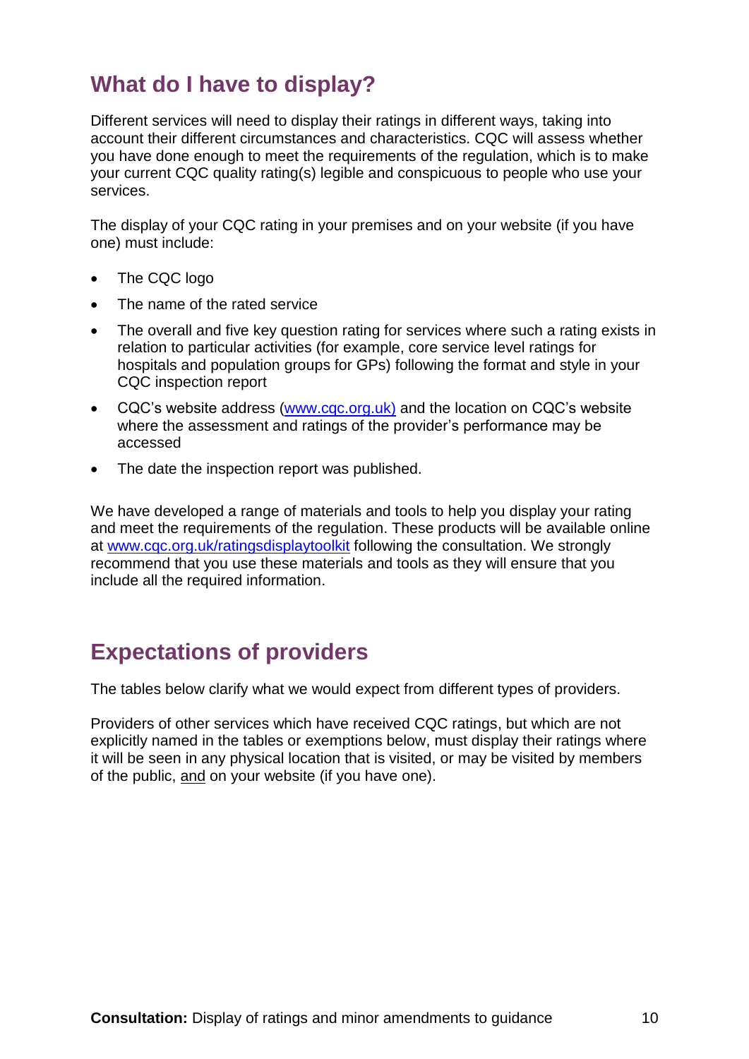## What do I have to display?

Different services will need to display their ratings in different ways, taking into account their different circumstances and characteristics. CQC will assess whether you have done enough to meet the requirements of the regulation, which is to make your current CQC quality rating(s) legible and conspicuous to people who use your services.

The display of your CQC rating in your premises and on your website (if you have one) must include:

- The CQC logo
- The name of the rated service
- The overall and five key question rating for services where such a rating exists in relation to particular activities (for example, core service level ratings for hospitals and population groups for GPs) following the format and style in your CQC inspection report
- CQC's website address (www.cqc.org.uk) and the location on CQC's website where the assessment and ratings of the provider's performance may be accessed
- The date the inspection report was published.

We have developed a range of materials and tools to help you display your rating and meet the requirements of the regulation. These products will be available online at www.cqc.org.uk/ratingsdisplaytoolkit following the consultation. We strongly recommend that you use these materials and tools as they will ensure that you include all the required information.

## Expectations of providers

The tables below clarify what we would expect from different types of providers.

Providers of other services which have received CQC ratings, but which are not explicitly named in the tables or exemptions below, must display their ratings where it will be seen in any physical location that is visited, or may be visited by members of the public, and on your website (if you have one).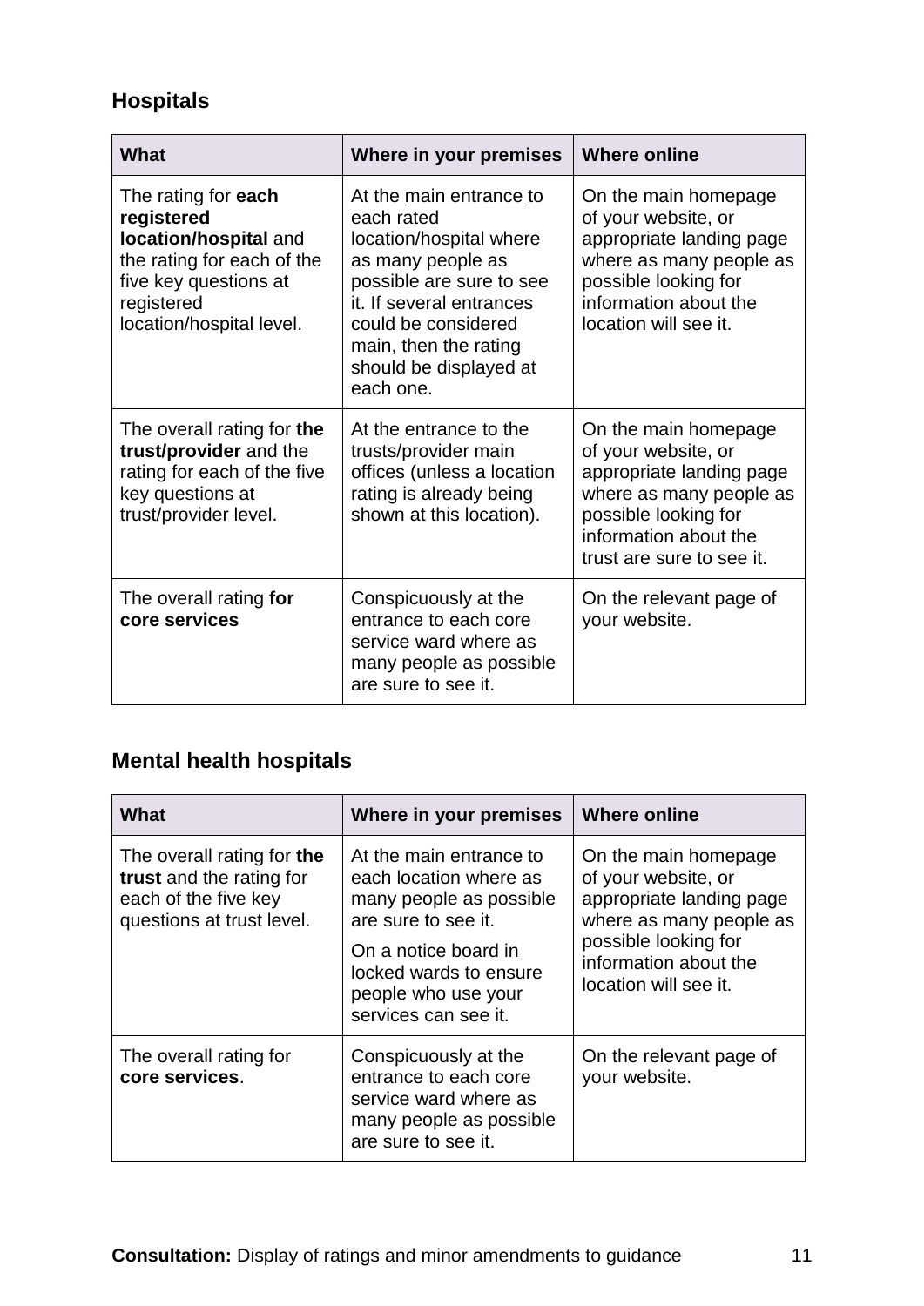## Hospitals

| What | Where in your premises | Where online |
|---|---|---|
| The rating for **each registered location/hospital** and the rating for each of the five key questions at registered location/hospital level. | At the main entrance to each rated location/hospital where as many people as possible are sure to see it. If several entrances could be considered main, then the rating should be displayed at each one. | On the main homepage of your website, or appropriate landing page where as many people as possible looking for information about the location will see it. |
| The overall rating for **the trust/provider** and the rating for each of the five key questions at trust/provider level. | At the entrance to the trusts/provider main offices (unless a location rating is already being shown at this location). | On the main homepage of your website, or appropriate landing page where as many people as possible looking for information about the trust are sure to see it. |
| The overall rating **for core services** | Conspicuously at the entrance to each core service ward where as many people as possible are sure to see it. | On the relevant page of your website. |

## Mental health hospitals

| What | Where in your premises | Where online |
|---|---|---|
| The overall rating for **the trust** and the rating for each of the five key questions at trust level. | At the main entrance to each location where as many people as possible are sure to see it.<br><br>On a notice board in locked wards to ensure people who use your services can see it. | On the main homepage of your website, or appropriate landing page where as many people as possible looking for information about the location will see it. |
| The overall rating for **core services**. | Conspicuously at the entrance to each core service ward where as many people as possible are sure to see it. | On the relevant page of your website. |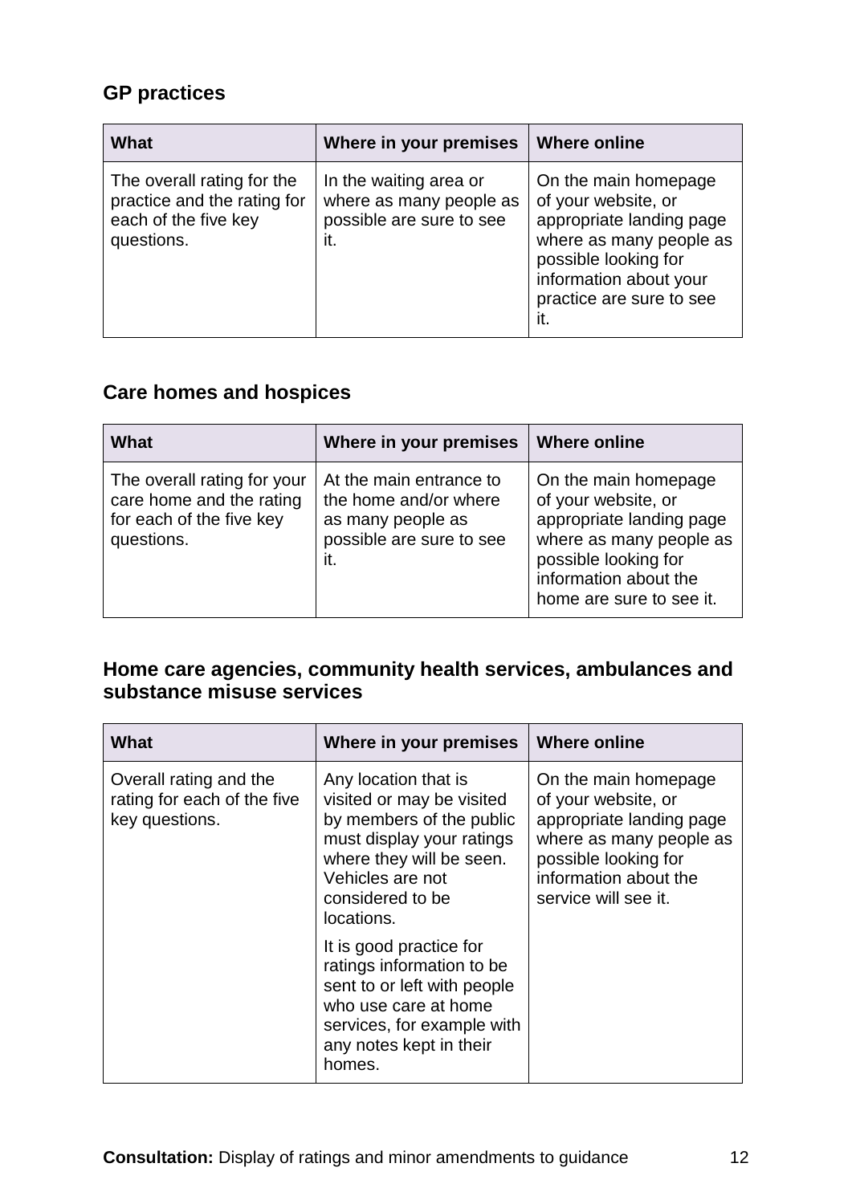### GP practices

| What | Where in your premises | Where online |
|---|---|---|
| The overall rating for the practice and the rating for each of the five key questions. | In the waiting area or where as many people as possible are sure to see it. | On the main homepage of your website, or appropriate landing page where as many people as possible looking for information about your practice are sure to see it. |

### Care homes and hospices

| What | Where in your premises | Where online |
|---|---|---|
| The overall rating for your care home and the rating for each of the five key questions. | At the main entrance to the home and/or where as many people as possible are sure to see it. | On the main homepage of your website, or appropriate landing page where as many people as possible looking for information about the home are sure to see it. |

### Home care agencies, community health services, ambulances and substance misuse services

| What | Where in your premises | Where online |
|---|---|---|
| Overall rating and the rating for each of the five key questions. | Any location that is visited or may be visited by members of the public must display your ratings where they will be seen. Vehicles are not considered to be locations.<br><br>It is good practice for ratings information to be sent to or left with people who use care at home services, for example with any notes kept in their homes. | On the main homepage of your website, or appropriate landing page where as many people as possible looking for information about the service will see it. |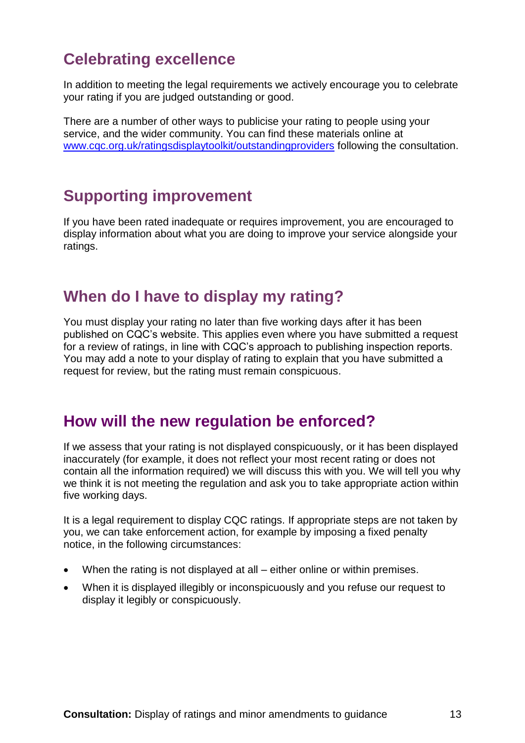## Celebrating excellence

In addition to meeting the legal requirements we actively encourage you to celebrate your rating if you are judged outstanding or good.

There are a number of other ways to publicise your rating to people using your service, and the wider community. You can find these materials online at [www.cqc.org.uk/ratingsdisplaytoolkit/outstandingproviders](www.cqc.org.uk/ratingsdisplaytoolkit/outstandingproviders) following the consultation.

## Supporting improvement

If you have been rated inadequate or requires improvement, you are encouraged to display information about what you are doing to improve your service alongside your ratings.

## When do I have to display my rating?

You must display your rating no later than five working days after it has been published on CQC's website. This applies even where you have submitted a request for a review of ratings, in line with CQC's approach to publishing inspection reports. You may add a note to your display of rating to explain that you have submitted a request for review, but the rating must remain conspicuous.

## How will the new regulation be enforced?

If we assess that your rating is not displayed conspicuously, or it has been displayed inaccurately (for example, it does not reflect your most recent rating or does not contain all the information required) we will discuss this with you. We will tell you why we think it is not meeting the regulation and ask you to take appropriate action within five working days.

It is a legal requirement to display CQC ratings. If appropriate steps are not taken by you, we can take enforcement action, for example by imposing a fixed penalty notice, in the following circumstances:

- When the rating is not displayed at all – either online or within premises.
- When it is displayed illegibly or inconspicuously and you refuse our request to display it legibly or conspicuously.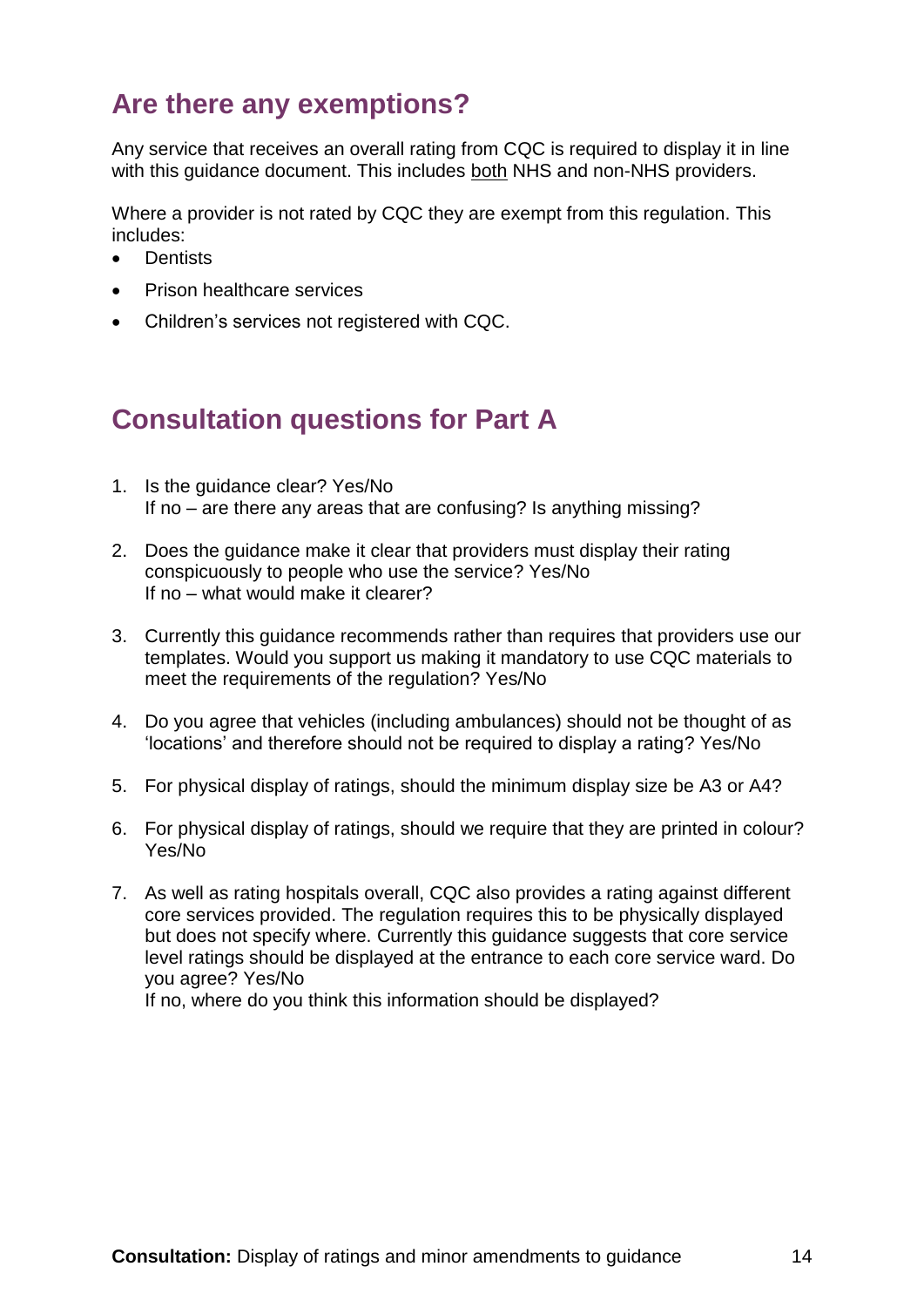## Are there any exemptions?

Any service that receives an overall rating from CQC is required to display it in line with this guidance document. This includes both NHS and non-NHS providers.

Where a provider is not rated by CQC they are exempt from this regulation. This includes:

- Dentists
- Prison healthcare services
- Children's services not registered with CQC.

## Consultation questions for Part A

1. Is the guidance clear? Yes/No
   If no – are there any areas that are confusing? Is anything missing?

2. Does the guidance make it clear that providers must display their rating conspicuously to people who use the service? Yes/No
   If no – what would make it clearer?

3. Currently this guidance recommends rather than requires that providers use our templates. Would you support us making it mandatory to use CQC materials to meet the requirements of the regulation? Yes/No

4. Do you agree that vehicles (including ambulances) should not be thought of as 'locations' and therefore should not be required to display a rating? Yes/No

5. For physical display of ratings, should the minimum display size be A3 or A4?

6. For physical display of ratings, should we require that they are printed in colour? Yes/No

7. As well as rating hospitals overall, CQC also provides a rating against different core services provided. The regulation requires this to be physically displayed but does not specify where. Currently this guidance suggests that core service level ratings should be displayed at the entrance to each core service ward. Do you agree? Yes/No
   If no, where do you think this information should be displayed?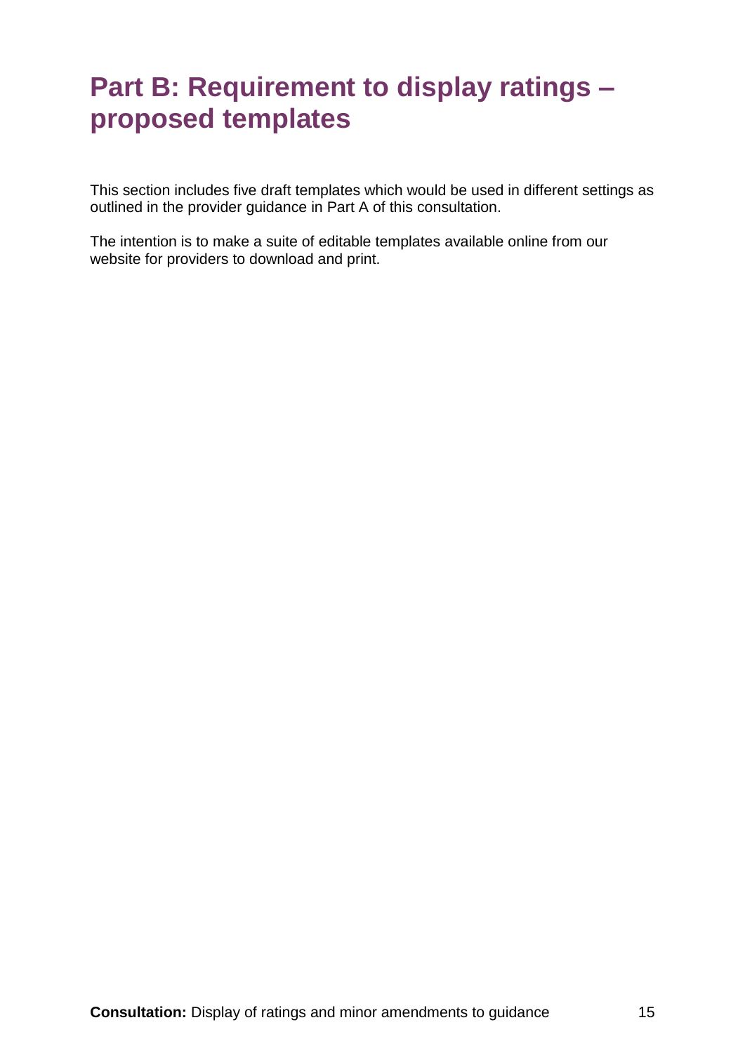# Part B: Requirement to display ratings – proposed templates

This section includes five draft templates which would be used in different settings as outlined in the provider guidance in Part A of this consultation.

The intention is to make a suite of editable templates available online from our website for providers to download and print.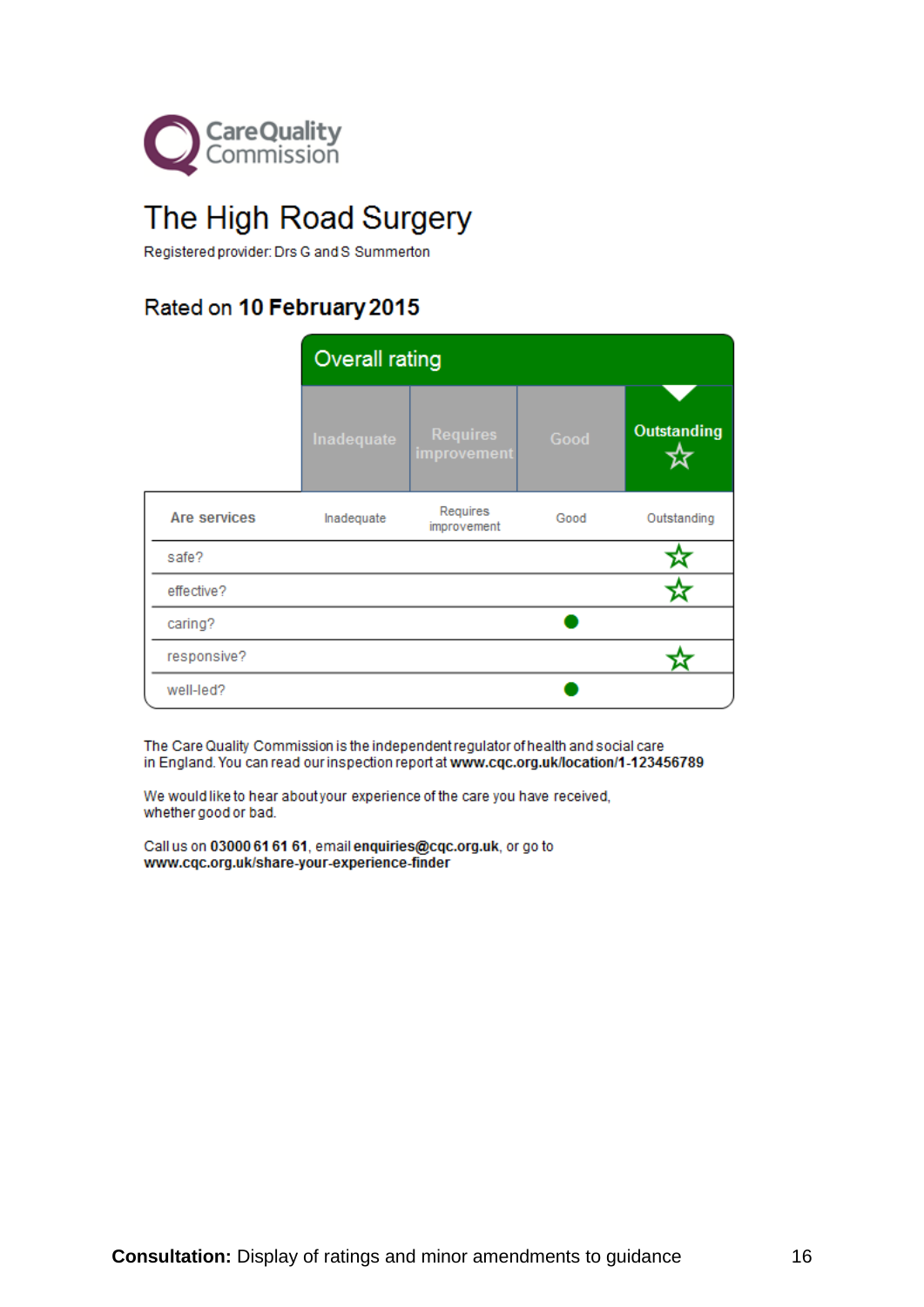Care Quality Commission

# The High Road Surgery

Registered provider: Drs G and S Summerton

## Rated on **10 February 2015**

| | Overall rating | | | |
|---|---|---|---|---|
| | Inadequate | Requires improvement | Good | **Outstanding ☆** |
| **Are services** | Inadequate | Requires improvement | Good | Outstanding |
| safe? | | | | ☆ |
| effective? | | | | ☆ |
| caring? | | | ● | |
| responsive? | | | | ☆ |
| well-led? | | | ● | |

The Care Quality Commission is the independent regulator of health and social care in England. You can read our inspection report at **www.cqc.org.uk/location/1-123456789**

We would like to hear about your experience of the care you have received, whether good or bad.

Call us on **03000 61 61 61**, email **enquiries@cqc.org.uk**, or go to **www.cqc.org.uk/share-your-experience-finder**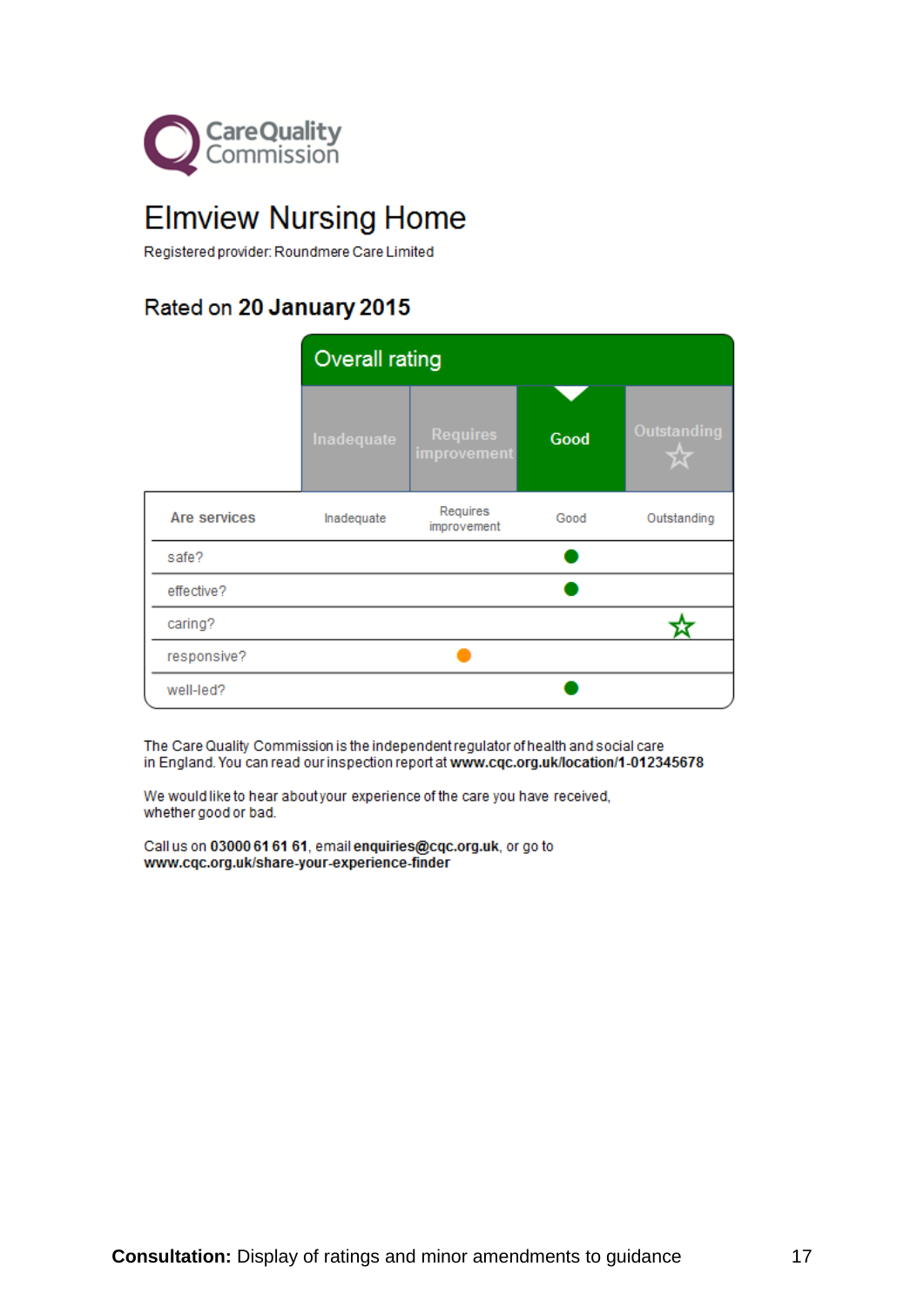CareQuality Commission

# Elmview Nursing Home

Registered provider: Roundmere Care Limited

## Rated on **20 January 2015**

**Overall rating**

| Inadequate | Requires improvement | Good | Outstanding ☆ |
|---|---|---|---|
| | | ▼ **Good** | |

| Are services | Inadequate | Requires improvement | Good | Outstanding |
|---|---|---|---|---|
| safe? | | | ● | |
| effective? | | | ● | |
| caring? | | | | ☆ |
| responsive? | | ● | | |
| well-led? | | | ● | |

The Care Quality Commission is the independent regulator of health and social care in England. You can read our inspection report at **www.cqc.org.uk/location/1-012345678**

We would like to hear about your experience of the care you have received, whether good or bad.

Call us on **03000 61 61 61**, email **enquiries@cqc.org.uk**, or go to **www.cqc.org.uk/share-your-experience-finder**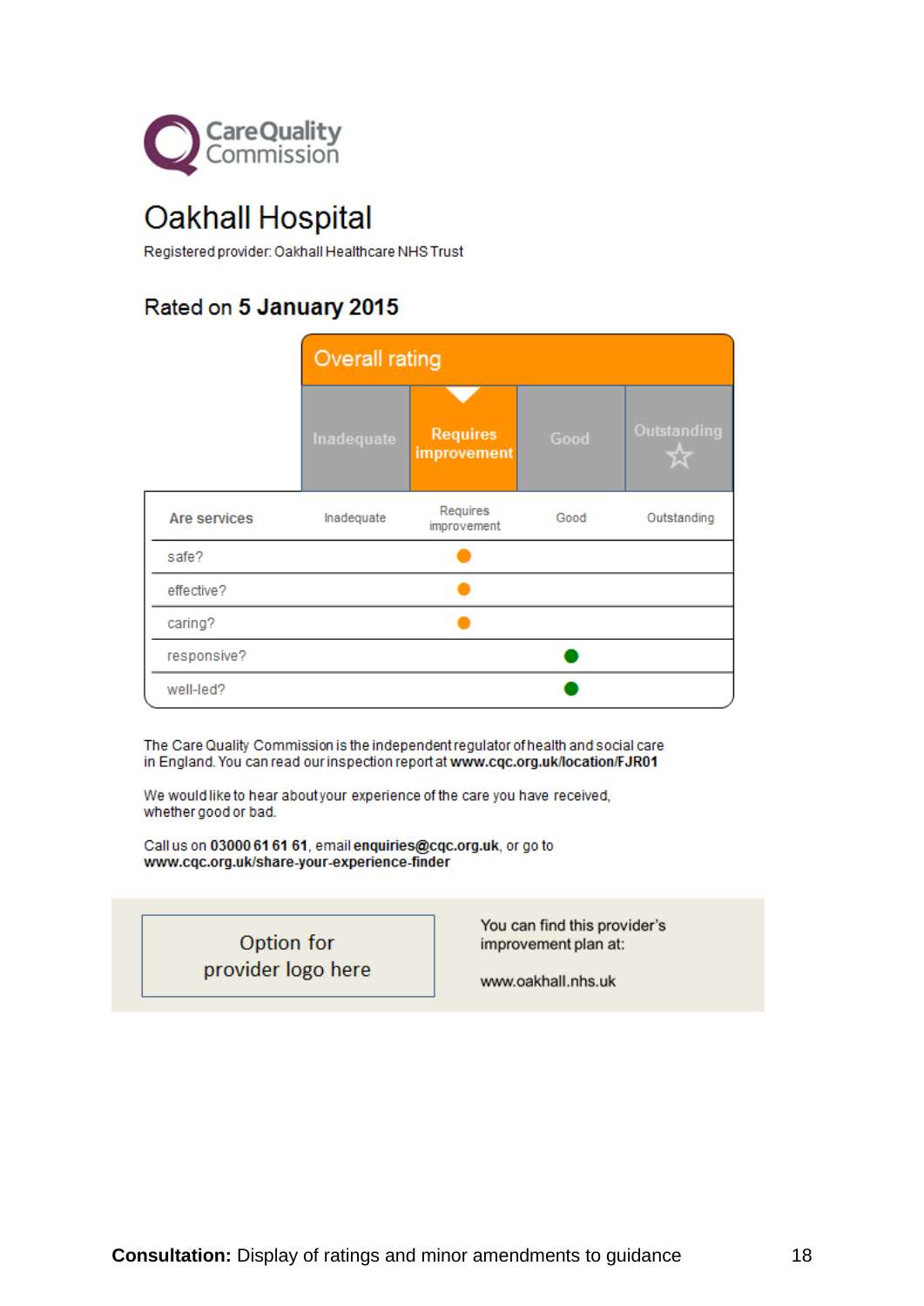CareQuality Commission

# Oakhall Hospital

Registered provider: Oakhall Healthcare NHS Trust

## Rated on 5 January 2015

**Overall rating**

| Inadequate | Requires improvement | Good | Outstanding ☆ |
|---|---|---|---|
| | ▼ **Requires improvement** | | |

| Are services | Inadequate | Requires improvement | Good | Outstanding |
|---|---|---|---|---|
| safe? | | ● | | |
| effective? | | ● | | |
| caring? | | ● | | |
| responsive? | | | ● | |
| well-led? | | | ● | |

The Care Quality Commission is the independent regulator of health and social care in England. You can read our inspection report at **www.cqc.org.uk/location/FJR01**

We would like to hear about your experience of the care you have received, whether good or bad.

Call us on **03000 61 61 61**, email **enquiries@cqc.org.uk**, or go to **www.cqc.org.uk/share-your-experience-finder**

Option for provider logo here

You can find this provider's improvement plan at:

www.oakhall.nhs.uk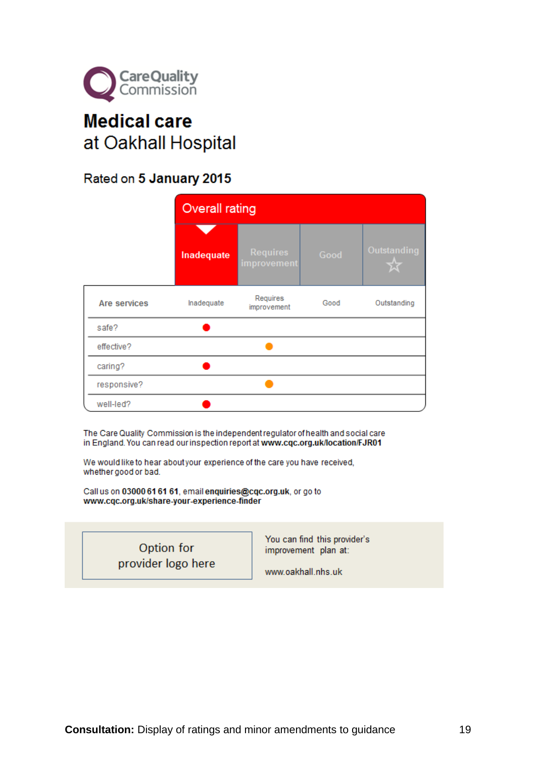Care Quality Commission

# Medical care
at Oakhall Hospital

Rated on **5 January 2015**

| Overall rating | | | |
|---|---|---|---|
| **Inadequate** | Requires improvement | Good | Outstanding ☆ |

| Are services | Inadequate | Requires improvement | Good | Outstanding |
|---|---|---|---|---|
| safe? | ● | | | |
| effective? | | ● | | |
| caring? | ● | | | |
| responsive? | | ● | | |
| well-led? | ● | | | |

The Care Quality Commission is the independent regulator of health and social care in England. You can read our inspection report at **www.cqc.org.uk/location/FJR01**

We would like to hear about your experience of the care you have received, whether good or bad.

Call us on **03000 61 61 61**, email **enquiries@cqc.org.uk**, or go to **www.cqc.org.uk/share-your-experience-finder**

Option for provider logo here

You can find this provider's improvement plan at:

www.oakhall.nhs.uk

**Consultation:** Display of ratings and minor amendments to guidance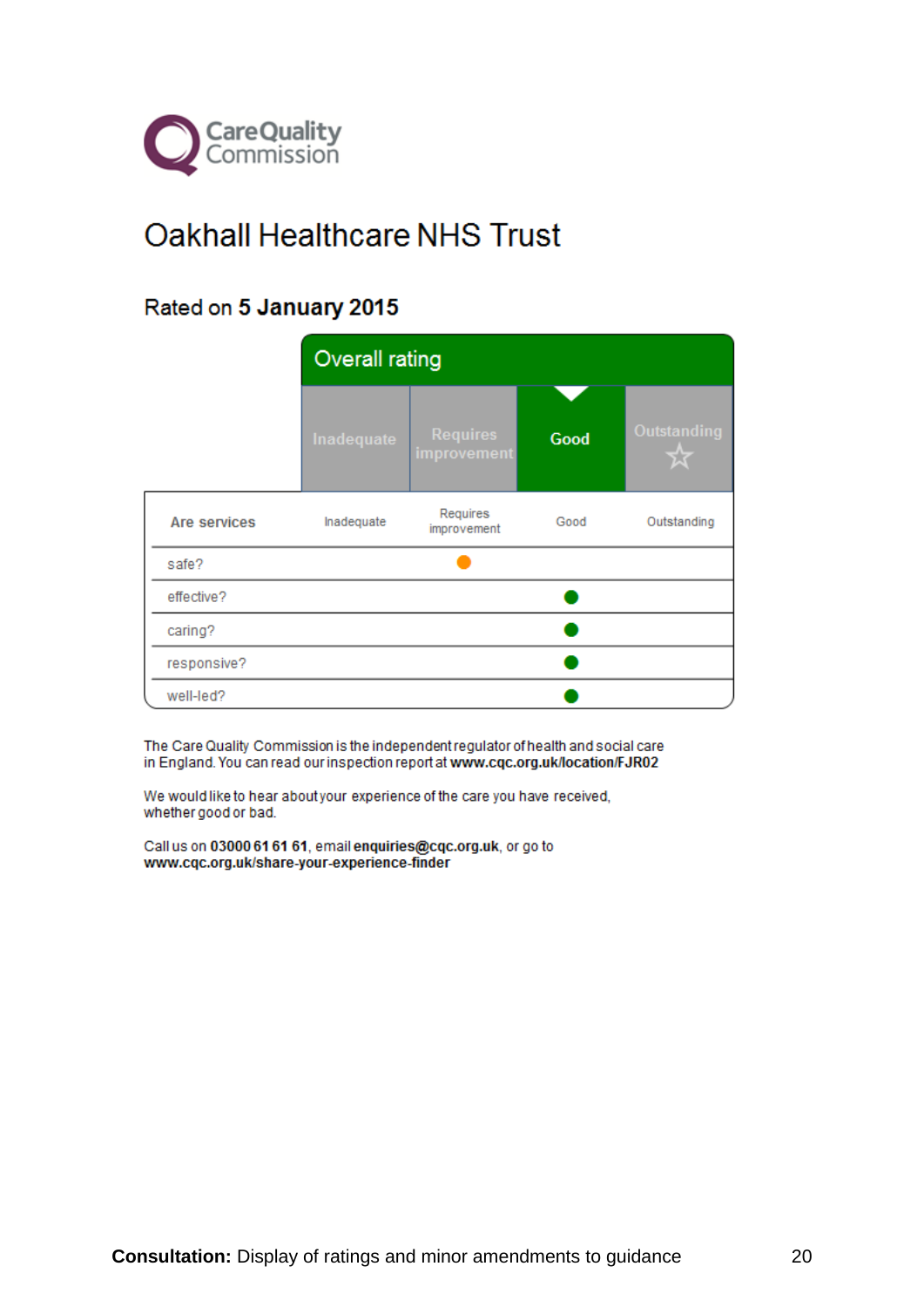CareQuality Commission

# Oakhall Healthcare NHS Trust

## Rated on **5 January 2015**

**Overall rating**

| Inadequate | Requires improvement | Good | Outstanding ☆ |
|---|---|---|---|
| | | ▼ | |

| Are services | Inadequate | Requires improvement | Good | Outstanding |
|---|---|---|---|---|
| safe? | | ● | | |
| effective? | | | ● | |
| caring? | | | ● | |
| responsive? | | | ● | |
| well-led? | | | ● | |

The Care Quality Commission is the independent regulator of health and social care in England. You can read our inspection report at **www.cqc.org.uk/location/FJR02**

We would like to hear about your experience of the care you have received, whether good or bad.

Call us on **03000 61 61 61**, email **enquiries@cqc.org.uk**, or go to **www.cqc.org.uk/share-your-experience-finder**

**Consultation:** Display of ratings and minor amendments to guidance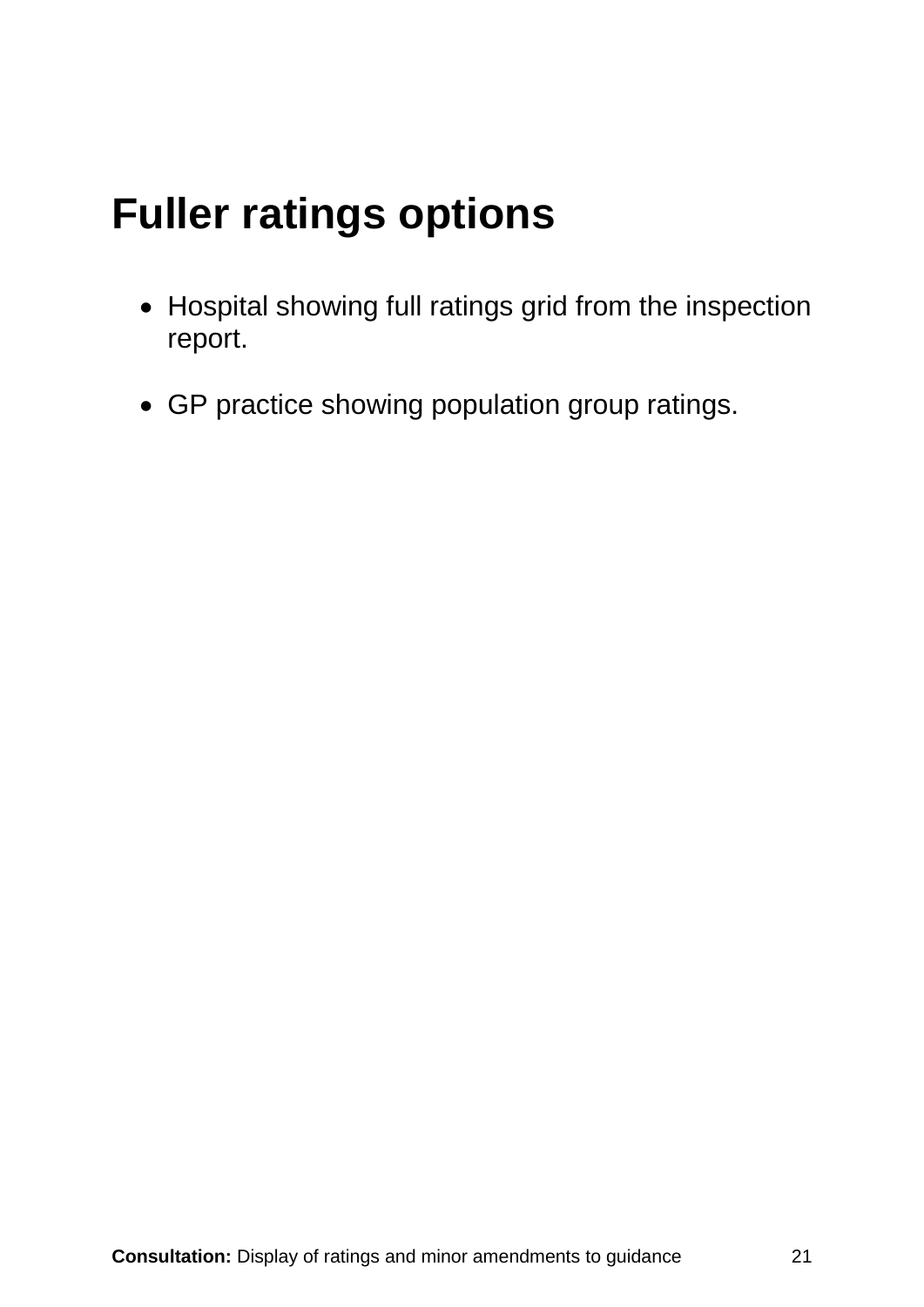# Fuller ratings options

- Hospital showing full ratings grid from the inspection report.

- GP practice showing population group ratings.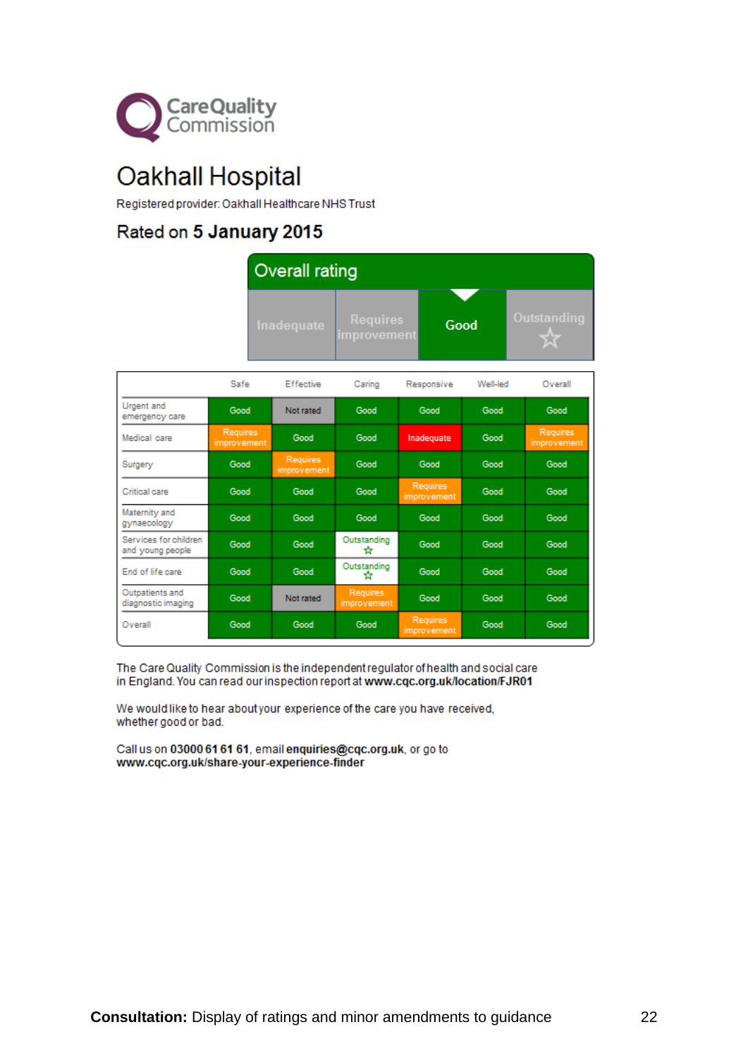Care Quality Commission

# Oakhall Hospital

Registered provider: Oakhall Healthcare NHS Trust

## Rated on **5 January 2015**

**Overall rating**

| Inadequate | Requires improvement | **Good** | Outstanding ☆ |
|---|---|---|---|

| | Safe | Effective | Caring | Responsive | Well-led | Overall |
|---|---|---|---|---|---|---|
| Urgent and emergency care | Good | Not rated | Good | Good | Good | Good |
| Medical care | Requires improvement | Good | Good | Inadequate | Good | Requires improvement |
| Surgery | Good | Requires improvement | Good | Good | Good | Good |
| Critical care | Good | Good | Good | Requires improvement | Good | Good |
| Maternity and gynaecology | Good | Good | Good | Good | Good | Good |
| Services for children and young people | Good | Good | Outstanding ☆ | Good | Good | Good |
| End of life care | Good | Good | Outstanding ☆ | Good | Good | Good |
| Outpatients and diagnostic imaging | Good | Not rated | Requires improvement | Good | Good | Good |
| Overall | Good | Good | Good | Requires improvement | Good | Good |

The Care Quality Commission is the independent regulator of health and social care in England. You can read our inspection report at **www.cqc.org.uk/location/FJR01**

We would like to hear about your experience of the care you have received, whether good or bad.

Call us on **03000 61 61 61**, email **enquiries@cqc.org.uk**, or go to **www.cqc.org.uk/share-your-experience-finder**

**Consultation:** Display of ratings and minor amendments to guidance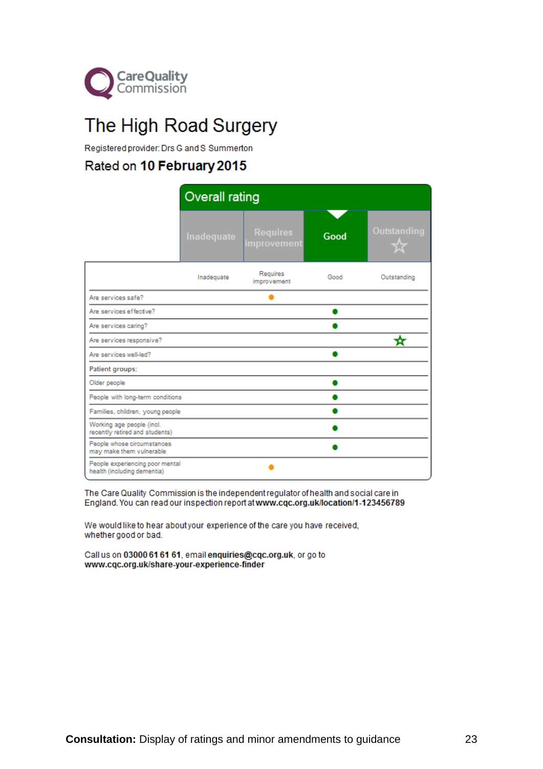CareQuality Commission

# The High Road Surgery

Registered provider: Drs G and S Summerton

Rated on **10 February 2015**

**Overall rating**

| Inadequate | Requires improvement | Good | Outstanding |
|---|---|---|---|
| | | ▼ Good | |

| | Inadequate | Requires improvement | Good | Outstanding |
|---|---|---|---|---|
| Are services safe? | | ● | | |
| Are services effective? | | | ● | |
| Are services caring? | | | ● | |
| Are services responsive? | | | | ☆ |
| Are services well-led? | | | ● | |
| **Patient groups:** | | | | |
| Older people | | | ● | |
| People with long-term conditions | | | ● | |
| Families, children, young people | | | ● | |
| Working age people (incl. recently retired and students) | | | ● | |
| People whose circumstances may make them vulnerable | | | ● | |
| People experiencing poor mental health (including dementia) | | ● | | |

The Care Quality Commission is the independent regulator of health and social care in England. You can read our inspection report at **www.cqc.org.uk/location/1-123456789**

We would like to hear about your experience of the care you have received, whether good or bad.

Call us on **03000 61 61 61**, email **enquiries@cqc.org.uk**, or go to **www.cqc.org.uk/share-your-experience-finder**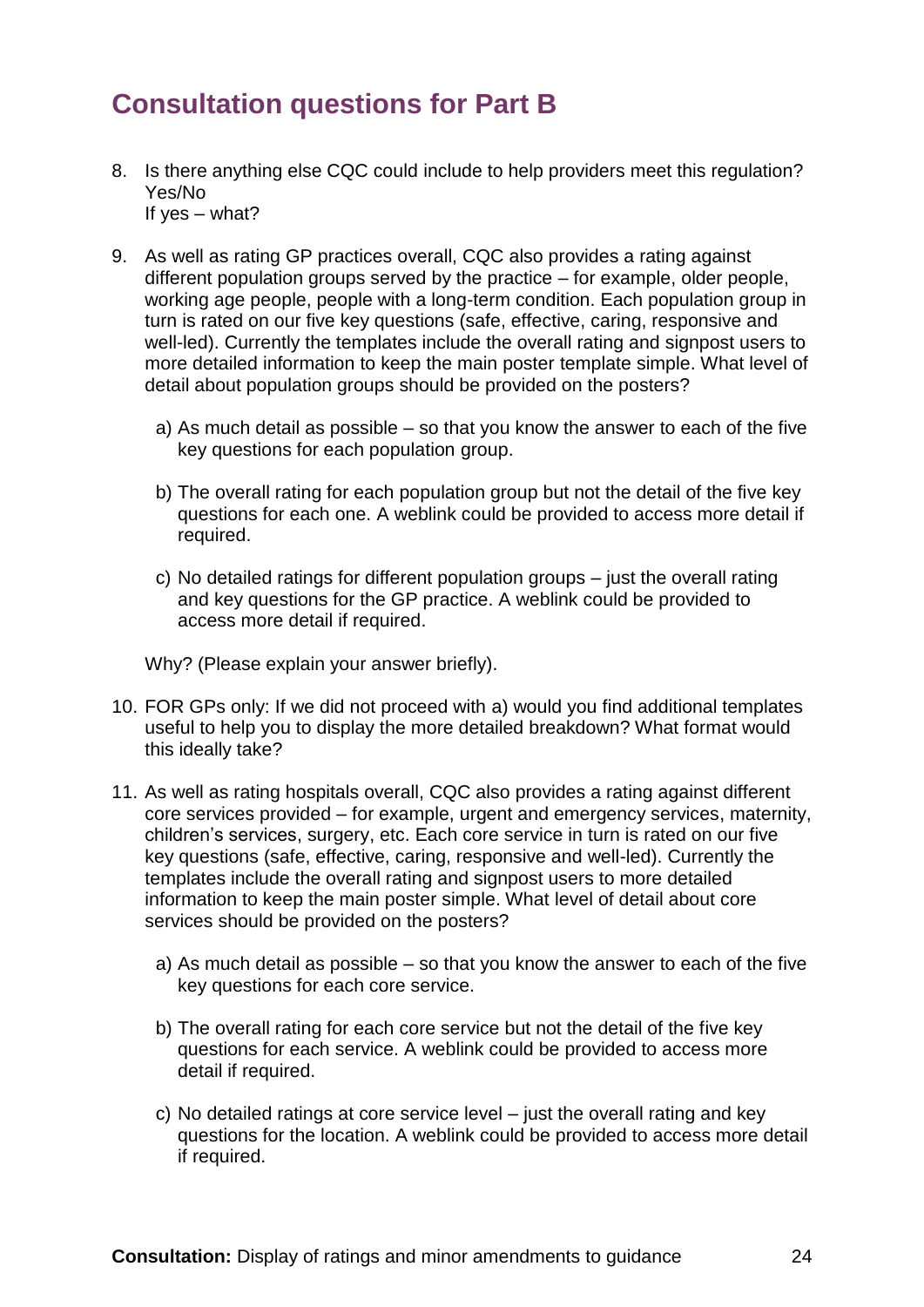## Consultation questions for Part B

8. Is there anything else CQC could include to help providers meet this regulation?
   Yes/No
   If yes – what?

9. As well as rating GP practices overall, CQC also provides a rating against different population groups served by the practice – for example, older people, working age people, people with a long-term condition. Each population group in turn is rated on our five key questions (safe, effective, caring, responsive and well-led). Currently the templates include the overall rating and signpost users to more detailed information to keep the main poster template simple. What level of detail about population groups should be provided on the posters?

   a) As much detail as possible – so that you know the answer to each of the five key questions for each population group.

   b) The overall rating for each population group but not the detail of the five key questions for each one. A weblink could be provided to access more detail if required.

   c) No detailed ratings for different population groups – just the overall rating and key questions for the GP practice. A weblink could be provided to access more detail if required.

   Why? (Please explain your answer briefly).

10. FOR GPs only: If we did not proceed with a) would you find additional templates useful to help you to display the more detailed breakdown? What format would this ideally take?

11. As well as rating hospitals overall, CQC also provides a rating against different core services provided – for example, urgent and emergency services, maternity, children's services, surgery, etc. Each core service in turn is rated on our five key questions (safe, effective, caring, responsive and well-led). Currently the templates include the overall rating and signpost users to more detailed information to keep the main poster simple. What level of detail about core services should be provided on the posters?

    a) As much detail as possible – so that you know the answer to each of the five key questions for each core service.

    b) The overall rating for each core service but not the detail of the five key questions for each service. A weblink could be provided to access more detail if required.

    c) No detailed ratings at core service level – just the overall rating and key questions for the location. A weblink could be provided to access more detail if required.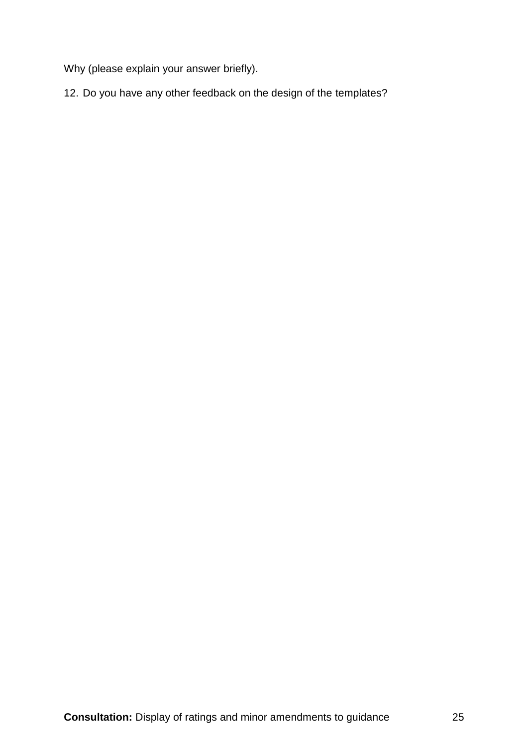Why (please explain your answer briefly).

12. Do you have any other feedback on the design of the templates?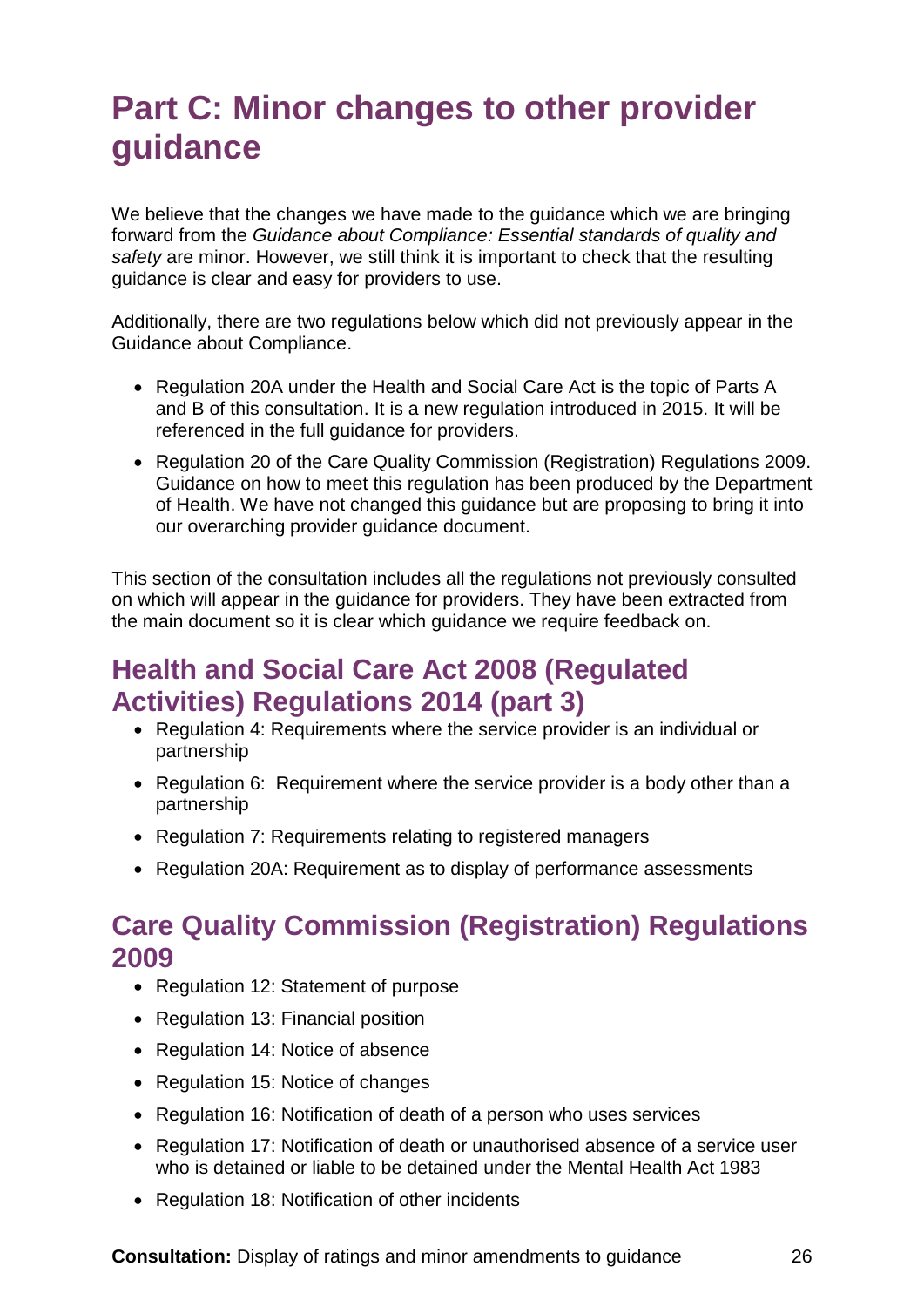# Part C: Minor changes to other provider guidance

We believe that the changes we have made to the guidance which we are bringing forward from the *Guidance about Compliance: Essential standards of quality and safety* are minor. However, we still think it is important to check that the resulting guidance is clear and easy for providers to use.

Additionally, there are two regulations below which did not previously appear in the Guidance about Compliance.

- Regulation 20A under the Health and Social Care Act is the topic of Parts A and B of this consultation. It is a new regulation introduced in 2015. It will be referenced in the full guidance for providers.
- Regulation 20 of the Care Quality Commission (Registration) Regulations 2009. Guidance on how to meet this regulation has been produced by the Department of Health. We have not changed this guidance but are proposing to bring it into our overarching provider guidance document.

This section of the consultation includes all the regulations not previously consulted on which will appear in the guidance for providers. They have been extracted from the main document so it is clear which guidance we require feedback on.

## Health and Social Care Act 2008 (Regulated Activities) Regulations 2014 (part 3)

- Regulation 4: Requirements where the service provider is an individual or partnership
- Regulation 6: Requirement where the service provider is a body other than a partnership
- Regulation 7: Requirements relating to registered managers
- Regulation 20A: Requirement as to display of performance assessments

## Care Quality Commission (Registration) Regulations 2009

- Regulation 12: Statement of purpose
- Regulation 13: Financial position
- Regulation 14: Notice of absence
- Regulation 15: Notice of changes
- Regulation 16: Notification of death of a person who uses services
- Regulation 17: Notification of death or unauthorised absence of a service user who is detained or liable to be detained under the Mental Health Act 1983
- Regulation 18: Notification of other incidents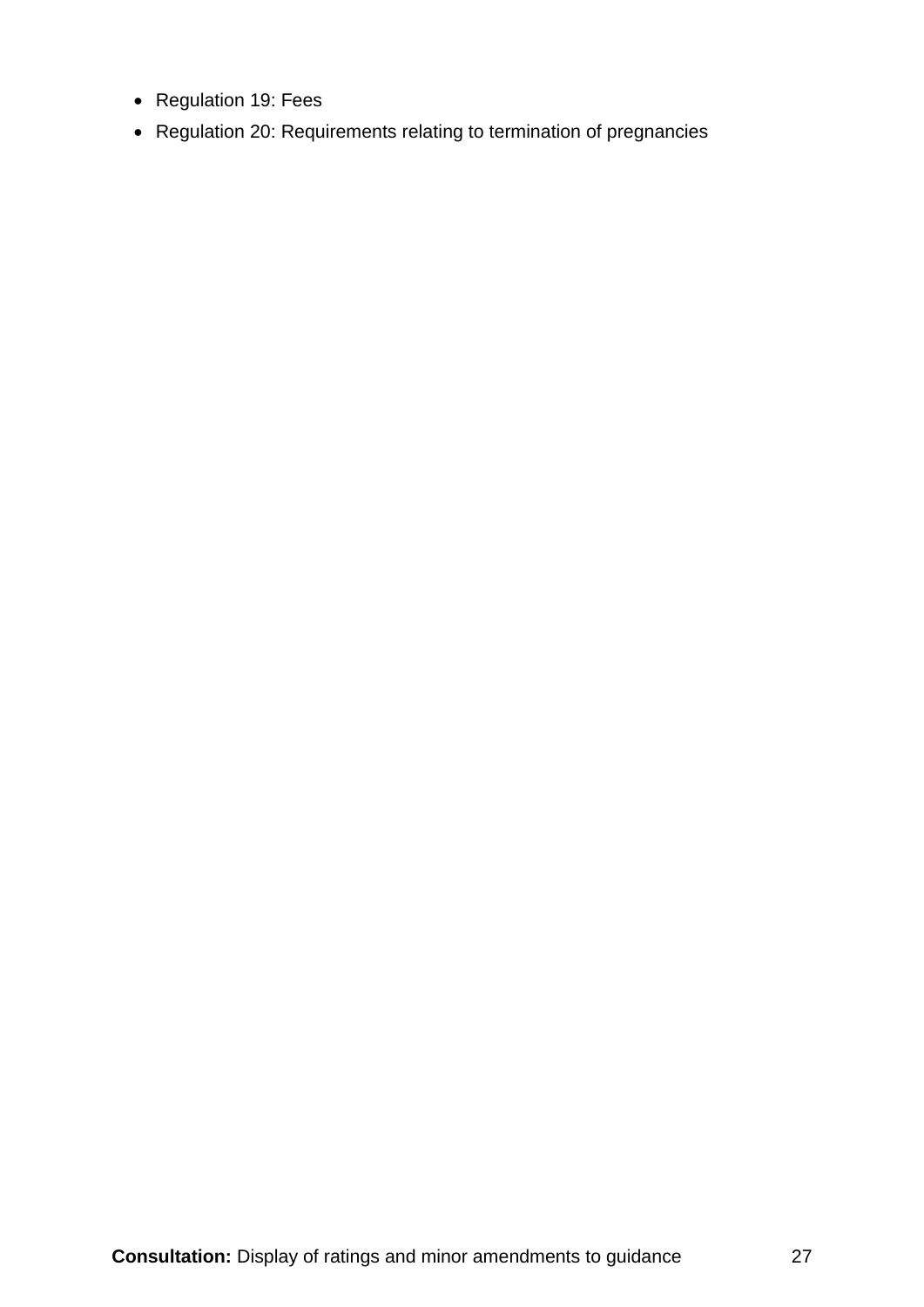- Regulation 19: Fees
- Regulation 20: Requirements relating to termination of pregnancies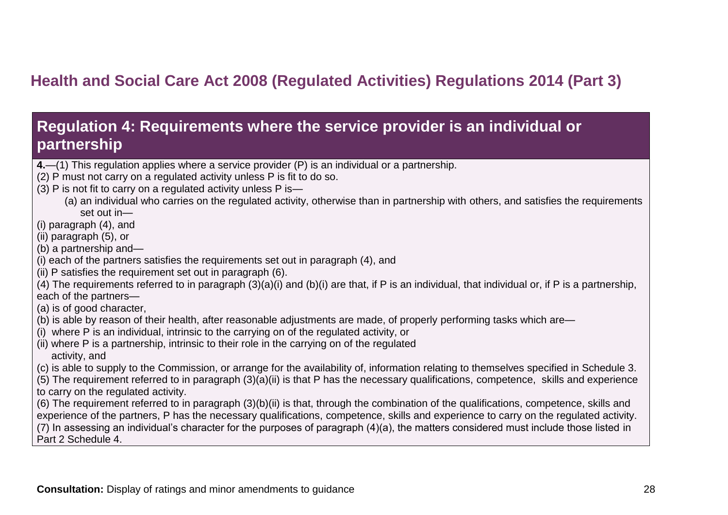## Health and Social Care Act 2008 (Regulated Activities) Regulations 2014 (Part 3)

### Regulation 4: Requirements where the service provider is an individual or partnership

**4.**—(1) This regulation applies where a service provider (P) is an individual or a partnership.

(2) P must not carry on a regulated activity unless P is fit to do so.

(3) P is not fit to carry on a regulated activity unless P is—

(a) an individual who carries on the regulated activity, otherwise than in partnership with others, and satisfies the requirements set out in—

(i) paragraph (4), and

(ii) paragraph (5), or

(b) a partnership and—

(i) each of the partners satisfies the requirements set out in paragraph (4), and

(ii) P satisfies the requirement set out in paragraph (6).

(4) The requirements referred to in paragraph (3)(a)(i) and (b)(i) are that, if P is an individual, that individual or, if P is a partnership, each of the partners—

(a) is of good character,

(b) is able by reason of their health, after reasonable adjustments are made, of properly performing tasks which are—

(i) where P is an individual, intrinsic to the carrying on of the regulated activity, or

(ii) where P is a partnership, intrinsic to their role in the carrying on of the regulated activity, and

(c) is able to supply to the Commission, or arrange for the availability of, information relating to themselves specified in Schedule 3.

(5) The requirement referred to in paragraph (3)(a)(ii) is that P has the necessary qualifications, competence, skills and experience to carry on the regulated activity.

(6) The requirement referred to in paragraph (3)(b)(ii) is that, through the combination of the qualifications, competence, skills and experience of the partners, P has the necessary qualifications, competence, skills and experience to carry on the regulated activity.

(7) In assessing an individual's character for the purposes of paragraph (4)(a), the matters considered must include those listed in Part 2 Schedule 4.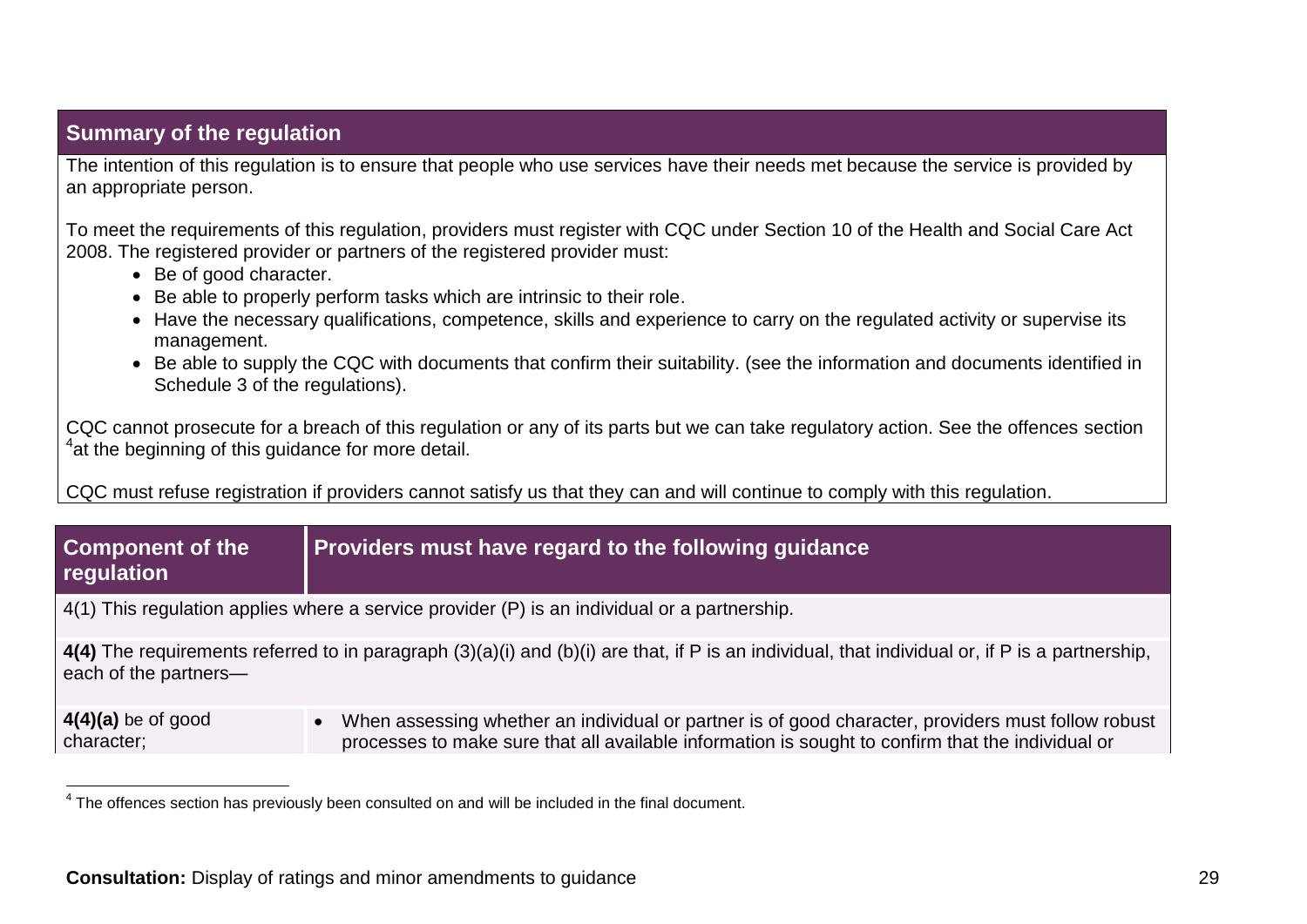| Summary of the regulation |
|---|
| The intention of this regulation is to ensure that people who use services have their needs met because the service is provided by an appropriate person.<br><br>To meet the requirements of this regulation, providers must register with CQC under Section 10 of the Health and Social Care Act 2008. The registered provider or partners of the registered provider must:<br>• Be of good character.<br>• Be able to properly perform tasks which are intrinsic to their role.<br>• Have the necessary qualifications, competence, skills and experience to carry on the regulated activity or supervise its management.<br>• Be able to supply the CQC with documents that confirm their suitability. (see the information and documents identified in Schedule 3 of the regulations).<br><br>CQC cannot prosecute for a breach of this regulation or any of its parts but we can take regulatory action. See the offences section [4] at the beginning of this guidance for more detail.<br><br>CQC must refuse registration if providers cannot satisfy us that they can and will continue to comply with this regulation. |

| Component of the regulation | Providers must have regard to the following guidance |
|---|---|
| 4(1) This regulation applies where a service provider (P) is an individual or a partnership. | |
| **4(4)** The requirements referred to in paragraph (3)(a)(i) and (b)(i) are that, if P is an individual, that individual or, if P is a partnership, each of the partners— | |
| **4(4)(a)** be of good character; | • When assessing whether an individual or partner is of good character, providers must follow robust processes to make sure that all available information is sought to confirm that the individual or |

[4] The offences section has previously been consulted on and will be included in the final document.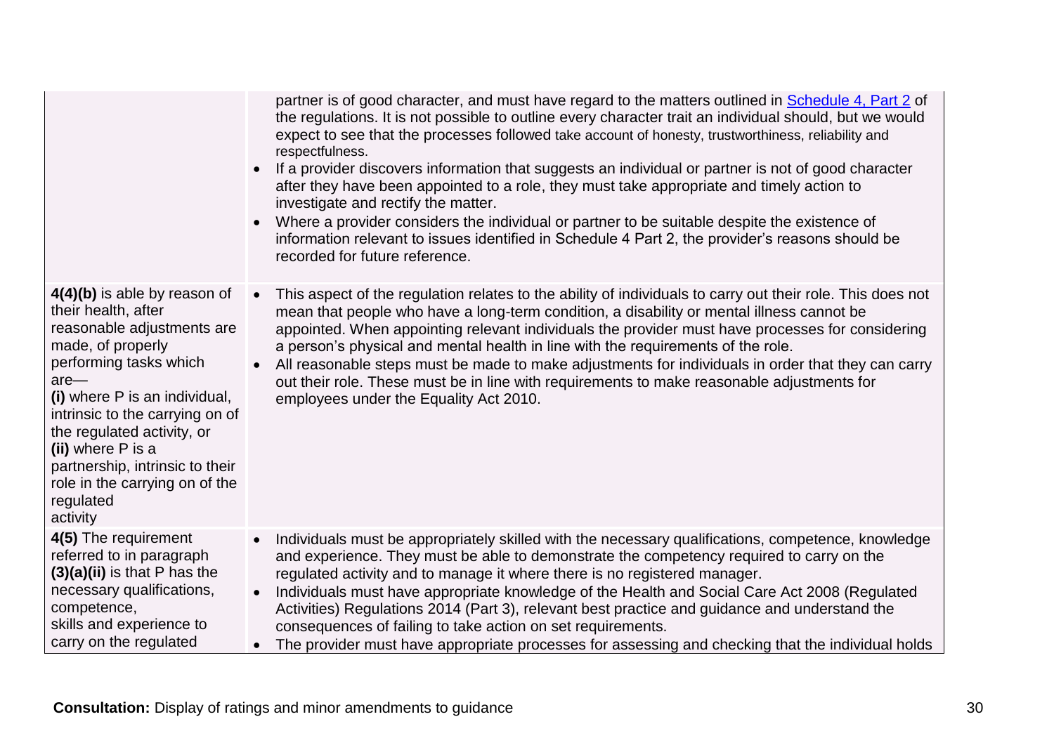| | |
|---|---|
| | <ul><li>partner is of good character, and must have regard to the matters outlined in [Schedule 4, Part 2] of the regulations. It is not possible to outline every character trait an individual should, but we would expect to see that the processes followed take account of honesty, trustworthiness, reliability and respectfulness.</li><li>If a provider discovers information that suggests an individual or partner is not of good character after they have been appointed to a role, they must take appropriate and timely action to investigate and rectify the matter.</li><li>Where a provider considers the individual or partner to be suitable despite the existence of information relevant to issues identified in Schedule 4 Part 2, the provider's reasons should be recorded for future reference.</li></ul> |
| **4(4)(b)** is able by reason of their health, after reasonable adjustments are made, of properly performing tasks which are— **(i)** where P is an individual, intrinsic to the carrying on of the regulated activity, or **(ii)** where P is a partnership, intrinsic to their role in the carrying on of the regulated activity | <ul><li>This aspect of the regulation relates to the ability of individuals to carry out their role. This does not mean that people who have a long-term condition, a disability or mental illness cannot be appointed. When appointing relevant individuals the provider must have processes for considering a person's physical and mental health in line with the requirements of the role.</li><li>All reasonable steps must be made to make adjustments for individuals in order that they can carry out their role. These must be in line with requirements to make reasonable adjustments for employees under the Equality Act 2010.</li></ul> |
| **4(5)** The requirement referred to in paragraph **(3)(a)(ii)** is that P has the necessary qualifications, competence, skills and experience to carry on the regulated | <ul><li>Individuals must be appropriately skilled with the necessary qualifications, competence, knowledge and experience. They must be able to demonstrate the competency required to carry on the regulated activity and to manage it where there is no registered manager.</li><li>Individuals must have appropriate knowledge of the Health and Social Care Act 2008 (Regulated Activities) Regulations 2014 (Part 3), relevant best practice and guidance and understand the consequences of failing to take action on set requirements.</li><li>The provider must have appropriate processes for assessing and checking that the individual holds</li></ul> |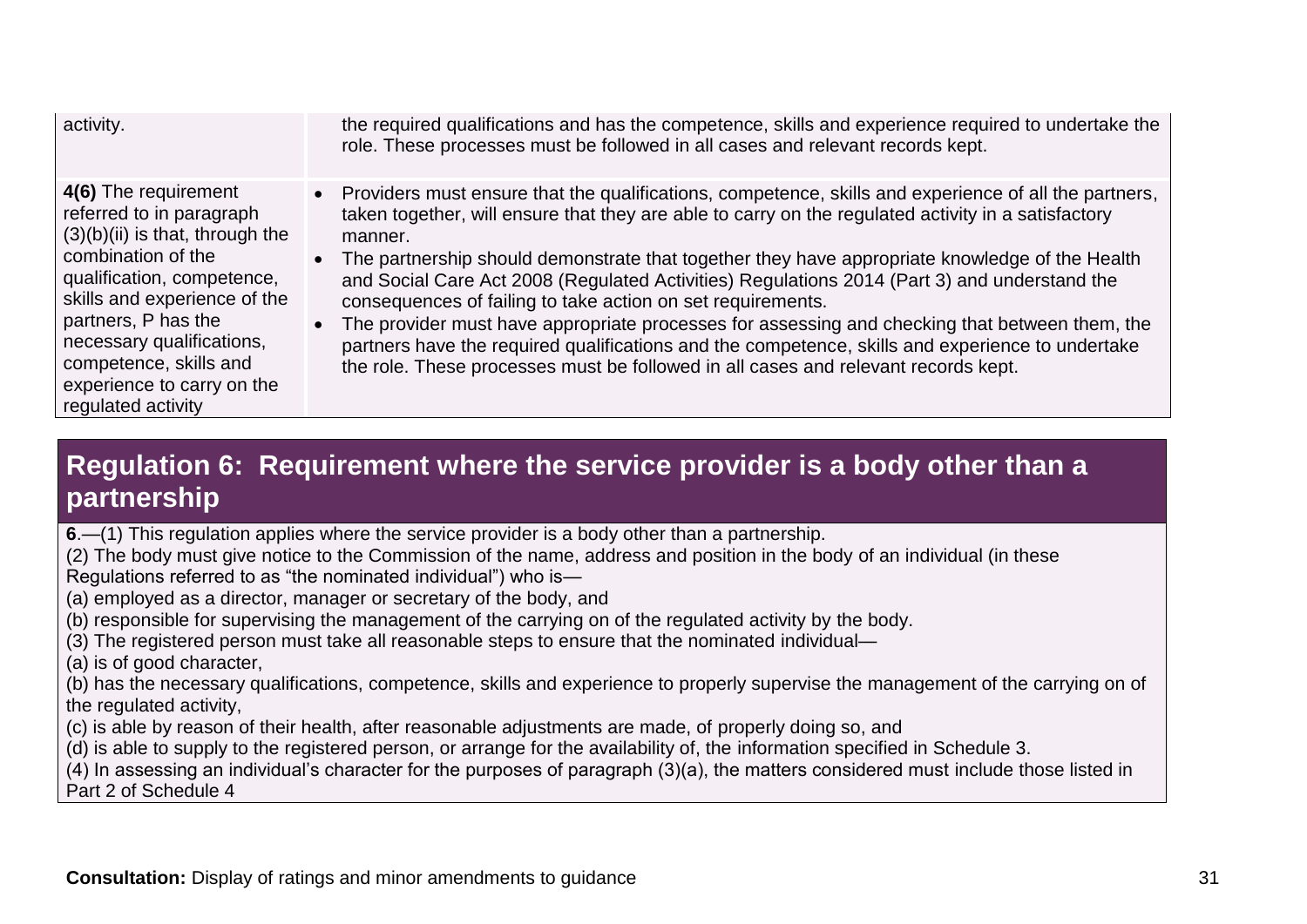| | |
|---|---|
| activity. | the required qualifications and has the competence, skills and experience required to undertake the role. These processes must be followed in all cases and relevant records kept. |
| **4(6)** The requirement referred to in paragraph (3)(b)(ii) is that, through the combination of the qualification, competence, skills and experience of the partners, P has the necessary qualifications, competence, skills and experience to carry on the regulated activity | • Providers must ensure that the qualifications, competence, skills and experience of all the partners, taken together, will ensure that they are able to carry on the regulated activity in a satisfactory manner.<br>• The partnership should demonstrate that together they have appropriate knowledge of the Health and Social Care Act 2008 (Regulated Activities) Regulations 2014 (Part 3) and understand the consequences of failing to take action on set requirements.<br>• The provider must have appropriate processes for assessing and checking that between them, the partners have the required qualifications and the competence, skills and experience to undertake the role. These processes must be followed in all cases and relevant records kept. |

## Regulation 6: Requirement where the service provider is a body other than a partnership

**6**.—(1) This regulation applies where the service provider is a body other than a partnership.

(2) The body must give notice to the Commission of the name, address and position in the body of an individual (in these Regulations referred to as "the nominated individual") who is—

(a) employed as a director, manager or secretary of the body, and

(b) responsible for supervising the management of the carrying on of the regulated activity by the body.

(3) The registered person must take all reasonable steps to ensure that the nominated individual—

(a) is of good character,

(b) has the necessary qualifications, competence, skills and experience to properly supervise the management of the carrying on of the regulated activity,

(c) is able by reason of their health, after reasonable adjustments are made, of properly doing so, and

(d) is able to supply to the registered person, or arrange for the availability of, the information specified in Schedule 3.

(4) In assessing an individual's character for the purposes of paragraph (3)(a), the matters considered must include those listed in Part 2 of Schedule 4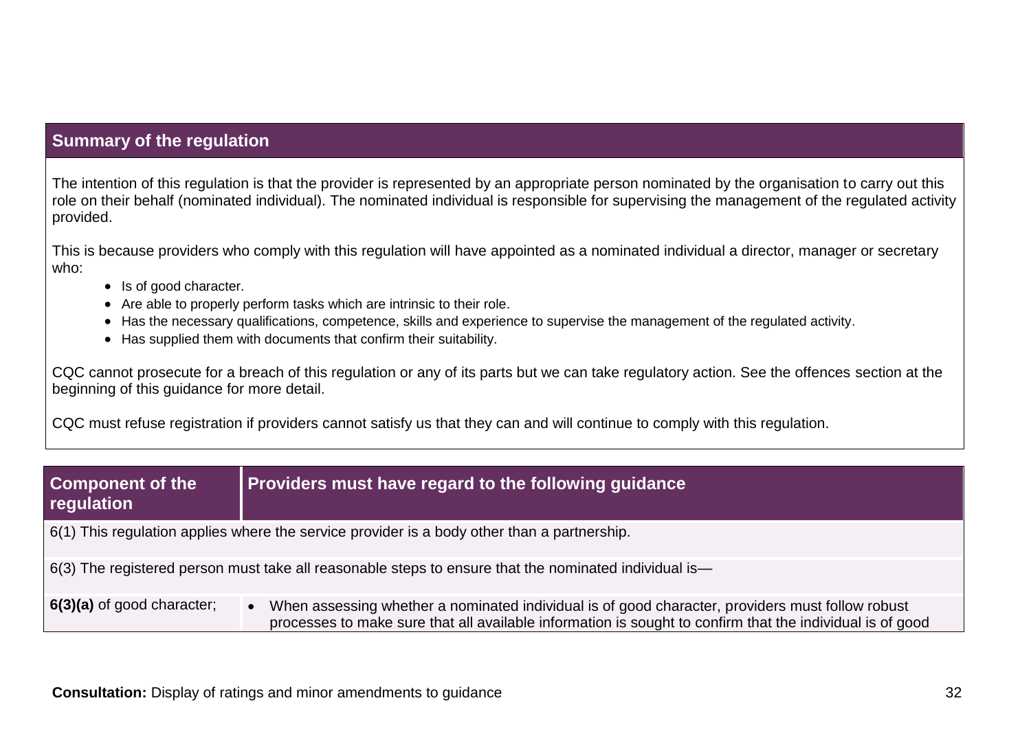| Summary of the regulation |
|---|
| The intention of this regulation is that the provider is represented by an appropriate person nominated by the organisation to carry out this role on their behalf (nominated individual). The nominated individual is responsible for supervising the management of the regulated activity provided.<br><br>This is because providers who comply with this regulation will have appointed as a nominated individual a director, manager or secretary who:<br>• Is of good character.<br>• Are able to properly perform tasks which are intrinsic to their role.<br>• Has the necessary qualifications, competence, skills and experience to supervise the management of the regulated activity.<br>• Has supplied them with documents that confirm their suitability.<br><br>CQC cannot prosecute for a breach of this regulation or any of its parts but we can take regulatory action. See the offences section at the beginning of this guidance for more detail.<br><br>CQC must refuse registration if providers cannot satisfy us that they can and will continue to comply with this regulation. |

| Component of the regulation | Providers must have regard to the following guidance |
|---|---|
| 6(1) This regulation applies where the service provider is a body other than a partnership. | |
| 6(3) The registered person must take all reasonable steps to ensure that the nominated individual is— | |
| **6(3)(a)** of good character; | • When assessing whether a nominated individual is of good character, providers must follow robust processes to make sure that all available information is sought to confirm that the individual is of good |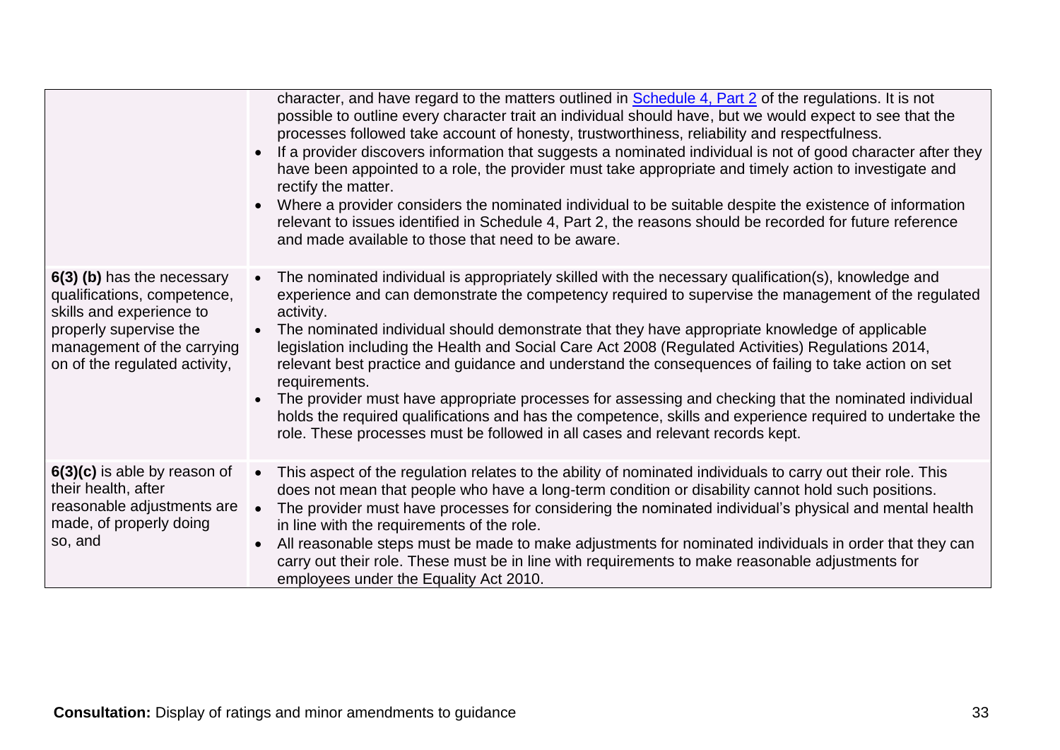| | |
|---|---|
| | character, and have regard to the matters outlined in [Schedule 4, Part 2]() of the regulations. It is not possible to outline every character trait an individual should have, but we would expect to see that the processes followed take account of honesty, trustworthiness, reliability and respectfulness.<br>• If a provider discovers information that suggests a nominated individual is not of good character after they have been appointed to a role, the provider must take appropriate and timely action to investigate and rectify the matter.<br>• Where a provider considers the nominated individual to be suitable despite the existence of information relevant to issues identified in Schedule 4, Part 2, the reasons should be recorded for future reference and made available to those that need to be aware. |
| **6(3) (b)** has the necessary qualifications, competence, skills and experience to properly supervise the management of the carrying on of the regulated activity, | • The nominated individual is appropriately skilled with the necessary qualification(s), knowledge and experience and can demonstrate the competency required to supervise the management of the regulated activity.<br>• The nominated individual should demonstrate that they have appropriate knowledge of applicable legislation including the Health and Social Care Act 2008 (Regulated Activities) Regulations 2014, relevant best practice and guidance and understand the consequences of failing to take action on set requirements.<br>• The provider must have appropriate processes for assessing and checking that the nominated individual holds the required qualifications and has the competence, skills and experience required to undertake the role. These processes must be followed in all cases and relevant records kept. |
| **6(3)(c)** is able by reason of their health, after reasonable adjustments are made, of properly doing so, and | • This aspect of the regulation relates to the ability of nominated individuals to carry out their role. This does not mean that people who have a long-term condition or disability cannot hold such positions.<br>• The provider must have processes for considering the nominated individual's physical and mental health in line with the requirements of the role.<br>• All reasonable steps must be made to make adjustments for nominated individuals in order that they can carry out their role. These must be in line with requirements to make reasonable adjustments for employees under the Equality Act 2010. |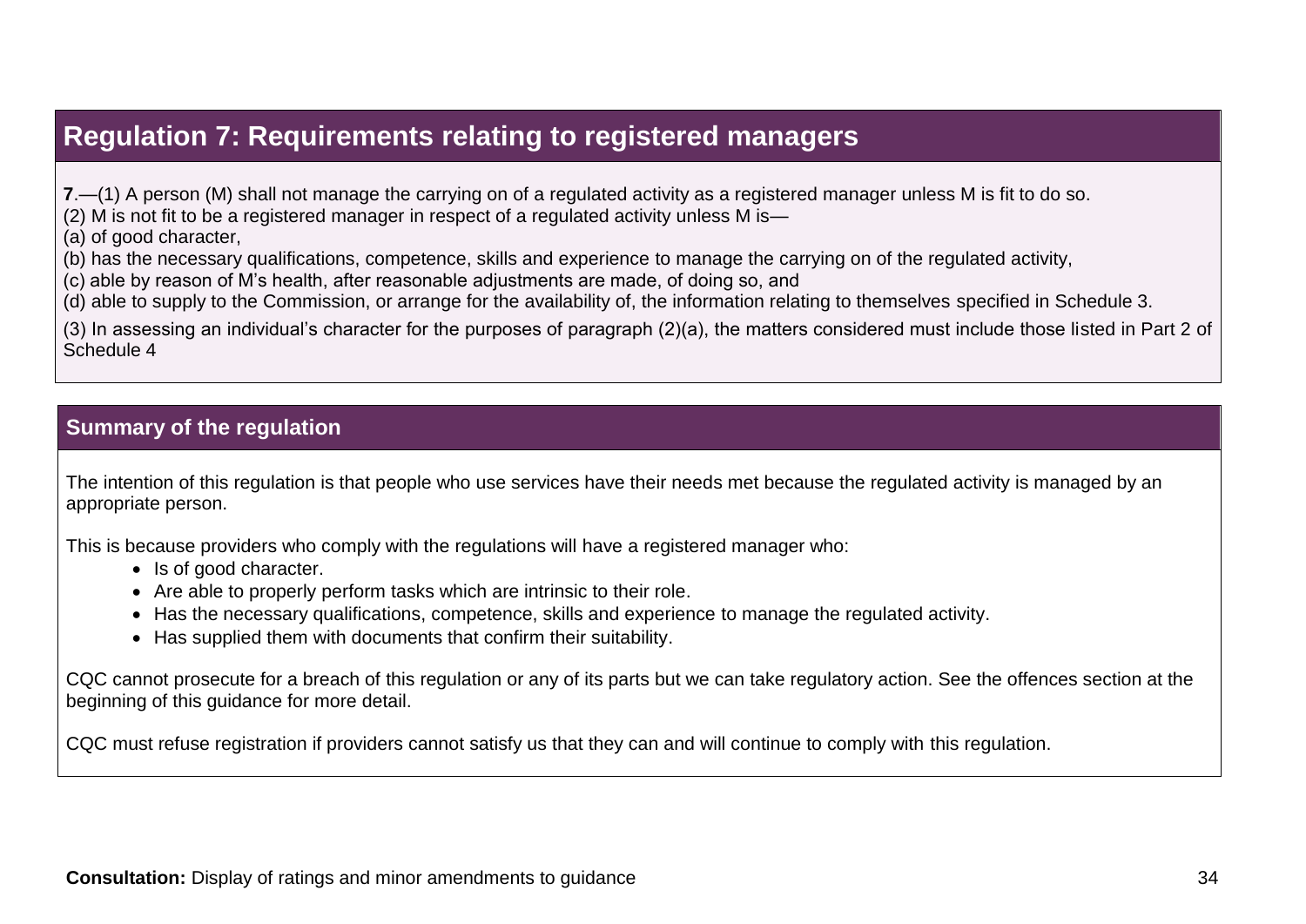## Regulation 7: Requirements relating to registered managers

**7**.—(1) A person (M) shall not manage the carrying on of a regulated activity as a registered manager unless M is fit to do so.
(2) M is not fit to be a registered manager in respect of a regulated activity unless M is—
(a) of good character,
(b) has the necessary qualifications, competence, skills and experience to manage the carrying on of the regulated activity,
(c) able by reason of M's health, after reasonable adjustments are made, of doing so, and
(d) able to supply to the Commission, or arrange for the availability of, the information relating to themselves specified in Schedule 3.

(3) In assessing an individual's character for the purposes of paragraph (2)(a), the matters considered must include those listed in Part 2 of Schedule 4

### Summary of the regulation

The intention of this regulation is that people who use services have their needs met because the regulated activity is managed by an appropriate person.

This is because providers who comply with the regulations will have a registered manager who:

- Is of good character.
- Are able to properly perform tasks which are intrinsic to their role.
- Has the necessary qualifications, competence, skills and experience to manage the regulated activity.
- Has supplied them with documents that confirm their suitability.

CQC cannot prosecute for a breach of this regulation or any of its parts but we can take regulatory action. See the offences section at the beginning of this guidance for more detail.

CQC must refuse registration if providers cannot satisfy us that they can and will continue to comply with this regulation.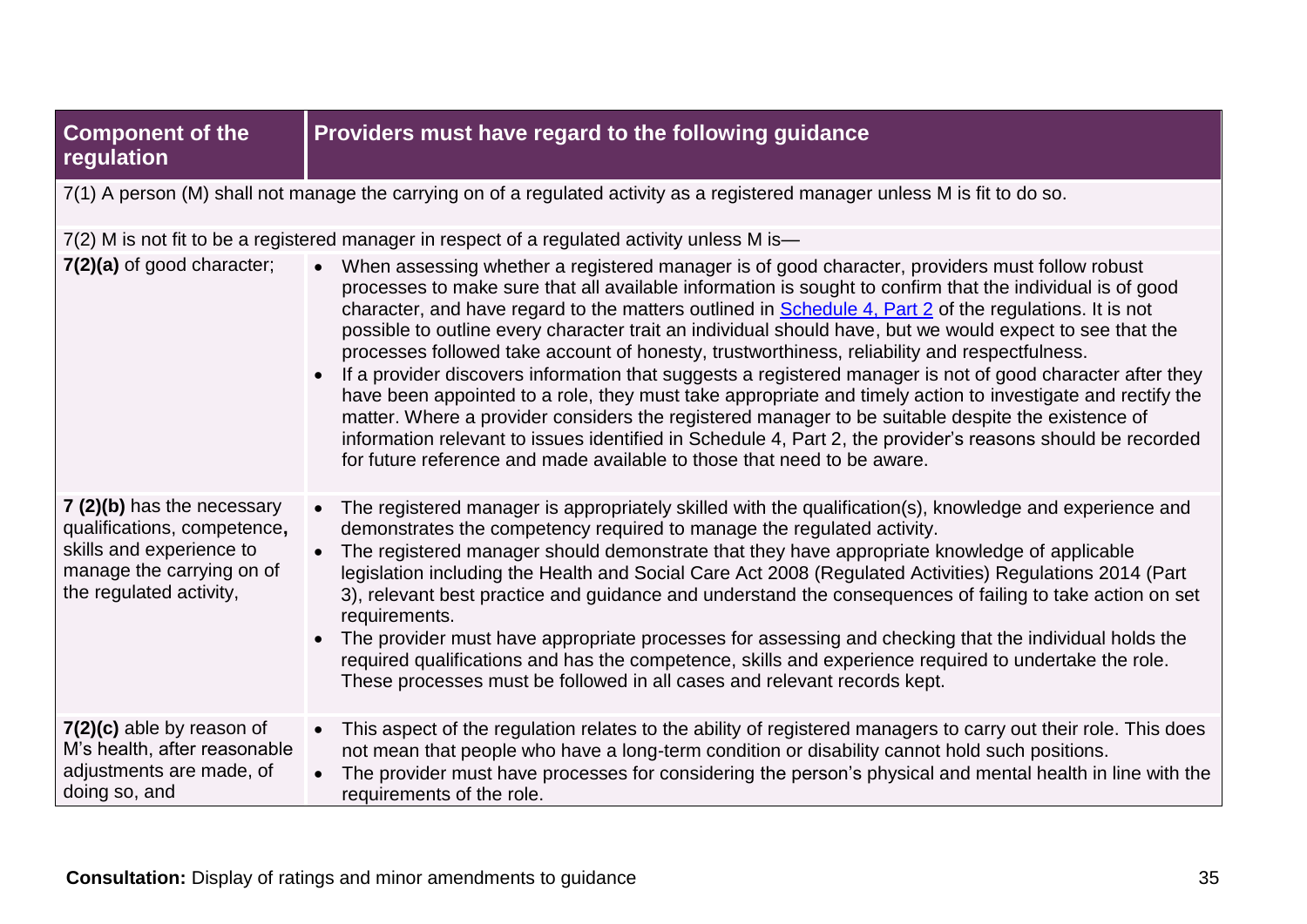| Component of the regulation | Providers must have regard to the following guidance |
|---|---|
| 7(1) A person (M) shall not manage the carrying on of a regulated activity as a registered manager unless M is fit to do so. | |
| 7(2) M is not fit to be a registered manager in respect of a regulated activity unless M is— | |
| **7(2)(a)** of good character; | • When assessing whether a registered manager is of good character, providers must follow robust processes to make sure that all available information is sought to confirm that the individual is of good character, and have regard to the matters outlined in [Schedule 4, Part 2]() of the regulations. It is not possible to outline every character trait an individual should have, but we would expect to see that the processes followed take account of honesty, trustworthiness, reliability and respectfulness.<br>• If a provider discovers information that suggests a registered manager is not of good character after they have been appointed to a role, they must take appropriate and timely action to investigate and rectify the matter. Where a provider considers the registered manager to be suitable despite the existence of information relevant to issues identified in Schedule 4, Part 2, the provider's reasons should be recorded for future reference and made available to those that need to be aware. |
| **7 (2)(b)** has the necessary qualifications, competence**,** skills and experience to manage the carrying on of the regulated activity, | • The registered manager is appropriately skilled with the qualification(s), knowledge and experience and demonstrates the competency required to manage the regulated activity.<br>• The registered manager should demonstrate that they have appropriate knowledge of applicable legislation including the Health and Social Care Act 2008 (Regulated Activities) Regulations 2014 (Part 3), relevant best practice and guidance and understand the consequences of failing to take action on set requirements.<br>• The provider must have appropriate processes for assessing and checking that the individual holds the required qualifications and has the competence, skills and experience required to undertake the role. These processes must be followed in all cases and relevant records kept. |
| **7(2)(c)** able by reason of M's health, after reasonable adjustments are made, of doing so, and | • This aspect of the regulation relates to the ability of registered managers to carry out their role. This does not mean that people who have a long-term condition or disability cannot hold such positions.<br>• The provider must have processes for considering the person's physical and mental health in line with the requirements of the role. |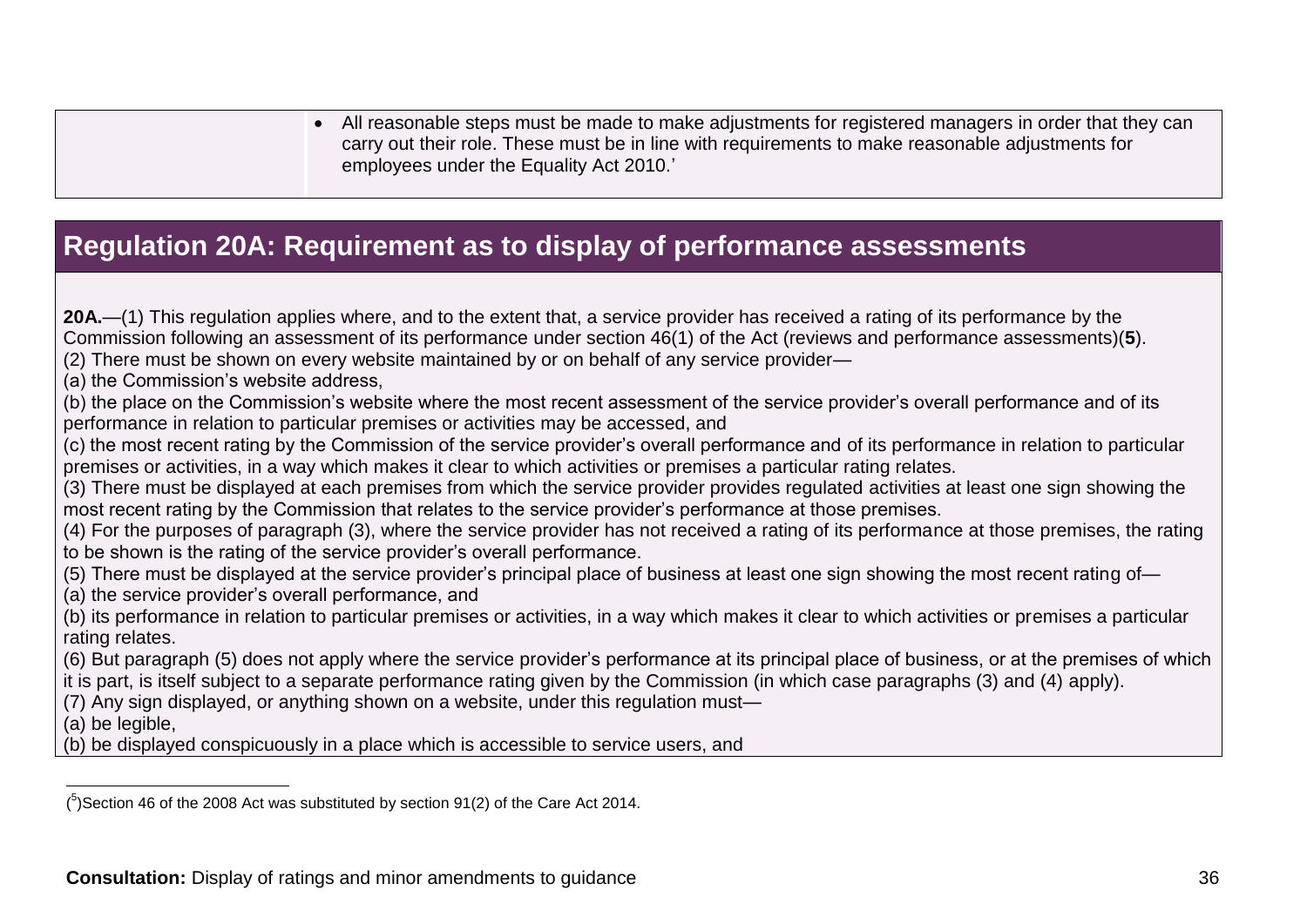| | • All reasonable steps must be made to make adjustments for registered managers in order that they can carry out their role. These must be in line with requirements to make reasonable adjustments for employees under the Equality Act 2010.' |
|---|---|

## Regulation 20A: Requirement as to display of performance assessments

**20A.**—(1) This regulation applies where, and to the extent that, a service provider has received a rating of its performance by the Commission following an assessment of its performance under section 46(1) of the Act (reviews and performance assessments)(**5**).

(2) There must be shown on every website maintained by or on behalf of any service provider—

(a) the Commission's website address,

(b) the place on the Commission's website where the most recent assessment of the service provider's overall performance and of its performance in relation to particular premises or activities may be accessed, and

(c) the most recent rating by the Commission of the service provider's overall performance and of its performance in relation to particular premises or activities, in a way which makes it clear to which activities or premises a particular rating relates.

(3) There must be displayed at each premises from which the service provider provides regulated activities at least one sign showing the most recent rating by the Commission that relates to the service provider's performance at those premises.

(4) For the purposes of paragraph (3), where the service provider has not received a rating of its performance at those premises, the rating to be shown is the rating of the service provider's overall performance.

(5) There must be displayed at the service provider's principal place of business at least one sign showing the most recent rating of—

(a) the service provider's overall performance, and

(b) its performance in relation to particular premises or activities, in a way which makes it clear to which activities or premises a particular rating relates.

(6) But paragraph (5) does not apply where the service provider's performance at its principal place of business, or at the premises of which it is part, is itself subject to a separate performance rating given by the Commission (in which case paragraphs (3) and (4) apply).

(7) Any sign displayed, or anything shown on a website, under this regulation must—

(a) be legible,

(b) be displayed conspicuously in a place which is accessible to service users, and

---

[5] Section 46 of the 2008 Act was substituted by section 91(2) of the Care Act 2014.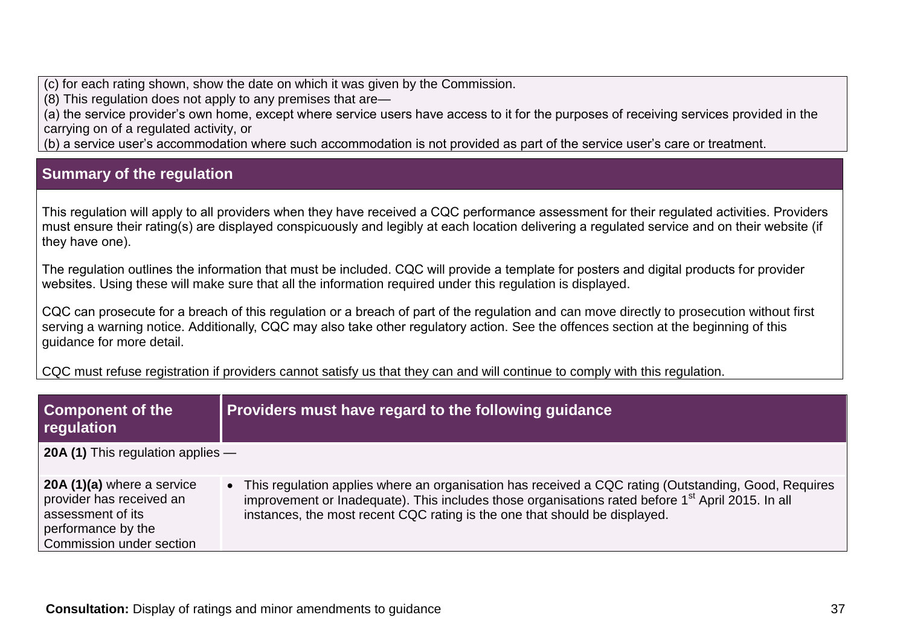(c) for each rating shown, show the date on which it was given by the Commission.
(8) This regulation does not apply to any premises that are—
(a) the service provider's own home, except where service users have access to it for the purposes of receiving services provided in the carrying on of a regulated activity, or
(b) a service user's accommodation where such accommodation is not provided as part of the service user's care or treatment.

## Summary of the regulation

This regulation will apply to all providers when they have received a CQC performance assessment for their regulated activities. Providers must ensure their rating(s) are displayed conspicuously and legibly at each location delivering a regulated service and on their website (if they have one).

The regulation outlines the information that must be included. CQC will provide a template for posters and digital products for provider websites. Using these will make sure that all the information required under this regulation is displayed.

CQC can prosecute for a breach of this regulation or a breach of part of the regulation and can move directly to prosecution without first serving a warning notice. Additionally, CQC may also take other regulatory action. See the offences section at the beginning of this guidance for more detail.

CQC must refuse registration if providers cannot satisfy us that they can and will continue to comply with this regulation.

| Component of the regulation | Providers must have regard to the following guidance |
|---|---|
| **20A (1)** This regulation applies — | |
| **20A (1)(a)** where a service provider has received an assessment of its performance by the Commission under section | • This regulation applies where an organisation has received a CQC rating (Outstanding, Good, Requires improvement or Inadequate). This includes those organisations rated before 1st April 2015. In all instances, the most recent CQC rating is the one that should be displayed. |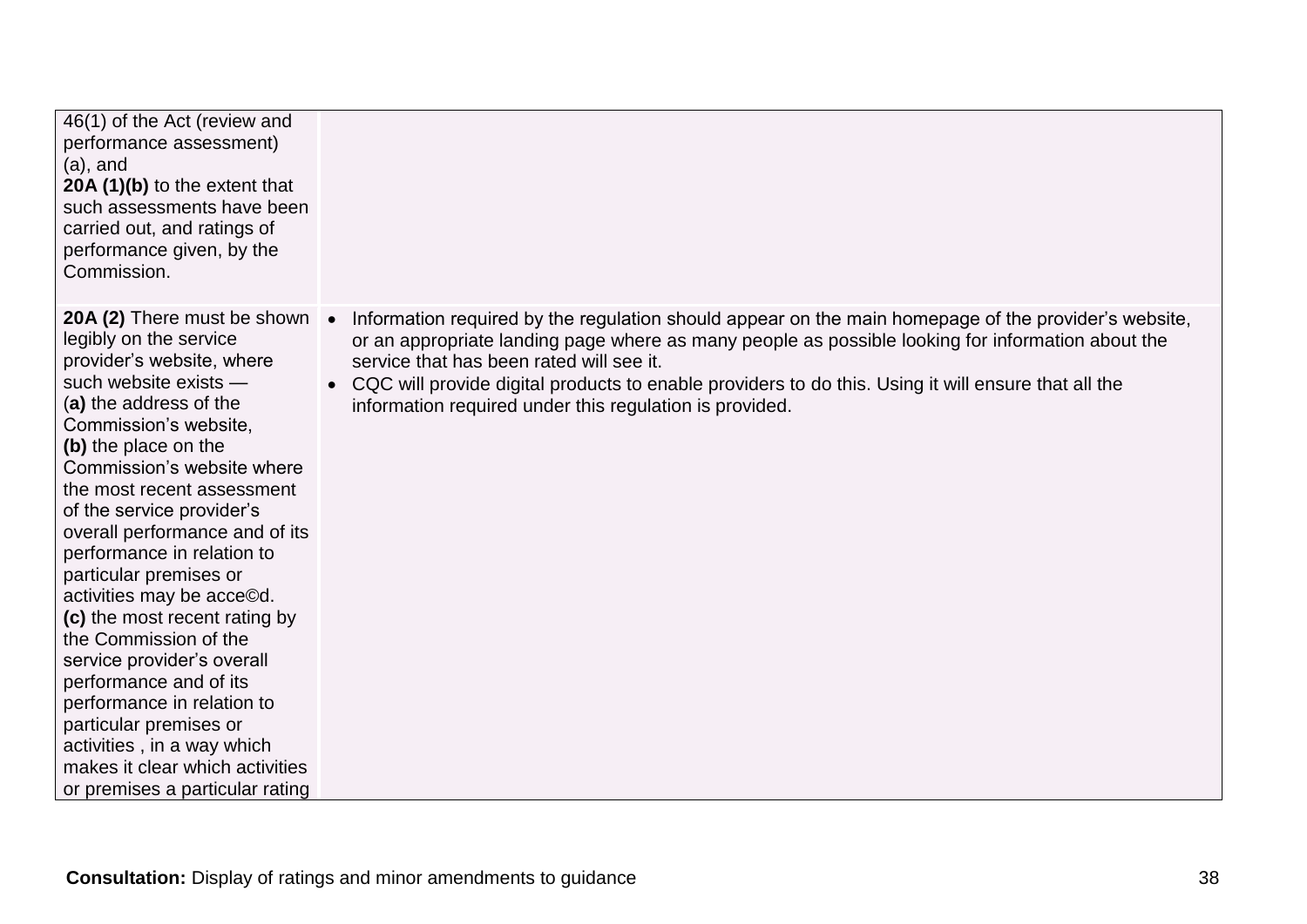| | |
|---|---|
| 46(1) of the Act (review and performance assessment) (a), and<br>**20A (1)(b)** to the extent that such assessments have been carried out, and ratings of performance given, by the Commission. | |
| **20A (2)** There must be shown legibly on the service provider's website, where such website exists —<br>(**a)** the address of the Commission's website,<br>**(b)** the place on the Commission's website where the most recent assessment of the service provider's overall performance and of its performance in relation to particular premises or activities may be acce©d.<br>**(c)** the most recent rating by the Commission of the service provider's overall performance and of its performance in relation to particular premises or activities , in a way which makes it clear which activities or premises a particular rating | • Information required by the regulation should appear on the main homepage of the provider's website, or an appropriate landing page where as many people as possible looking for information about the service that has been rated will see it.<br>• CQC will provide digital products to enable providers to do this. Using it will ensure that all the information required under this regulation is provided. |

**Consultation:** Display of ratings and minor amendments to guidance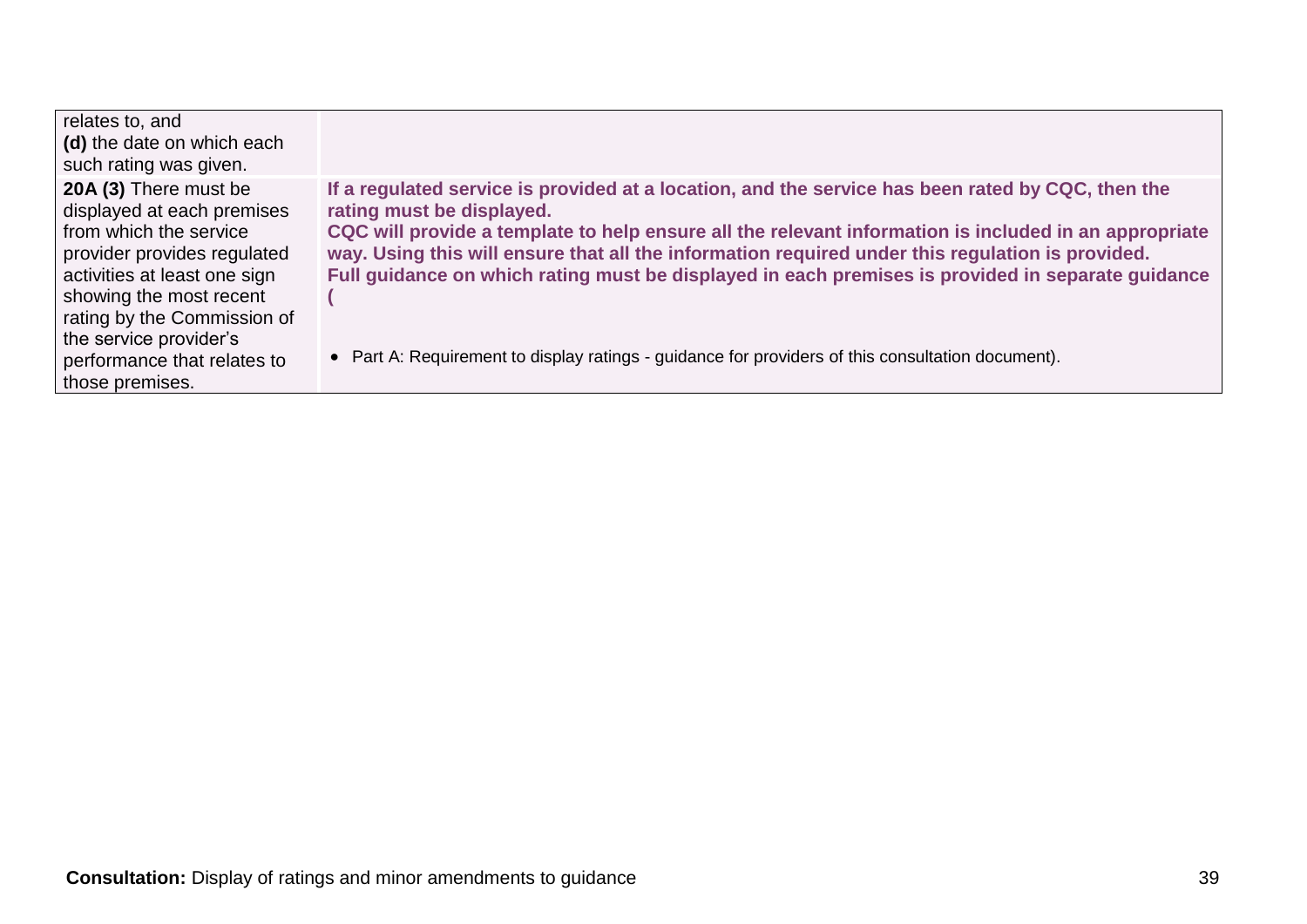| | |
|---|---|
| relates to, and<br>**(d)** the date on which each such rating was given. | |
| **20A (3)** There must be displayed at each premises from which the service provider provides regulated activities at least one sign showing the most recent rating by the Commission of the service provider's performance that relates to those premises. | **If a regulated service is provided at a location, and the service has been rated by CQC, then the rating must be displayed.**<br>**CQC will provide a template to help ensure all the relevant information is included in an appropriate way. Using this will ensure that all the information required under this regulation is provided.**<br>**Full guidance on which rating must be displayed in each premises is provided in separate guidance (**<br><br>• Part A: Requirement to display ratings - guidance for providers of this consultation document). |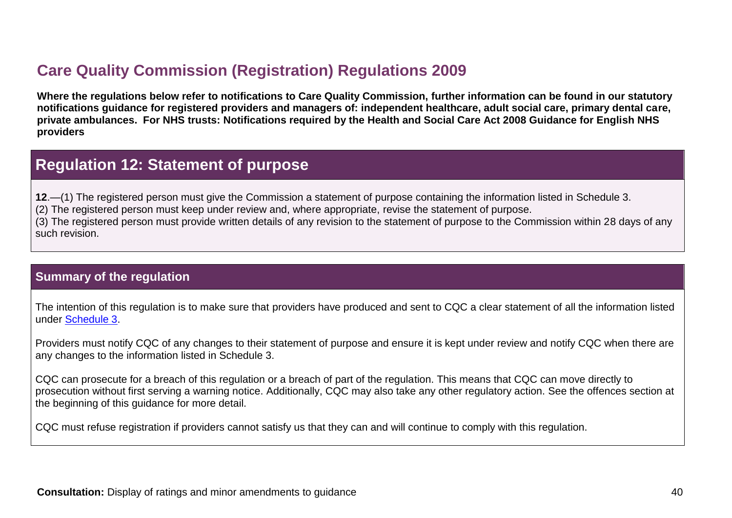## Care Quality Commission (Registration) Regulations 2009

**Where the regulations below refer to notifications to Care Quality Commission, further information can be found in our statutory notifications guidance for registered providers and managers of: independent healthcare, adult social care, primary dental care, private ambulances. For NHS trusts: Notifications required by the Health and Social Care Act 2008 Guidance for English NHS providers**

## Regulation 12: Statement of purpose

**12**.—(1) The registered person must give the Commission a statement of purpose containing the information listed in Schedule 3.
(2) The registered person must keep under review and, where appropriate, revise the statement of purpose.
(3) The registered person must provide written details of any revision to the statement of purpose to the Commission within 28 days of any such revision.

### Summary of the regulation

The intention of this regulation is to make sure that providers have produced and sent to CQC a clear statement of all the information listed under Schedule 3.

Providers must notify CQC of any changes to their statement of purpose and ensure it is kept under review and notify CQC when there are any changes to the information listed in Schedule 3.

CQC can prosecute for a breach of this regulation or a breach of part of the regulation. This means that CQC can move directly to prosecution without first serving a warning notice. Additionally, CQC may also take any other regulatory action. See the offences section at the beginning of this guidance for more detail.

CQC must refuse registration if providers cannot satisfy us that they can and will continue to comply with this regulation.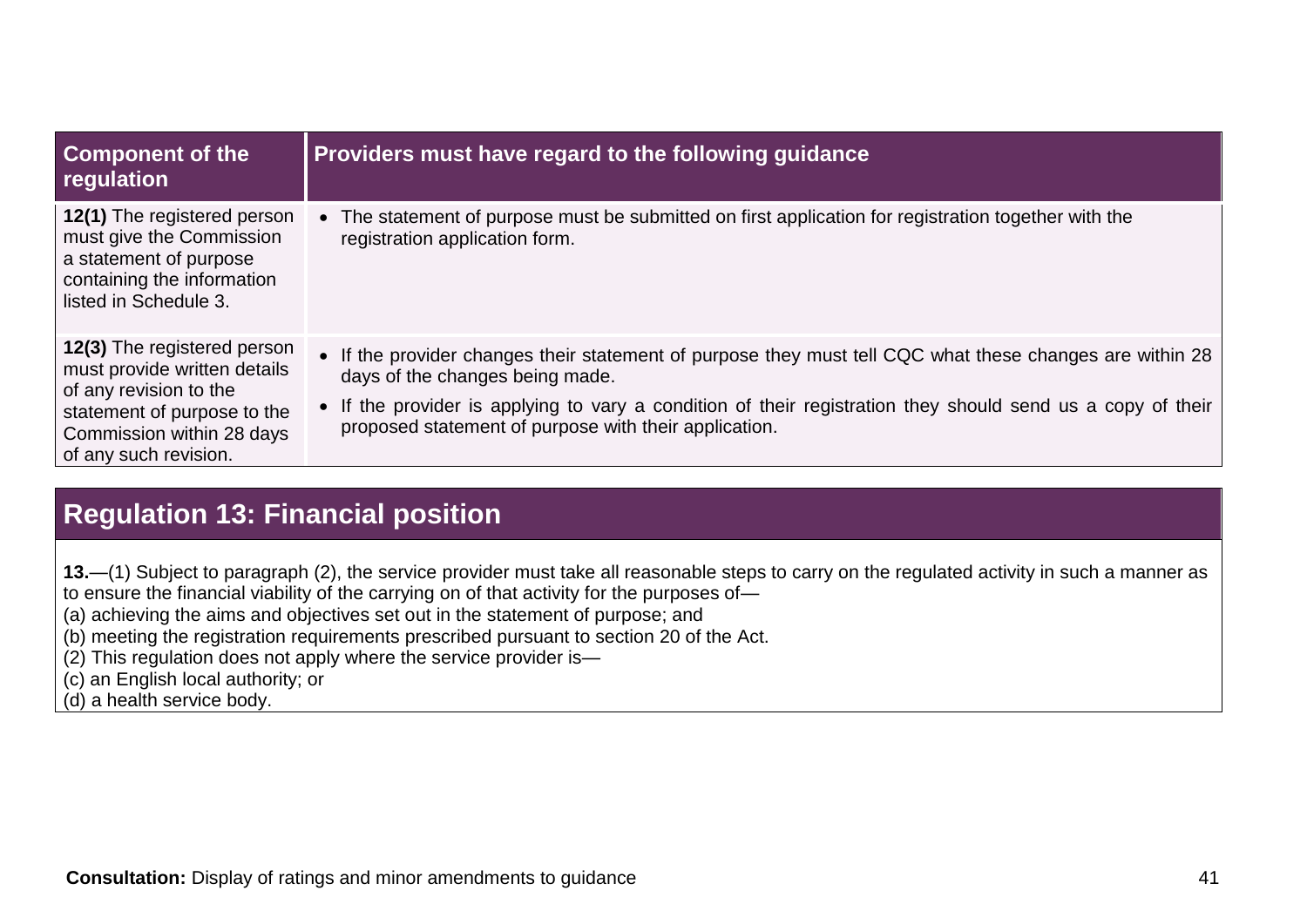| Component of the regulation | Providers must have regard to the following guidance |
| --- | --- |
| **12(1)** The registered person must give the Commission a statement of purpose containing the information listed in Schedule 3. | • The statement of purpose must be submitted on first application for registration together with the registration application form. |
| **12(3)** The registered person must provide written details of any revision to the statement of purpose to the Commission within 28 days of any such revision. | • If the provider changes their statement of purpose they must tell CQC what these changes are within 28 days of the changes being made.<br>• If the provider is applying to vary a condition of their registration they should send us a copy of their proposed statement of purpose with their application. |

## Regulation 13: Financial position

**13.**—(1) Subject to paragraph (2), the service provider must take all reasonable steps to carry on the regulated activity in such a manner as to ensure the financial viability of the carrying on of that activity for the purposes of—
(a) achieving the aims and objectives set out in the statement of purpose; and
(b) meeting the registration requirements prescribed pursuant to section 20 of the Act.
(2) This regulation does not apply where the service provider is—
(c) an English local authority; or
(d) a health service body.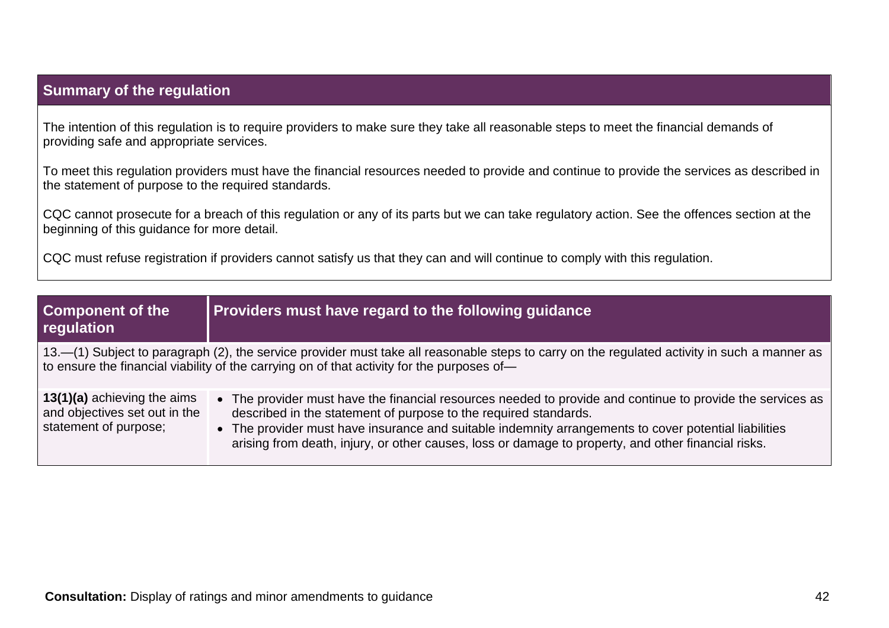| Summary of the regulation |
|---|
| The intention of this regulation is to require providers to make sure they take all reasonable steps to meet the financial demands of providing safe and appropriate services.<br><br>To meet this regulation providers must have the financial resources needed to provide and continue to provide the services as described in the statement of purpose to the required standards.<br><br>CQC cannot prosecute for a breach of this regulation or any of its parts but we can take regulatory action. See the offences section at the beginning of this guidance for more detail.<br><br>CQC must refuse registration if providers cannot satisfy us that they can and will continue to comply with this regulation. |

| Component of the regulation | Providers must have regard to the following guidance |
|---|---|
| 13.—(1) Subject to paragraph (2), the service provider must take all reasonable steps to carry on the regulated activity in such a manner as to ensure the financial viability of the carrying on of that activity for the purposes of— | |
| **13(1)(a)** achieving the aims and objectives set out in the statement of purpose; | • The provider must have the financial resources needed to provide and continue to provide the services as described in the statement of purpose to the required standards.<br>• The provider must have insurance and suitable indemnity arrangements to cover potential liabilities arising from death, injury, or other causes, loss or damage to property, and other financial risks. |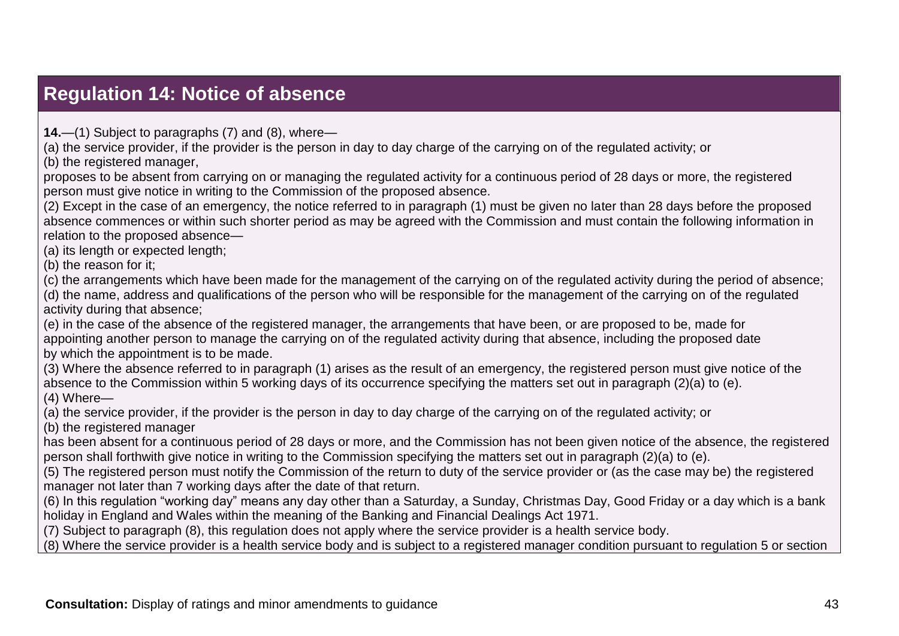## Regulation 14: Notice of absence

**14.**—(1) Subject to paragraphs (7) and (8), where—

(a) the service provider, if the provider is the person in day to day charge of the carrying on of the regulated activity; or

(b) the registered manager,

proposes to be absent from carrying on or managing the regulated activity for a continuous period of 28 days or more, the registered person must give notice in writing to the Commission of the proposed absence.

(2) Except in the case of an emergency, the notice referred to in paragraph (1) must be given no later than 28 days before the proposed absence commences or within such shorter period as may be agreed with the Commission and must contain the following information in relation to the proposed absence—

(a) its length or expected length;

(b) the reason for it;

(c) the arrangements which have been made for the management of the carrying on of the regulated activity during the period of absence;

(d) the name, address and qualifications of the person who will be responsible for the management of the carrying on of the regulated activity during that absence;

(e) in the case of the absence of the registered manager, the arrangements that have been, or are proposed to be, made for appointing another person to manage the carrying on of the regulated activity during that absence, including the proposed date by which the appointment is to be made.

(3) Where the absence referred to in paragraph (1) arises as the result of an emergency, the registered person must give notice of the absence to the Commission within 5 working days of its occurrence specifying the matters set out in paragraph (2)(a) to (e).

(4) Where—

(a) the service provider, if the provider is the person in day to day charge of the carrying on of the regulated activity; or

(b) the registered manager

has been absent for a continuous period of 28 days or more, and the Commission has not been given notice of the absence, the registered person shall forthwith give notice in writing to the Commission specifying the matters set out in paragraph (2)(a) to (e).

(5) The registered person must notify the Commission of the return to duty of the service provider or (as the case may be) the registered manager not later than 7 working days after the date of that return.

(6) In this regulation "working day" means any day other than a Saturday, a Sunday, Christmas Day, Good Friday or a day which is a bank holiday in England and Wales within the meaning of the Banking and Financial Dealings Act 1971.

(7) Subject to paragraph (8), this regulation does not apply where the service provider is a health service body.

(8) Where the service provider is a health service body and is subject to a registered manager condition pursuant to regulation 5 or section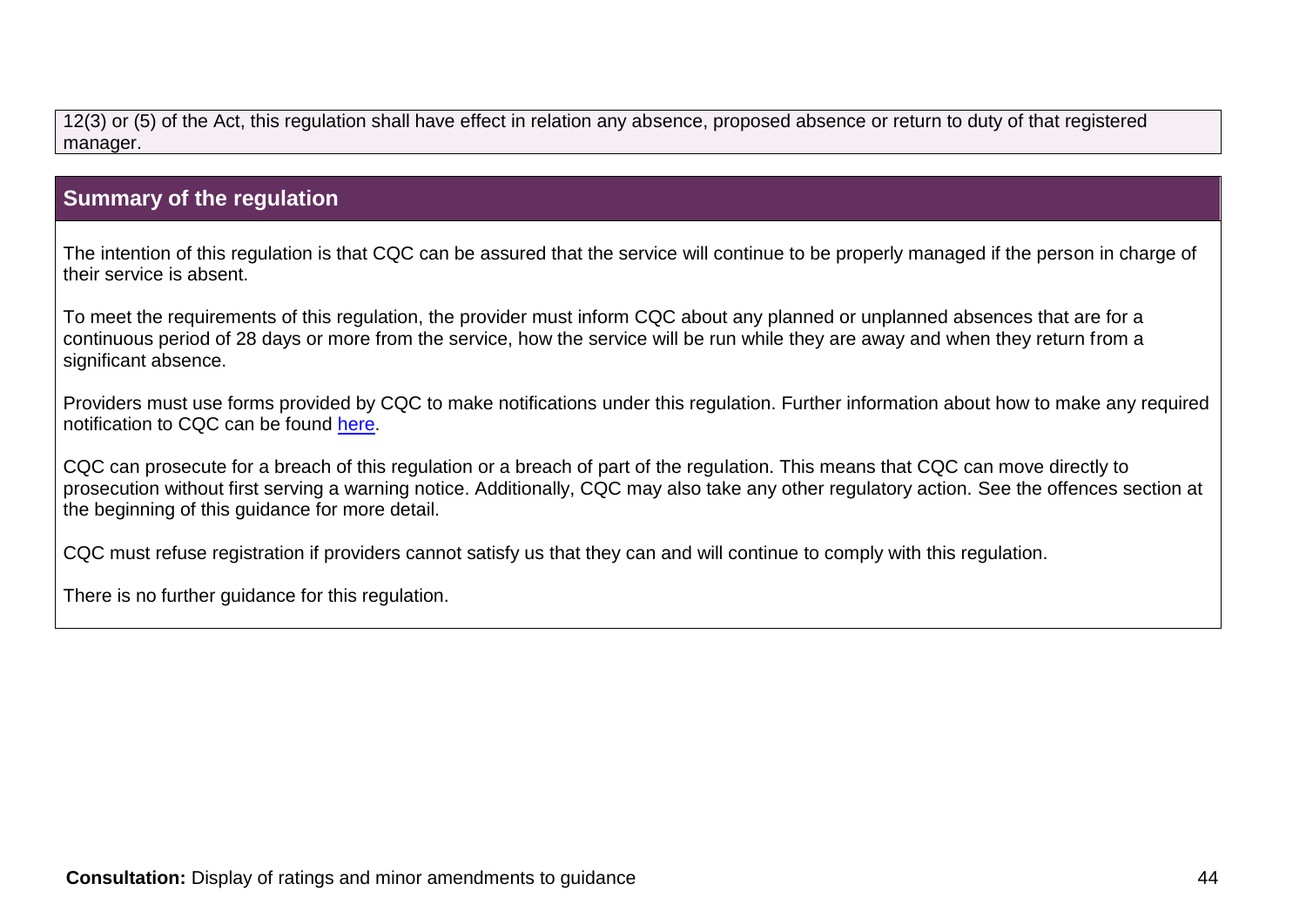12(3) or (5) of the Act, this regulation shall have effect in relation any absence, proposed absence or return to duty of that registered manager.

## Summary of the regulation

The intention of this regulation is that CQC can be assured that the service will continue to be properly managed if the person in charge of their service is absent.

To meet the requirements of this regulation, the provider must inform CQC about any planned or unplanned absences that are for a continuous period of 28 days or more from the service, how the service will be run while they are away and when they return from a significant absence.

Providers must use forms provided by CQC to make notifications under this regulation. Further information about how to make any required notification to CQC can be found here.

CQC can prosecute for a breach of this regulation or a breach of part of the regulation. This means that CQC can move directly to prosecution without first serving a warning notice. Additionally, CQC may also take any other regulatory action. See the offences section at the beginning of this guidance for more detail.

CQC must refuse registration if providers cannot satisfy us that they can and will continue to comply with this regulation.

There is no further guidance for this regulation.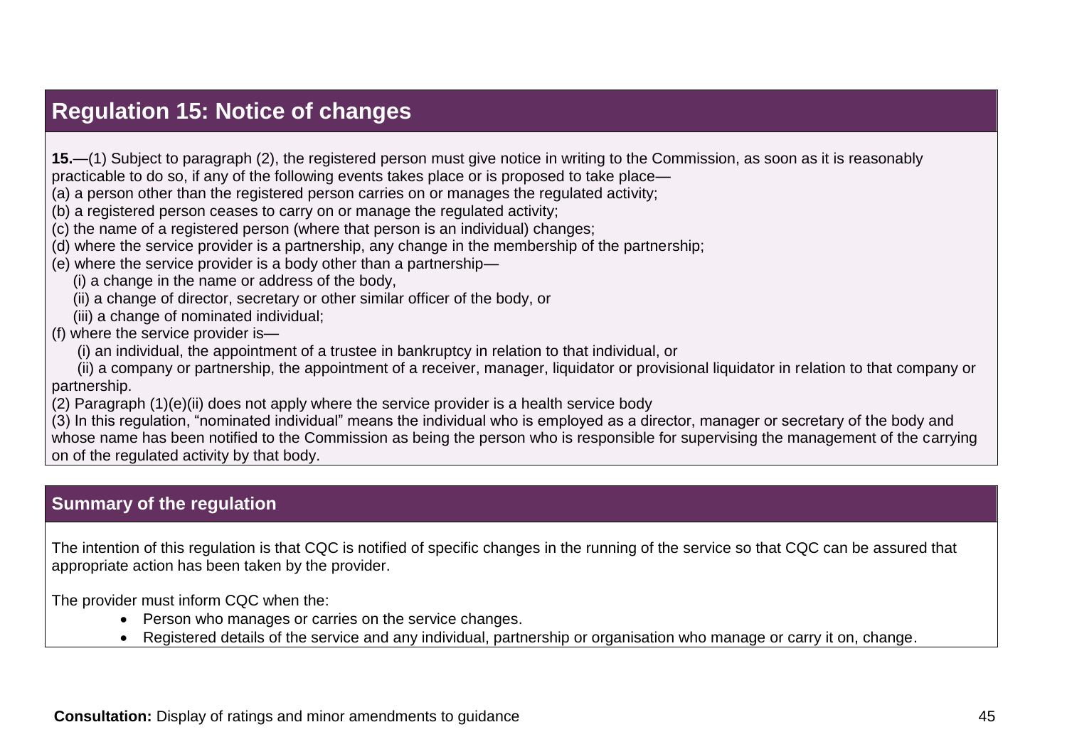## Regulation 15: Notice of changes

**15.**—(1) Subject to paragraph (2), the registered person must give notice in writing to the Commission, as soon as it is reasonably practicable to do so, if any of the following events takes place or is proposed to take place—

(a) a person other than the registered person carries on or manages the regulated activity;

(b) a registered person ceases to carry on or manage the regulated activity;

(c) the name of a registered person (where that person is an individual) changes;

(d) where the service provider is a partnership, any change in the membership of the partnership;

(e) where the service provider is a body other than a partnership—

(i) a change in the name or address of the body,

(ii) a change of director, secretary or other similar officer of the body, or

(iii) a change of nominated individual;

(f) where the service provider is—

(i) an individual, the appointment of a trustee in bankruptcy in relation to that individual, or

(ii) a company or partnership, the appointment of a receiver, manager, liquidator or provisional liquidator in relation to that company or partnership.

(2) Paragraph (1)(e)(ii) does not apply where the service provider is a health service body

(3) In this regulation, "nominated individual" means the individual who is employed as a director, manager or secretary of the body and whose name has been notified to the Commission as being the person who is responsible for supervising the management of the carrying on of the regulated activity by that body.

## Summary of the regulation

The intention of this regulation is that CQC is notified of specific changes in the running of the service so that CQC can be assured that appropriate action has been taken by the provider.

The provider must inform CQC when the:

- Person who manages or carries on the service changes.
- Registered details of the service and any individual, partnership or organisation who manage or carry it on, change.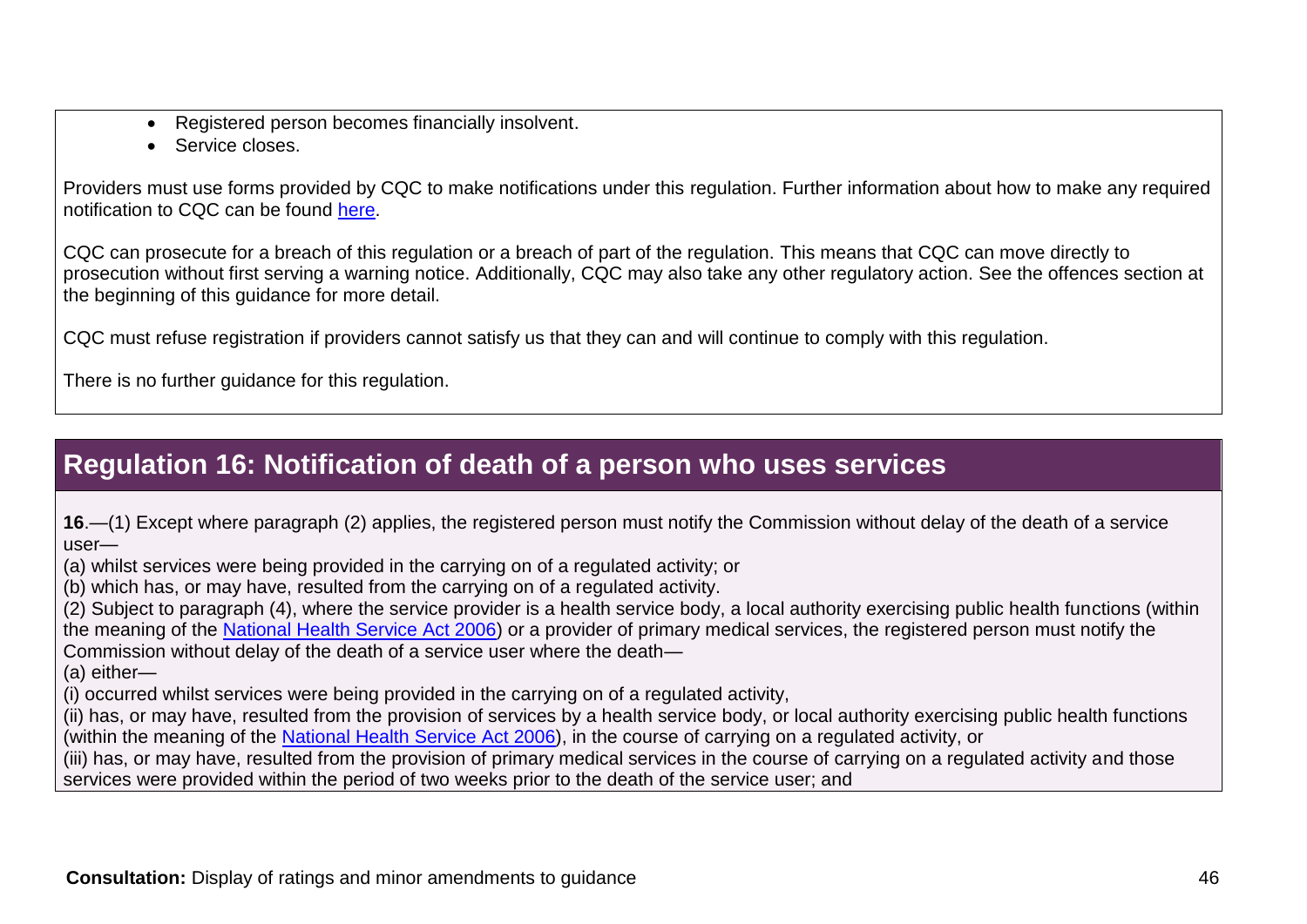- Registered person becomes financially insolvent.
- Service closes.

Providers must use forms provided by CQC to make notifications under this regulation. Further information about how to make any required notification to CQC can be found [here](#).

CQC can prosecute for a breach of this regulation or a breach of part of the regulation. This means that CQC can move directly to prosecution without first serving a warning notice. Additionally, CQC may also take any other regulatory action. See the offences section at the beginning of this guidance for more detail.

CQC must refuse registration if providers cannot satisfy us that they can and will continue to comply with this regulation.

There is no further guidance for this regulation.

## Regulation 16: Notification of death of a person who uses services

**16**.—(1) Except where paragraph (2) applies, the registered person must notify the Commission without delay of the death of a service user—

(a) whilst services were being provided in the carrying on of a regulated activity; or

(b) which has, or may have, resulted from the carrying on of a regulated activity.

(2) Subject to paragraph (4), where the service provider is a health service body, a local authority exercising public health functions (within the meaning of the [National Health Service Act 2006](#)) or a provider of primary medical services, the registered person must notify the Commission without delay of the death of a service user where the death—

(a) either—

(i) occurred whilst services were being provided in the carrying on of a regulated activity,

(ii) has, or may have, resulted from the provision of services by a health service body, or local authority exercising public health functions (within the meaning of the [National Health Service Act 2006](#)), in the course of carrying on a regulated activity, or

(iii) has, or may have, resulted from the provision of primary medical services in the course of carrying on a regulated activity and those services were provided within the period of two weeks prior to the death of the service user; and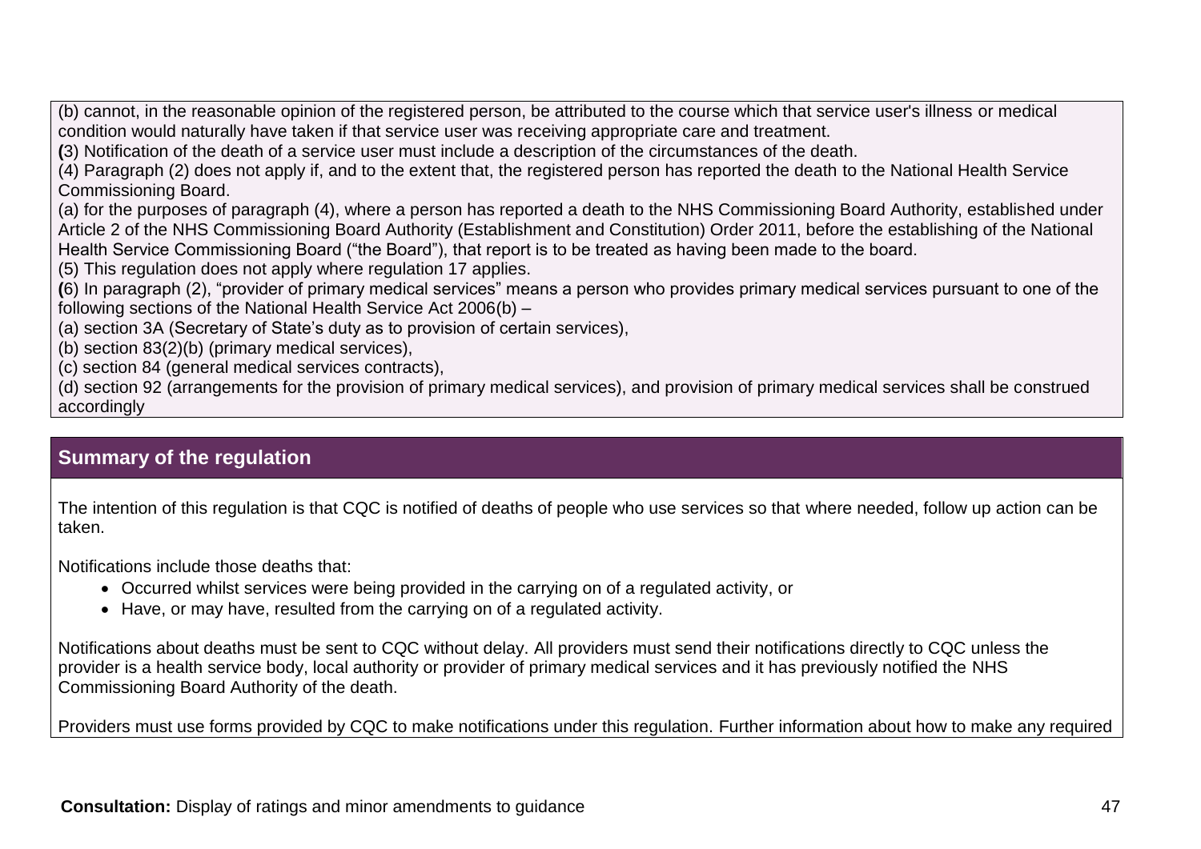(b) cannot, in the reasonable opinion of the registered person, be attributed to the course which that service user's illness or medical condition would naturally have taken if that service user was receiving appropriate care and treatment.

(3) Notification of the death of a service user must include a description of the circumstances of the death.

(4) Paragraph (2) does not apply if, and to the extent that, the registered person has reported the death to the National Health Service Commissioning Board.

(a) for the purposes of paragraph (4), where a person has reported a death to the NHS Commissioning Board Authority, established under Article 2 of the NHS Commissioning Board Authority (Establishment and Constitution) Order 2011, before the establishing of the National Health Service Commissioning Board ("the Board"), that report is to be treated as having been made to the board.

(5) This regulation does not apply where regulation 17 applies.

(6) In paragraph (2), "provider of primary medical services" means a person who provides primary medical services pursuant to one of the following sections of the National Health Service Act 2006(b) –

(a) section 3A (Secretary of State's duty as to provision of certain services),

(b) section 83(2)(b) (primary medical services),

(c) section 84 (general medical services contracts),

(d) section 92 (arrangements for the provision of primary medical services), and provision of primary medical services shall be construed accordingly

## Summary of the regulation

The intention of this regulation is that CQC is notified of deaths of people who use services so that where needed, follow up action can be taken.

Notifications include those deaths that:

- Occurred whilst services were being provided in the carrying on of a regulated activity, or
- Have, or may have, resulted from the carrying on of a regulated activity.

Notifications about deaths must be sent to CQC without delay. All providers must send their notifications directly to CQC unless the provider is a health service body, local authority or provider of primary medical services and it has previously notified the NHS Commissioning Board Authority of the death.

Providers must use forms provided by CQC to make notifications under this regulation. Further information about how to make any required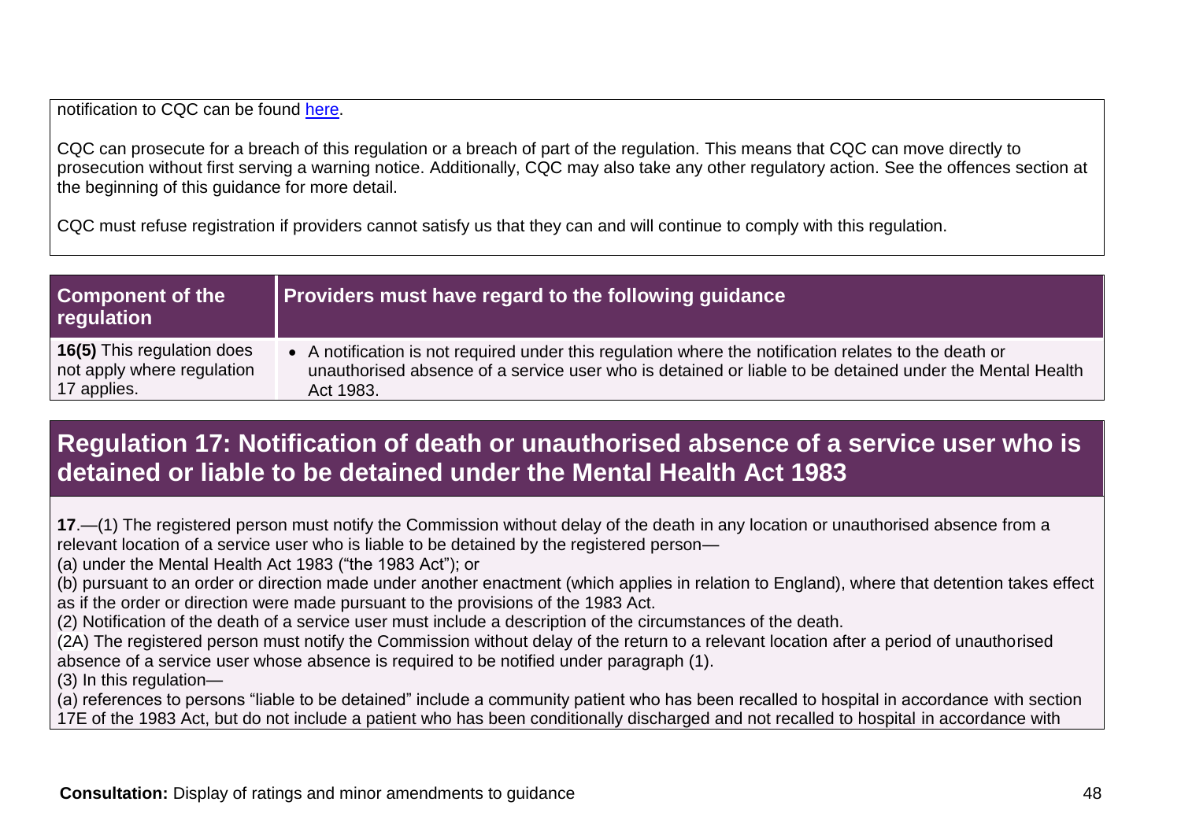notification to CQC can be found here.

CQC can prosecute for a breach of this regulation or a breach of part of the regulation. This means that CQC can move directly to prosecution without first serving a warning notice. Additionally, CQC may also take any other regulatory action. See the offences section at the beginning of this guidance for more detail.

CQC must refuse registration if providers cannot satisfy us that they can and will continue to comply with this regulation.

| Component of the regulation | Providers must have regard to the following guidance |
|---|---|
| **16(5)** This regulation does not apply where regulation 17 applies. | • A notification is not required under this regulation where the notification relates to the death or unauthorised absence of a service user who is detained or liable to be detained under the Mental Health Act 1983. |

## Regulation 17: Notification of death or unauthorised absence of a service user who is detained or liable to be detained under the Mental Health Act 1983

**17**.—(1) The registered person must notify the Commission without delay of the death in any location or unauthorised absence from a relevant location of a service user who is liable to be detained by the registered person—
(a) under the Mental Health Act 1983 ("the 1983 Act"); or
(b) pursuant to an order or direction made under another enactment (which applies in relation to England), where that detention takes effect as if the order or direction were made pursuant to the provisions of the 1983 Act.
(2) Notification of the death of a service user must include a description of the circumstances of the death.
(2A) The registered person must notify the Commission without delay of the return to a relevant location after a period of unauthorised absence of a service user whose absence is required to be notified under paragraph (1).
(3) In this regulation—
(a) references to persons "liable to be detained" include a community patient who has been recalled to hospital in accordance with section 17E of the 1983 Act, but do not include a patient who has been conditionally discharged and not recalled to hospital in accordance with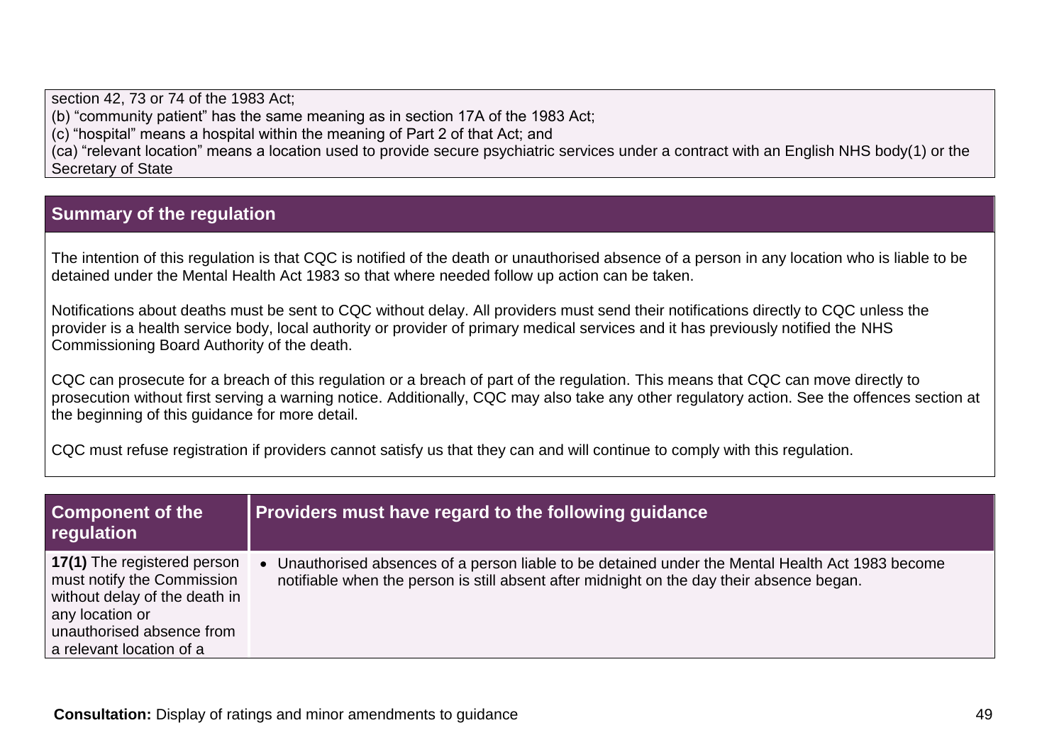| |
|---|
| section 42, 73 or 74 of the 1983 Act;<br>(b) “community patient” has the same meaning as in section 17A of the 1983 Act;<br>(c) “hospital” means a hospital within the meaning of Part 2 of that Act; and<br>(ca) “relevant location” means a location used to provide secure psychiatric services under a contract with an English NHS body(1) or the Secretary of State |

## Summary of the regulation

The intention of this regulation is that CQC is notified of the death or unauthorised absence of a person in any location who is liable to be detained under the Mental Health Act 1983 so that where needed follow up action can be taken.

Notifications about deaths must be sent to CQC without delay. All providers must send their notifications directly to CQC unless the provider is a health service body, local authority or provider of primary medical services and it has previously notified the NHS Commissioning Board Authority of the death.

CQC can prosecute for a breach of this regulation or a breach of part of the regulation. This means that CQC can move directly to prosecution without first serving a warning notice. Additionally, CQC may also take any other regulatory action. See the offences section at the beginning of this guidance for more detail.

CQC must refuse registration if providers cannot satisfy us that they can and will continue to comply with this regulation.

| Component of the regulation | Providers must have regard to the following guidance |
|---|---|
| **17(1)** The registered person must notify the Commission without delay of the death in any location or unauthorised absence from a relevant location of a | • Unauthorised absences of a person liable to be detained under the Mental Health Act 1983 become notifiable when the person is still absent after midnight on the day their absence began. |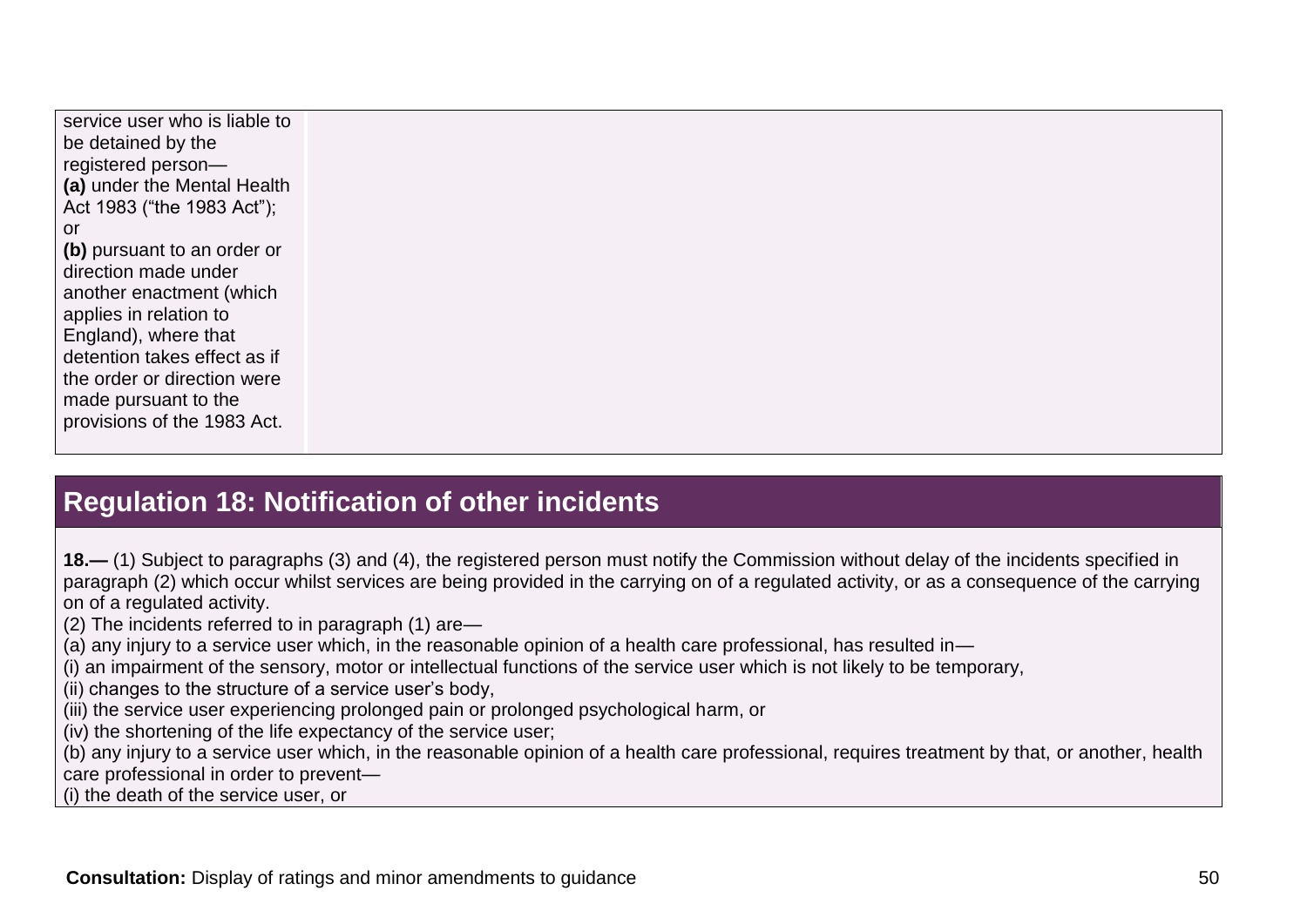| | |
|---|---|
| service user who is liable to be detained by the registered person—<br>**(a)** under the Mental Health Act 1983 ("the 1983 Act"); or<br>**(b)** pursuant to an order or direction made under another enactment (which applies in relation to England), where that detention takes effect as if the order or direction were made pursuant to the provisions of the 1983 Act. | |

## Regulation 18: Notification of other incidents

**18.—** (1) Subject to paragraphs (3) and (4), the registered person must notify the Commission without delay of the incidents specified in paragraph (2) which occur whilst services are being provided in the carrying on of a regulated activity, or as a consequence of the carrying on of a regulated activity.

(2) The incidents referred to in paragraph (1) are—

(a) any injury to a service user which, in the reasonable opinion of a health care professional, has resulted in—

(i) an impairment of the sensory, motor or intellectual functions of the service user which is not likely to be temporary,

(ii) changes to the structure of a service user's body,

(iii) the service user experiencing prolonged pain or prolonged psychological harm, or

(iv) the shortening of the life expectancy of the service user;

(b) any injury to a service user which, in the reasonable opinion of a health care professional, requires treatment by that, or another, health care professional in order to prevent—

(i) the death of the service user, or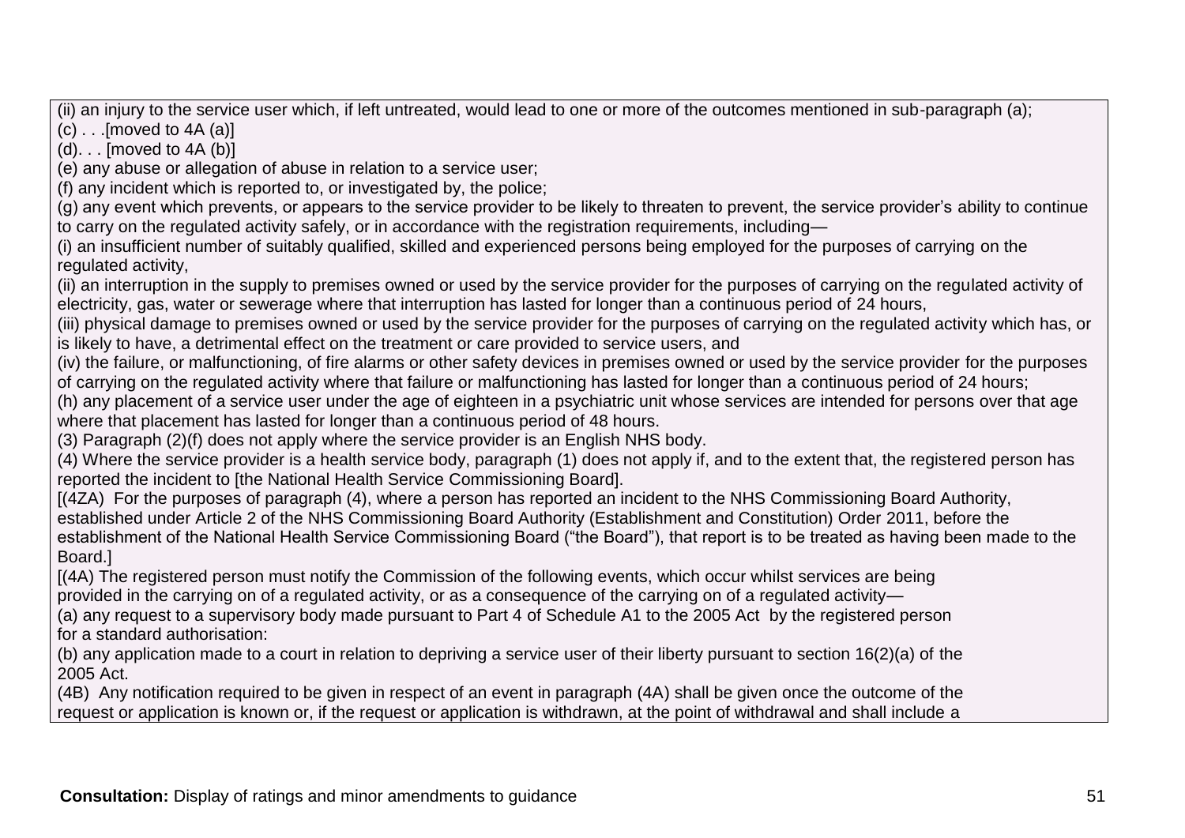(ii) an injury to the service user which, if left untreated, would lead to one or more of the outcomes mentioned in sub-paragraph (a);

(c) . . .[moved to 4A (a)]

(d). . . [moved to 4A (b)]

(e) any abuse or allegation of abuse in relation to a service user;

(f) any incident which is reported to, or investigated by, the police;

(g) any event which prevents, or appears to the service provider to be likely to threaten to prevent, the service provider's ability to continue to carry on the regulated activity safely, or in accordance with the registration requirements, including—

(i) an insufficient number of suitably qualified, skilled and experienced persons being employed for the purposes of carrying on the regulated activity,

(ii) an interruption in the supply to premises owned or used by the service provider for the purposes of carrying on the regulated activity of electricity, gas, water or sewerage where that interruption has lasted for longer than a continuous period of 24 hours,

(iii) physical damage to premises owned or used by the service provider for the purposes of carrying on the regulated activity which has, or is likely to have, a detrimental effect on the treatment or care provided to service users, and

(iv) the failure, or malfunctioning, of fire alarms or other safety devices in premises owned or used by the service provider for the purposes of carrying on the regulated activity where that failure or malfunctioning has lasted for longer than a continuous period of 24 hours;

(h) any placement of a service user under the age of eighteen in a psychiatric unit whose services are intended for persons over that age where that placement has lasted for longer than a continuous period of 48 hours.

(3) Paragraph (2)(f) does not apply where the service provider is an English NHS body.

(4) Where the service provider is a health service body, paragraph (1) does not apply if, and to the extent that, the registered person has reported the incident to [the National Health Service Commissioning Board].

[(4ZA) For the purposes of paragraph (4), where a person has reported an incident to the NHS Commissioning Board Authority, established under Article 2 of the NHS Commissioning Board Authority (Establishment and Constitution) Order 2011, before the establishment of the National Health Service Commissioning Board ("the Board"), that report is to be treated as having been made to the Board.]

[(4A) The registered person must notify the Commission of the following events, which occur whilst services are being provided in the carrying on of a regulated activity, or as a consequence of the carrying on of a regulated activity—

(a) any request to a supervisory body made pursuant to Part 4 of Schedule A1 to the 2005 Act by the registered person for a standard authorisation:

(b) any application made to a court in relation to depriving a service user of their liberty pursuant to section 16(2)(a) of the 2005 Act.

(4B) Any notification required to be given in respect of an event in paragraph (4A) shall be given once the outcome of the request or application is known or, if the request or application is withdrawn, at the point of withdrawal and shall include a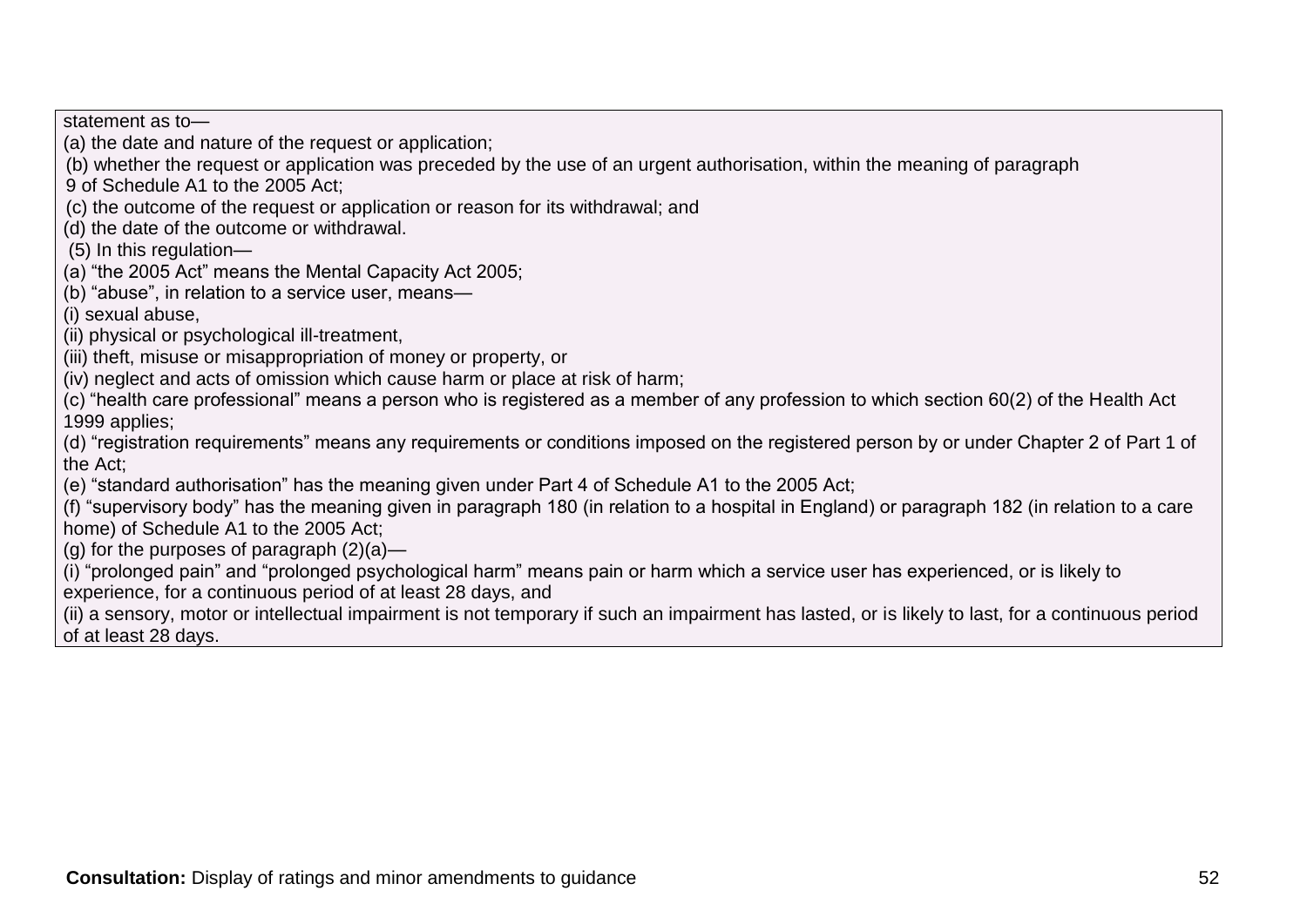statement as to—

(a) the date and nature of the request or application;

(b) whether the request or application was preceded by the use of an urgent authorisation, within the meaning of paragraph 9 of Schedule A1 to the 2005 Act;

(c) the outcome of the request or application or reason for its withdrawal; and

(d) the date of the outcome or withdrawal.

(5) In this regulation—

(a) "the 2005 Act" means the Mental Capacity Act 2005;

(b) "abuse", in relation to a service user, means—

(i) sexual abuse,

(ii) physical or psychological ill-treatment,

(iii) theft, misuse or misappropriation of money or property, or

(iv) neglect and acts of omission which cause harm or place at risk of harm;

(c) "health care professional" means a person who is registered as a member of any profession to which section 60(2) of the Health Act 1999 applies;

(d) "registration requirements" means any requirements or conditions imposed on the registered person by or under Chapter 2 of Part 1 of the Act;

(e) "standard authorisation" has the meaning given under Part 4 of Schedule A1 to the 2005 Act;

(f) "supervisory body" has the meaning given in paragraph 180 (in relation to a hospital in England) or paragraph 182 (in relation to a care home) of Schedule A1 to the 2005 Act;

(g) for the purposes of paragraph (2)(a)—

(i) "prolonged pain" and "prolonged psychological harm" means pain or harm which a service user has experienced, or is likely to experience, for a continuous period of at least 28 days, and

(ii) a sensory, motor or intellectual impairment is not temporary if such an impairment has lasted, or is likely to last, for a continuous period of at least 28 days.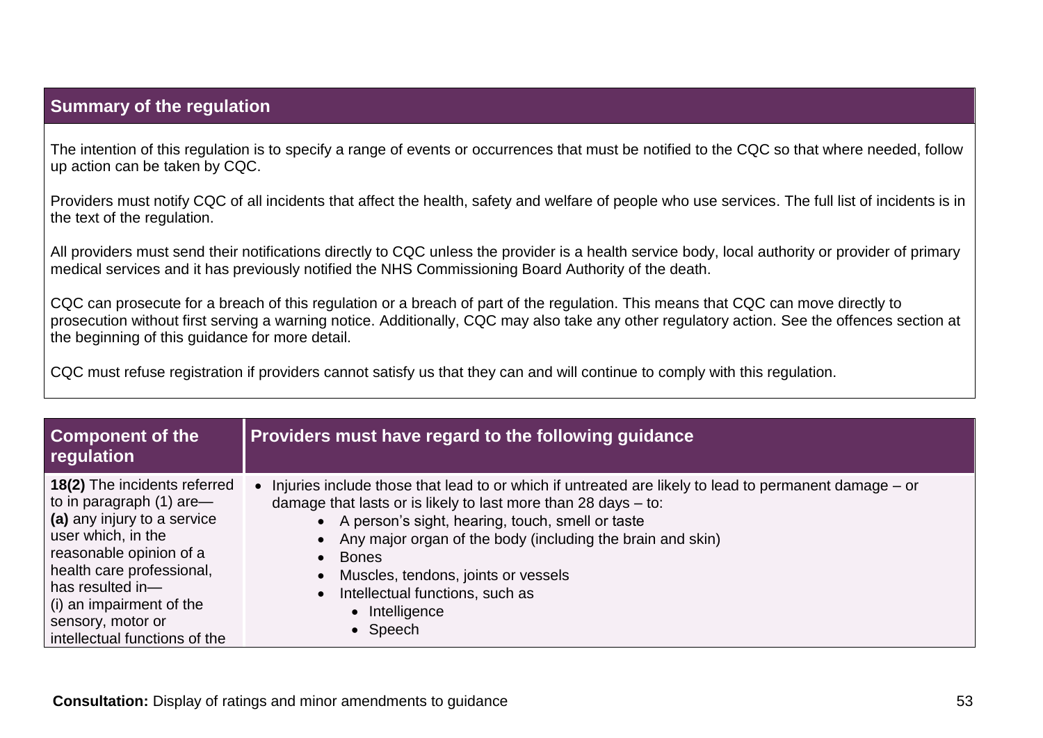| Summary of the regulation |
|---|
| The intention of this regulation is to specify a range of events or occurrences that must be notified to the CQC so that where needed, follow up action can be taken by CQC.<br><br>Providers must notify CQC of all incidents that affect the health, safety and welfare of people who use services. The full list of incidents is in the text of the regulation.<br><br>All providers must send their notifications directly to CQC unless the provider is a health service body, local authority or provider of primary medical services and it has previously notified the NHS Commissioning Board Authority of the death.<br><br>CQC can prosecute for a breach of this regulation or a breach of part of the regulation. This means that CQC can move directly to prosecution without first serving a warning notice. Additionally, CQC may also take any other regulatory action. See the offences section at the beginning of this guidance for more detail.<br><br>CQC must refuse registration if providers cannot satisfy us that they can and will continue to comply with this regulation. |

| Component of the regulation | Providers must have regard to the following guidance |
|---|---|
| **18(2)** The incidents referred to in paragraph (1) are—<br>**(a)** any injury to a service user which, in the reasonable opinion of a health care professional, has resulted in—<br>(i) an impairment of the sensory, motor or intellectual functions of the | • Injuries include those that lead to or which if untreated are likely to lead to permanent damage – or damage that lasts or is likely to last more than 28 days – to:<br>&nbsp;&nbsp;&nbsp;&nbsp;• A person's sight, hearing, touch, smell or taste<br>&nbsp;&nbsp;&nbsp;&nbsp;• Any major organ of the body (including the brain and skin)<br>&nbsp;&nbsp;&nbsp;&nbsp;• Bones<br>&nbsp;&nbsp;&nbsp;&nbsp;• Muscles, tendons, joints or vessels<br>&nbsp;&nbsp;&nbsp;&nbsp;• Intellectual functions, such as<br>&nbsp;&nbsp;&nbsp;&nbsp;&nbsp;&nbsp;&nbsp;&nbsp;• Intelligence<br>&nbsp;&nbsp;&nbsp;&nbsp;&nbsp;&nbsp;&nbsp;&nbsp;• Speech |

**Consultation:** Display of ratings and minor amendments to guidance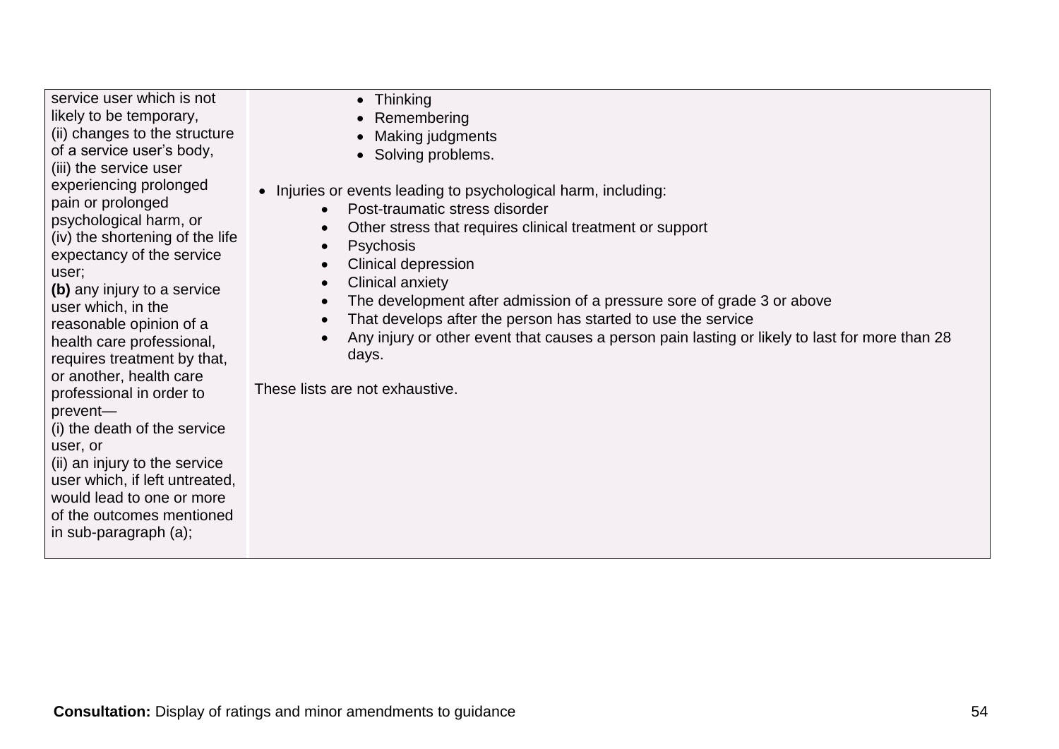| service user which is not likely to be temporary,<br>(ii) changes to the structure of a service user's body,<br>(iii) the service user experiencing prolonged pain or prolonged psychological harm, or<br>(iv) the shortening of the life expectancy of the service user;<br>**(b)** any injury to a service user which, in the reasonable opinion of a health care professional, requires treatment by that, or another, health care professional in order to prevent—<br>(i) the death of the service user, or<br>(ii) an injury to the service user which, if left untreated, would lead to one or more of the outcomes mentioned in sub-paragraph (a); | • Thinking<br>• Remembering<br>• Making judgments<br>• Solving problems.<br><br>• Injuries or events leading to psychological harm, including:<br>  • Post-traumatic stress disorder<br>  • Other stress that requires clinical treatment or support<br>  • Psychosis<br>  • Clinical depression<br>  • Clinical anxiety<br>  • The development after admission of a pressure sore of grade 3 or above<br>  • That develops after the person has started to use the service<br>  • Any injury or other event that causes a person pain lasting or likely to last for more than 28 days.<br><br>These lists are not exhaustive. |
|---|---|

**Consultation:** Display of ratings and minor amendments to guidance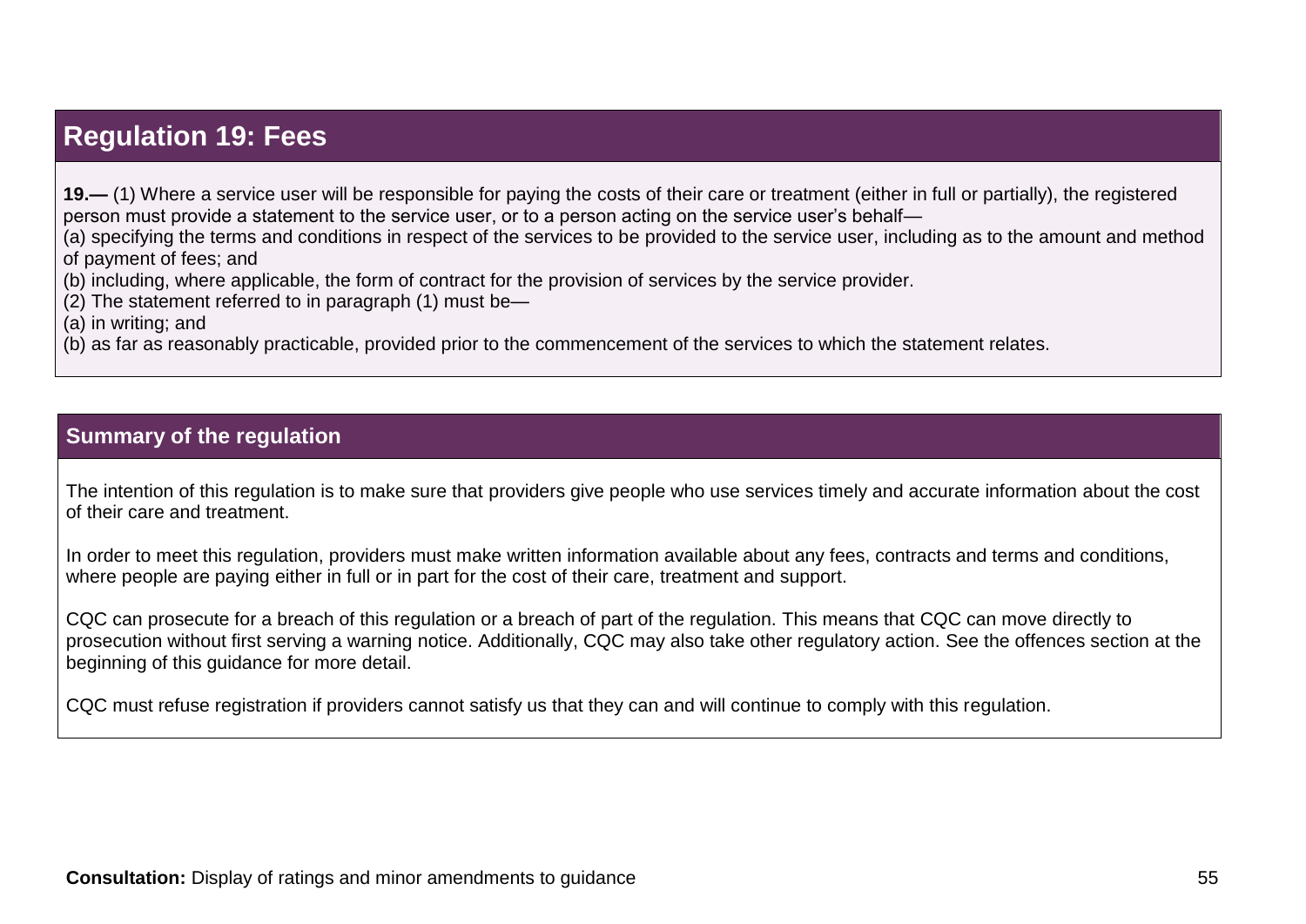## Regulation 19: Fees

**19.—** (1) Where a service user will be responsible for paying the costs of their care or treatment (either in full or partially), the registered person must provide a statement to the service user, or to a person acting on the service user's behalf—

(a) specifying the terms and conditions in respect of the services to be provided to the service user, including as to the amount and method of payment of fees; and

(b) including, where applicable, the form of contract for the provision of services by the service provider.

(2) The statement referred to in paragraph (1) must be—

(a) in writing; and

(b) as far as reasonably practicable, provided prior to the commencement of the services to which the statement relates.

### Summary of the regulation

The intention of this regulation is to make sure that providers give people who use services timely and accurate information about the cost of their care and treatment.

In order to meet this regulation, providers must make written information available about any fees, contracts and terms and conditions, where people are paying either in full or in part for the cost of their care, treatment and support.

CQC can prosecute for a breach of this regulation or a breach of part of the regulation. This means that CQC can move directly to prosecution without first serving a warning notice. Additionally, CQC may also take other regulatory action. See the offences section at the beginning of this guidance for more detail.

CQC must refuse registration if providers cannot satisfy us that they can and will continue to comply with this regulation.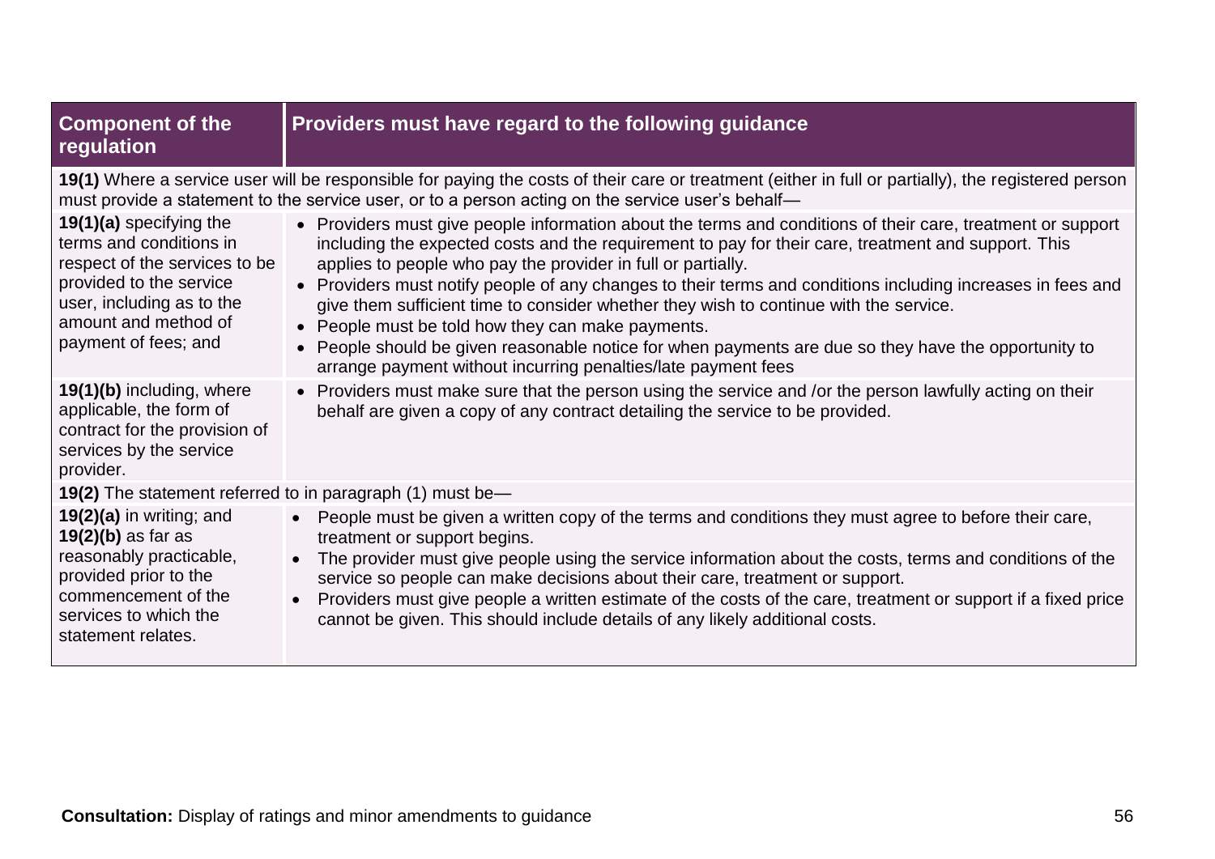| Component of the regulation | Providers must have regard to the following guidance |
|---|---|
| **19(1)** Where a service user will be responsible for paying the costs of their care or treatment (either in full or partially), the registered person must provide a statement to the service user, or to a person acting on the service user's behalf— | |
| **19(1)(a)** specifying the terms and conditions in respect of the services to be provided to the service user, including as to the amount and method of payment of fees; and | • Providers must give people information about the terms and conditions of their care, treatment or support including the expected costs and the requirement to pay for their care, treatment and support. This applies to people who pay the provider in full or partially.<br>• Providers must notify people of any changes to their terms and conditions including increases in fees and give them sufficient time to consider whether they wish to continue with the service.<br>• People must be told how they can make payments.<br>• People should be given reasonable notice for when payments are due so they have the opportunity to arrange payment without incurring penalties/late payment fees |
| **19(1)(b)** including, where applicable, the form of contract for the provision of services by the service provider. | • Providers must make sure that the person using the service and /or the person lawfully acting on their behalf are given a copy of any contract detailing the service to be provided. |
| **19(2)** The statement referred to in paragraph (1) must be— | |
| **19(2)(a)** in writing; and<br>**19(2)(b)** as far as reasonably practicable, provided prior to the commencement of the services to which the statement relates. | • People must be given a written copy of the terms and conditions they must agree to before their care, treatment or support begins.<br>• The provider must give people using the service information about the costs, terms and conditions of the service so people can make decisions about their care, treatment or support.<br>• Providers must give people a written estimate of the costs of the care, treatment or support if a fixed price cannot be given. This should include details of any likely additional costs. |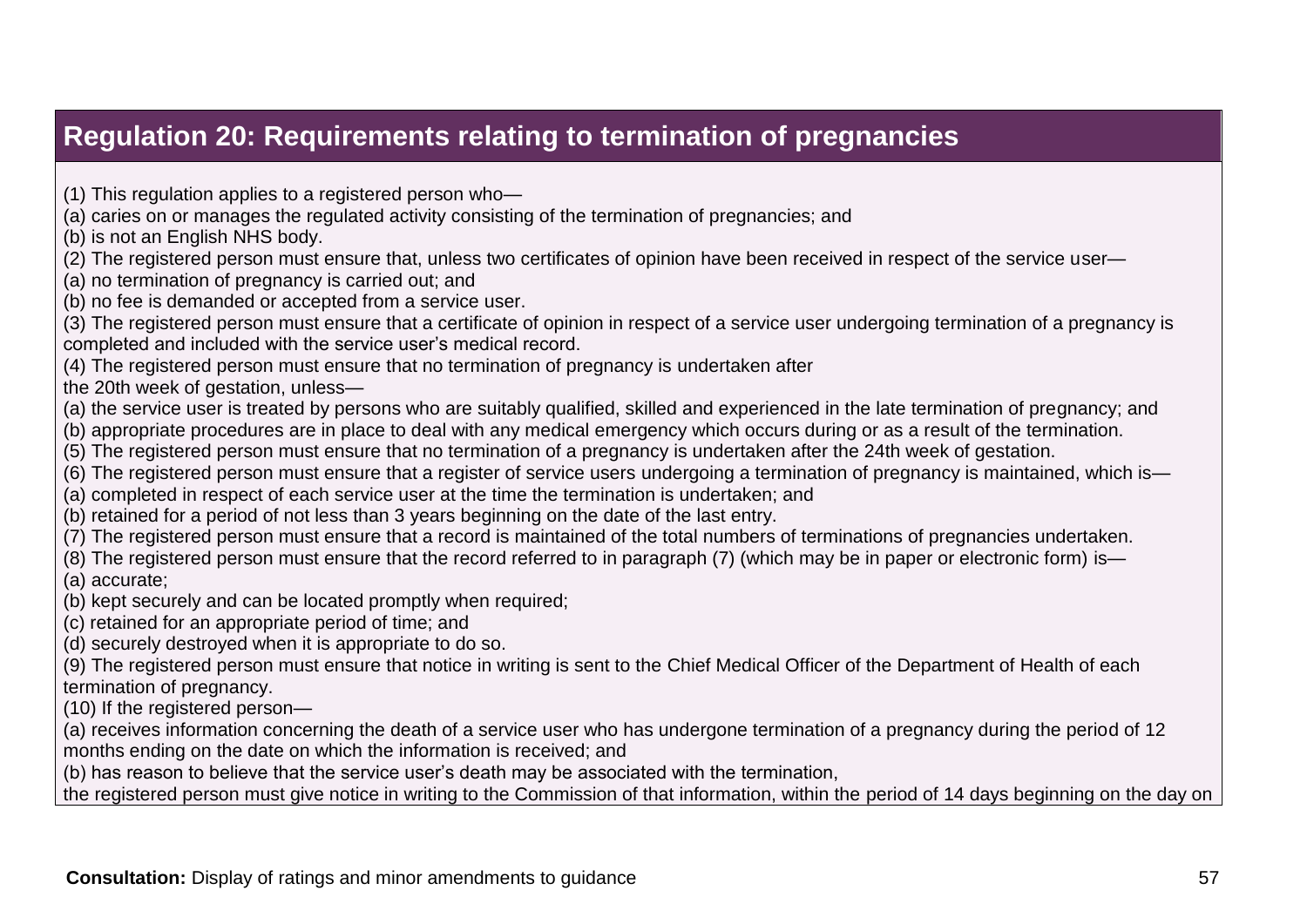## Regulation 20: Requirements relating to termination of pregnancies

(1) This regulation applies to a registered person who—
(a) caries on or manages the regulated activity consisting of the termination of pregnancies; and
(b) is not an English NHS body.
(2) The registered person must ensure that, unless two certificates of opinion have been received in respect of the service user—
(a) no termination of pregnancy is carried out; and
(b) no fee is demanded or accepted from a service user.
(3) The registered person must ensure that a certificate of opinion in respect of a service user undergoing termination of a pregnancy is completed and included with the service user's medical record.
(4) The registered person must ensure that no termination of pregnancy is undertaken after the 20th week of gestation, unless—
(a) the service user is treated by persons who are suitably qualified, skilled and experienced in the late termination of pregnancy; and
(b) appropriate procedures are in place to deal with any medical emergency which occurs during or as a result of the termination.
(5) The registered person must ensure that no termination of a pregnancy is undertaken after the 24th week of gestation.
(6) The registered person must ensure that a register of service users undergoing a termination of pregnancy is maintained, which is—
(a) completed in respect of each service user at the time the termination is undertaken; and
(b) retained for a period of not less than 3 years beginning on the date of the last entry.
(7) The registered person must ensure that a record is maintained of the total numbers of terminations of pregnancies undertaken.
(8) The registered person must ensure that the record referred to in paragraph (7) (which may be in paper or electronic form) is—
(a) accurate;
(b) kept securely and can be located promptly when required;
(c) retained for an appropriate period of time; and
(d) securely destroyed when it is appropriate to do so.
(9) The registered person must ensure that notice in writing is sent to the Chief Medical Officer of the Department of Health of each termination of pregnancy.
(10) If the registered person—
(a) receives information concerning the death of a service user who has undergone termination of a pregnancy during the period of 12 months ending on the date on which the information is received; and
(b) has reason to believe that the service user's death may be associated with the termination,
the registered person must give notice in writing to the Commission of that information, within the period of 14 days beginning on the day on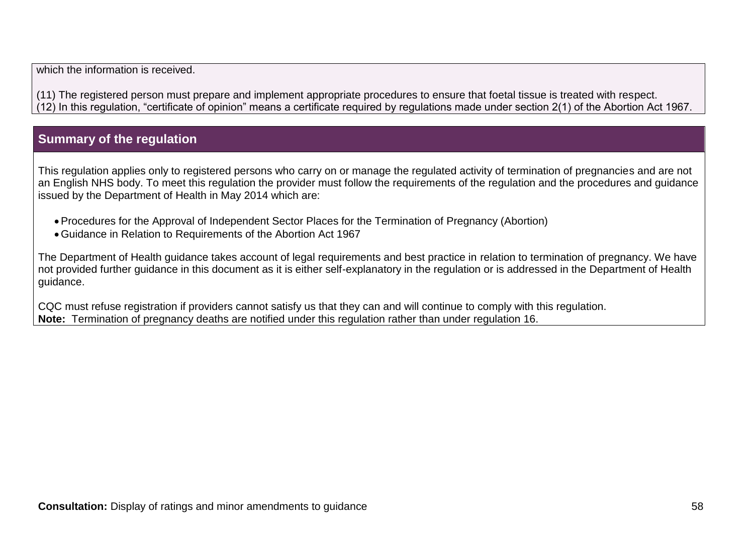which the information is received.

(11) The registered person must prepare and implement appropriate procedures to ensure that foetal tissue is treated with respect.
(12) In this regulation, "certificate of opinion" means a certificate required by regulations made under section 2(1) of the Abortion Act 1967.

## Summary of the regulation

This regulation applies only to registered persons who carry on or manage the regulated activity of termination of pregnancies and are not an English NHS body. To meet this regulation the provider must follow the requirements of the regulation and the procedures and guidance issued by the Department of Health in May 2014 which are:

- Procedures for the Approval of Independent Sector Places for the Termination of Pregnancy (Abortion)
- Guidance in Relation to Requirements of the Abortion Act 1967

The Department of Health guidance takes account of legal requirements and best practice in relation to termination of pregnancy. We have not provided further guidance in this document as it is either self-explanatory in the regulation or is addressed in the Department of Health guidance.

CQC must refuse registration if providers cannot satisfy us that they can and will continue to comply with this regulation.
**Note:** Termination of pregnancy deaths are notified under this regulation rather than under regulation 16.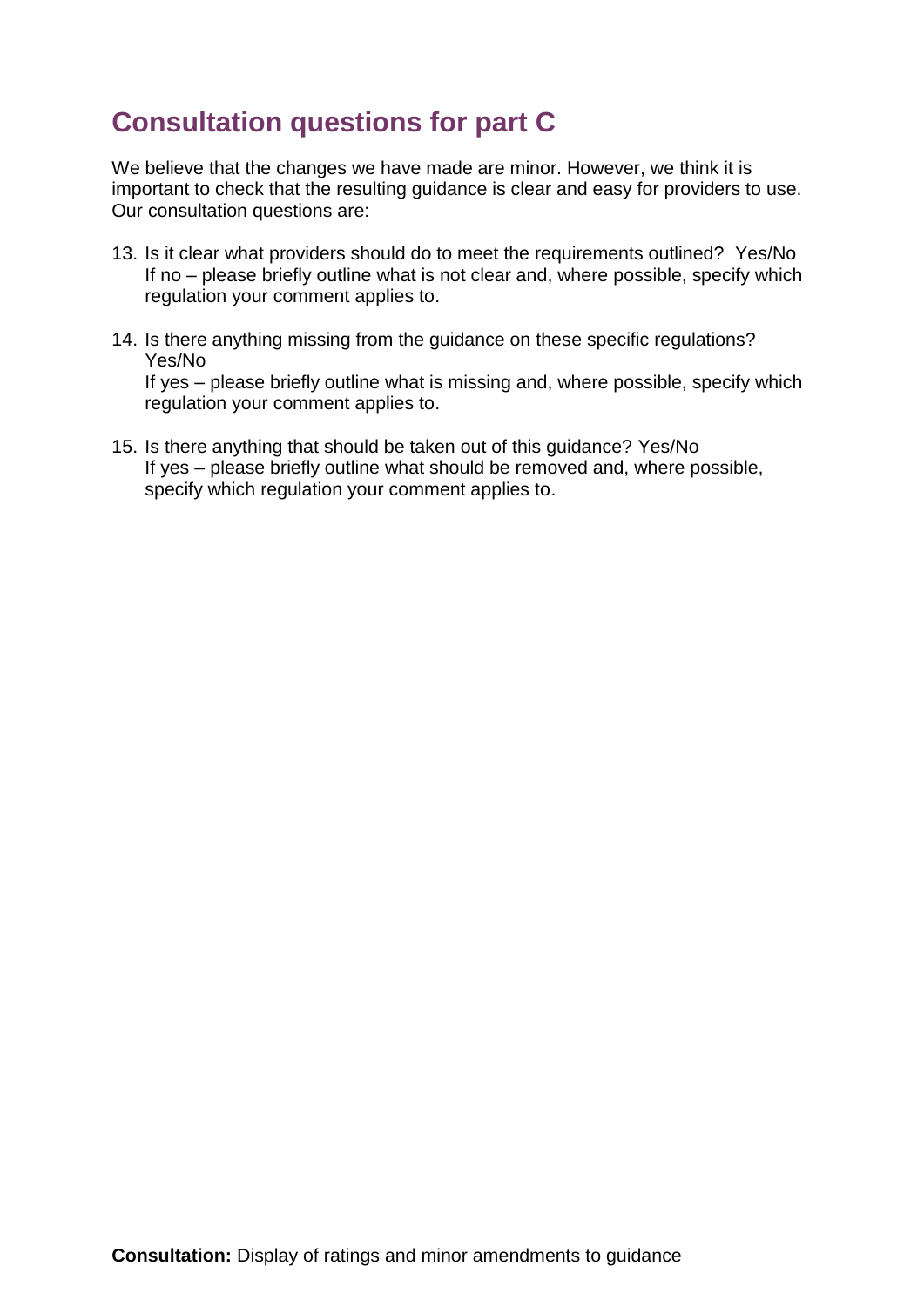## Consultation questions for part C

We believe that the changes we have made are minor. However, we think it is important to check that the resulting guidance is clear and easy for providers to use. Our consultation questions are:

13. Is it clear what providers should do to meet the requirements outlined? Yes/No
    If no – please briefly outline what is not clear and, where possible, specify which regulation your comment applies to.

14. Is there anything missing from the guidance on these specific regulations? Yes/No
    If yes – please briefly outline what is missing and, where possible, specify which regulation your comment applies to.

15. Is there anything that should be taken out of this guidance? Yes/No
    If yes – please briefly outline what should be removed and, where possible, specify which regulation your comment applies to.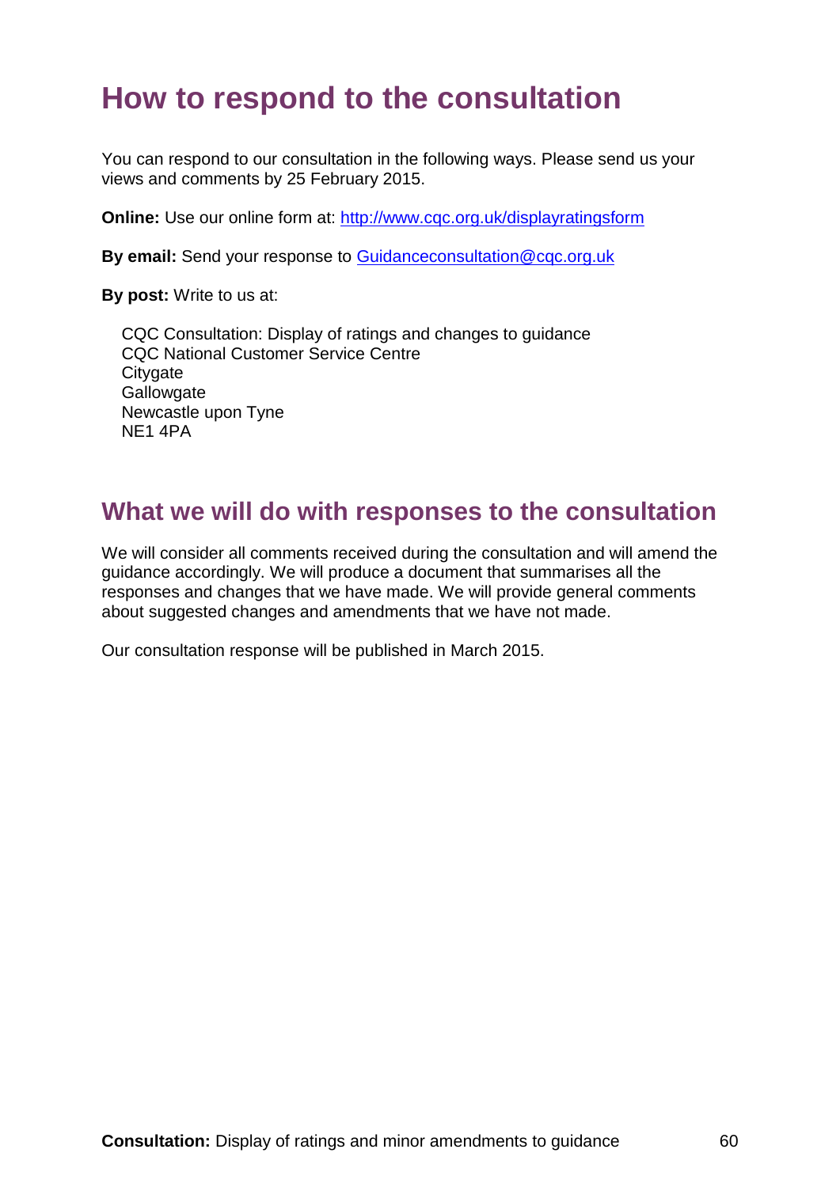# How to respond to the consultation

You can respond to our consultation in the following ways. Please send us your views and comments by 25 February 2015.

**Online:** Use our online form at: http://www.cqc.org.uk/displayratingsform

**By email:** Send your response to Guidanceconsultation@cqc.org.uk

**By post:** Write to us at:

CQC Consultation: Display of ratings and changes to guidance
CQC National Customer Service Centre
Citygate
Gallowgate
Newcastle upon Tyne
NE1 4PA

## What we will do with responses to the consultation

We will consider all comments received during the consultation and will amend the guidance accordingly. We will produce a document that summarises all the responses and changes that we have made. We will provide general comments about suggested changes and amendments that we have not made.

Our consultation response will be published in March 2015.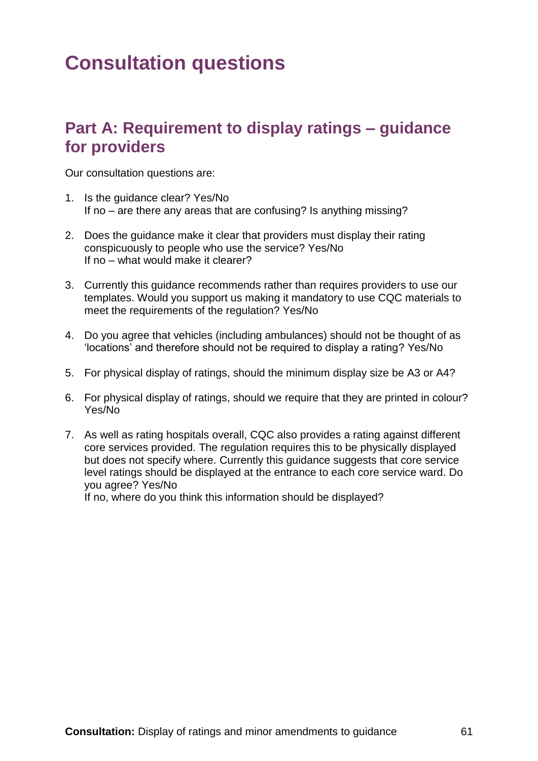# Consultation questions

## Part A: Requirement to display ratings – guidance for providers

Our consultation questions are:

1. Is the guidance clear? Yes/No
   If no – are there any areas that are confusing? Is anything missing?

2. Does the guidance make it clear that providers must display their rating conspicuously to people who use the service? Yes/No
   If no – what would make it clearer?

3. Currently this guidance recommends rather than requires providers to use our templates. Would you support us making it mandatory to use CQC materials to meet the requirements of the regulation? Yes/No

4. Do you agree that vehicles (including ambulances) should not be thought of as 'locations' and therefore should not be required to display a rating? Yes/No

5. For physical display of ratings, should the minimum display size be A3 or A4?

6. For physical display of ratings, should we require that they are printed in colour? Yes/No

7. As well as rating hospitals overall, CQC also provides a rating against different core services provided. The regulation requires this to be physically displayed but does not specify where. Currently this guidance suggests that core service level ratings should be displayed at the entrance to each core service ward. Do you agree? Yes/No
   If no, where do you think this information should be displayed?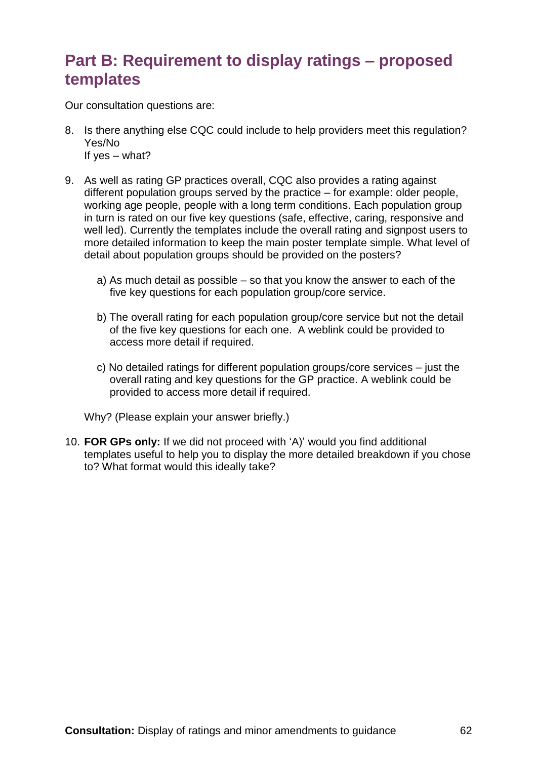## Part B: Requirement to display ratings – proposed templates

Our consultation questions are:

8. Is there anything else CQC could include to help providers meet this regulation? Yes/No
   If yes – what?

9. As well as rating GP practices overall, CQC also provides a rating against different population groups served by the practice – for example: older people, working age people, people with a long term conditions. Each population group in turn is rated on our five key questions (safe, effective, caring, responsive and well led). Currently the templates include the overall rating and signpost users to more detailed information to keep the main poster template simple. What level of detail about population groups should be provided on the posters?

   a) As much detail as possible – so that you know the answer to each of the five key questions for each population group/core service.

   b) The overall rating for each population group/core service but not the detail of the five key questions for each one. A weblink could be provided to access more detail if required.

   c) No detailed ratings for different population groups/core services – just the overall rating and key questions for the GP practice. A weblink could be provided to access more detail if required.

   Why? (Please explain your answer briefly.)

10. **FOR GPs only:** If we did not proceed with 'A)' would you find additional templates useful to help you to display the more detailed breakdown if you chose to? What format would this ideally take?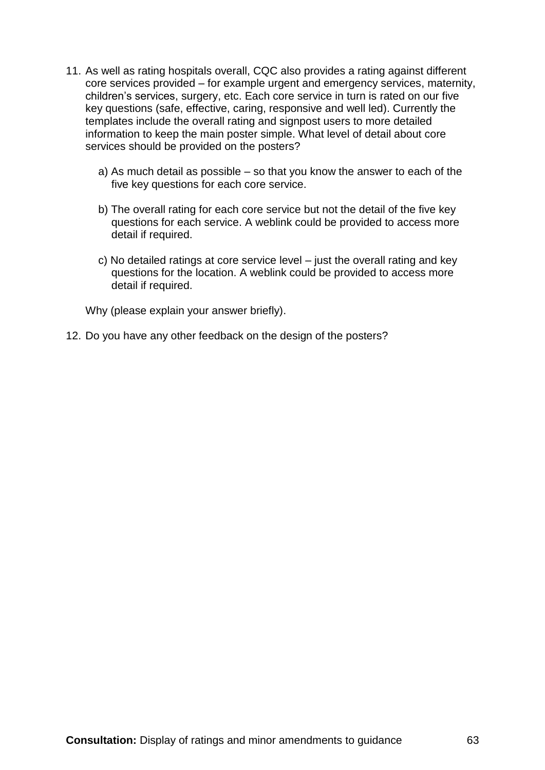11. As well as rating hospitals overall, CQC also provides a rating against different core services provided – for example urgent and emergency services, maternity, children's services, surgery, etc. Each core service in turn is rated on our five key questions (safe, effective, caring, responsive and well led). Currently the templates include the overall rating and signpost users to more detailed information to keep the main poster simple. What level of detail about core services should be provided on the posters?

    a) As much detail as possible – so that you know the answer to each of the five key questions for each core service.

    b) The overall rating for each core service but not the detail of the five key questions for each service. A weblink could be provided to access more detail if required.

    c) No detailed ratings at core service level – just the overall rating and key questions for the location. A weblink could be provided to access more detail if required.

    Why (please explain your answer briefly).

12. Do you have any other feedback on the design of the posters?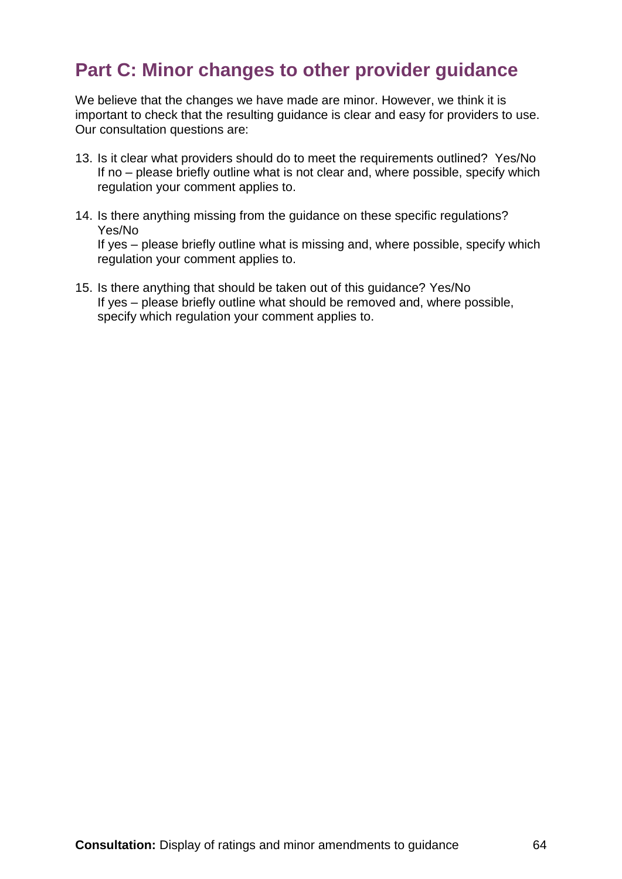## Part C: Minor changes to other provider guidance

We believe that the changes we have made are minor. However, we think it is important to check that the resulting guidance is clear and easy for providers to use. Our consultation questions are:

13. Is it clear what providers should do to meet the requirements outlined? Yes/No
    If no – please briefly outline what is not clear and, where possible, specify which regulation your comment applies to.

14. Is there anything missing from the guidance on these specific regulations? Yes/No
    If yes – please briefly outline what is missing and, where possible, specify which regulation your comment applies to.

15. Is there anything that should be taken out of this guidance? Yes/No
    If yes – please briefly outline what should be removed and, where possible, specify which regulation your comment applies to.